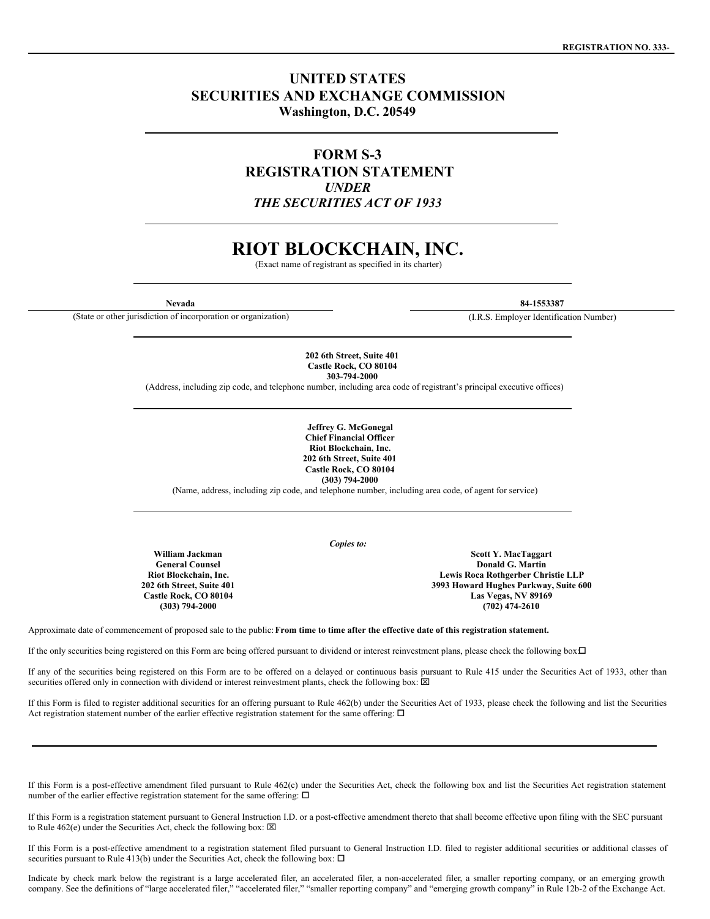REGISTRATION NO. 333-

# UNITED STATES
# SECURITIES AND EXCHANGE COMMISSION
**Washington, D.C. 20549**

## FORM S-3
## REGISTRATION STATEMENT
*UNDER*
*THE SECURITIES ACT OF 1933*

# RIOT BLOCKCHAIN, INC.
(Exact name of registrant as specified in its charter)

| **Nevada** | **84-1553387** |
|---|---|
| (State or other jurisdiction of incorporation or organization) | (I.R.S. Employer Identification Number) |

**202 6th Street, Suite 401**
**Castle Rock, CO 80104**
**303-794-2000**
(Address, including zip code, and telephone number, including area code of registrant's principal executive offices)

**Jeffrey G. McGonegal**
**Chief Financial Officer**
**Riot Blockchain, Inc.**
**202 6th Street, Suite 401**
**Castle Rock, CO 80104**
**(303) 794-2000**
(Name, address, including zip code, and telephone number, including area code, of agent for service)

*Copies to:*

| **William Jackman** | **Scott Y. MacTaggart** |
|---|---|
| **General Counsel** | **Donald G. Martin** |
| **Riot Blockchain, Inc.** | **Lewis Roca Rothgerber Christie LLP** |
| **202 6th Street, Suite 401** | **3993 Howard Hughes Parkway, Suite 600** |
| **Castle Rock, CO 80104** | **Las Vegas, NV 89169** |
| **(303) 794-2000** | **(702) 474-2610** |

Approximate date of commencement of proposed sale to the public: **From time to time after the effective date of this registration statement.**

If the only securities being registered on this Form are being offered pursuant to dividend or interest reinvestment plans, please check the following box: ☐

If any of the securities being registered on this Form are to be offered on a delayed or continuous basis pursuant to Rule 415 under the Securities Act of 1933, other than securities offered only in connection with dividend or interest reinvestment plants, check the following box: ☒

If this Form is filed to register additional securities for an offering pursuant to Rule 462(b) under the Securities Act of 1933, please check the following and list the Securities Act registration statement number of the earlier effective registration statement for the same offering: ☐

If this Form is a post-effective amendment filed pursuant to Rule 462(c) under the Securities Act, check the following box and list the Securities Act registration statement number of the earlier effective registration statement for the same offering: ☐

If this Form is a registration statement pursuant to General Instruction I.D. or a post-effective amendment thereto that shall become effective upon filing with the SEC pursuant to Rule 462(e) under the Securities Act, check the following box: ☒

If this Form is a post-effective amendment to a registration statement filed pursuant to General Instruction I.D. filed to register additional securities or additional classes of securities pursuant to Rule 413(b) under the Securities Act, check the following box: ☐

Indicate by check mark below the registrant is a large accelerated filer, an accelerated filer, a non-accelerated filer, a smaller reporting company, or an emerging growth company. See the definitions of "large accelerated filer," "accelerated filer," "smaller reporting company" and "emerging growth company" in Rule 12b-2 of the Exchange Act.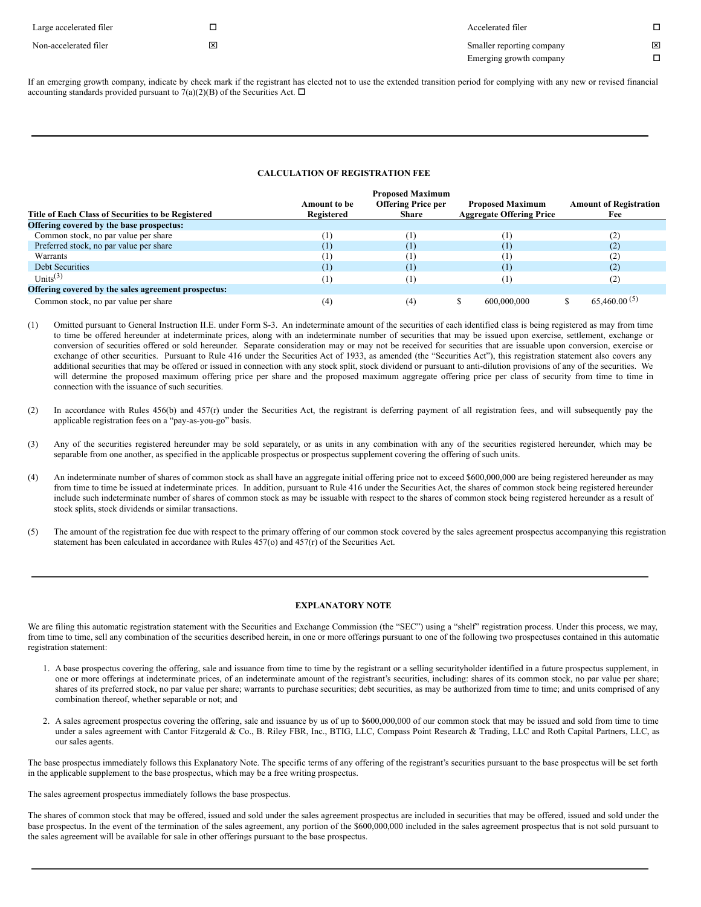| Large accelerated filer | ☐ | Accelerated filer | ☐ |
|---|---|---|---|
| Non-accelerated filer | ☒ | Smaller reporting company | ☒ |
| | | Emerging growth company | ☐ |

If an emerging growth company, indicate by check mark if the registrant has elected not to use the extended transition period for complying with any new or revised financial accounting standards provided pursuant to 7(a)(2)(B) of the Securities Act. ☐

---

### CALCULATION OF REGISTRATION FEE

| Title of Each Class of Securities to be Registered | Amount to be Registered | Proposed Maximum Offering Price per Share | Proposed Maximum Aggregate Offering Price | Amount of Registration Fee |
|---|---|---|---|---|
| **Offering covered by the base prospectus:** | | | | |
| Common stock, no par value per share | (1) | (1) | (1) | (2) |
| Preferred stock, no par value per share | (1) | (1) | (1) | (2) |
| Warrants | (1) | (1) | (1) | (2) |
| Debt Securities | (1) | (1) | (1) | (2) |
| Units[3] | (1) | (1) | (1) | (2) |
| **Offering covered by the sales agreement prospectus:** | | | | |
| Common stock, no par value per share | (4) | (4) | $ 600,000,000 | $ 65,460.00 [5] |

(1) Omitted pursuant to General Instruction II.E. under Form S-3. An indeterminate amount of the securities of each identified class is being registered as may from time to time be offered hereunder at indeterminate prices, along with an indeterminate number of securities that may be issued upon exercise, settlement, exchange or conversion of securities offered or sold hereunder. Separate consideration may or may not be received for securities that are issuable upon conversion, exercise or exchange of other securities. Pursuant to Rule 416 under the Securities Act of 1933, as amended (the "Securities Act"), this registration statement also covers any additional securities that may be offered or issued in connection with any stock split, stock dividend or pursuant to anti-dilution provisions of any of the securities. We will determine the proposed maximum offering price per share and the proposed maximum aggregate offering price per class of security from time to time in connection with the issuance of such securities.

(2) In accordance with Rules 456(b) and 457(r) under the Securities Act, the registrant is deferring payment of all registration fees, and will subsequently pay the applicable registration fees on a "pay-as-you-go" basis.

(3) Any of the securities registered hereunder may be sold separately, or as units in any combination with any of the securities registered hereunder, which may be separable from one another, as specified in the applicable prospectus or prospectus supplement covering the offering of such units.

(4) An indeterminate number of shares of common stock as shall have an aggregate initial offering price not to exceed $600,000,000 are being registered hereunder as may from time to time be issued at indeterminate prices. In addition, pursuant to Rule 416 under the Securities Act, the shares of common stock being registered hereunder include such indeterminate number of shares of common stock as may be issuable with respect to the shares of common stock being registered hereunder as a result of stock splits, stock dividends or similar transactions.

(5) The amount of the registration fee due with respect to the primary offering of our common stock covered by the sales agreement prospectus accompanying this registration statement has been calculated in accordance with Rules 457(o) and 457(r) of the Securities Act.

---

### EXPLANATORY NOTE

We are filing this automatic registration statement with the Securities and Exchange Commission (the "SEC") using a "shelf" registration process. Under this process, we may, from time to time, sell any combination of the securities described herein, in one or more offerings pursuant to one of the following two prospectuses contained in this automatic registration statement:

1. A base prospectus covering the offering, sale and issuance from time to time by the registrant or a selling securityholder identified in a future prospectus supplement, in one or more offerings at indeterminate prices, of an indeterminate amount of the registrant's securities, including: shares of its common stock, no par value per share; shares of its preferred stock, no par value per share; warrants to purchase securities; debt securities, as may be authorized from time to time; and units comprised of any combination thereof, whether separable or not; and

2. A sales agreement prospectus covering the offering, sale and issuance by us of up to $600,000,000 of our common stock that may be issued and sold from time to time under a sales agreement with Cantor Fitzgerald & Co., B. Riley FBR, Inc., BTIG, LLC, Compass Point Research & Trading, LLC and Roth Capital Partners, LLC, as our sales agents.

The base prospectus immediately follows this Explanatory Note. The specific terms of any offering of the registrant's securities pursuant to the base prospectus will be set forth in the applicable supplement to the base prospectus, which may be a free writing prospectus.

The sales agreement prospectus immediately follows the base prospectus.

The shares of common stock that may be offered, issued and sold under the sales agreement prospectus are included in securities that may be offered, issued and sold under the base prospectus. In the event of the termination of the sales agreement, any portion of the $600,000,000 included in the sales agreement prospectus that is not sold pursuant to the sales agreement will be available for sale in other offerings pursuant to the base prospectus.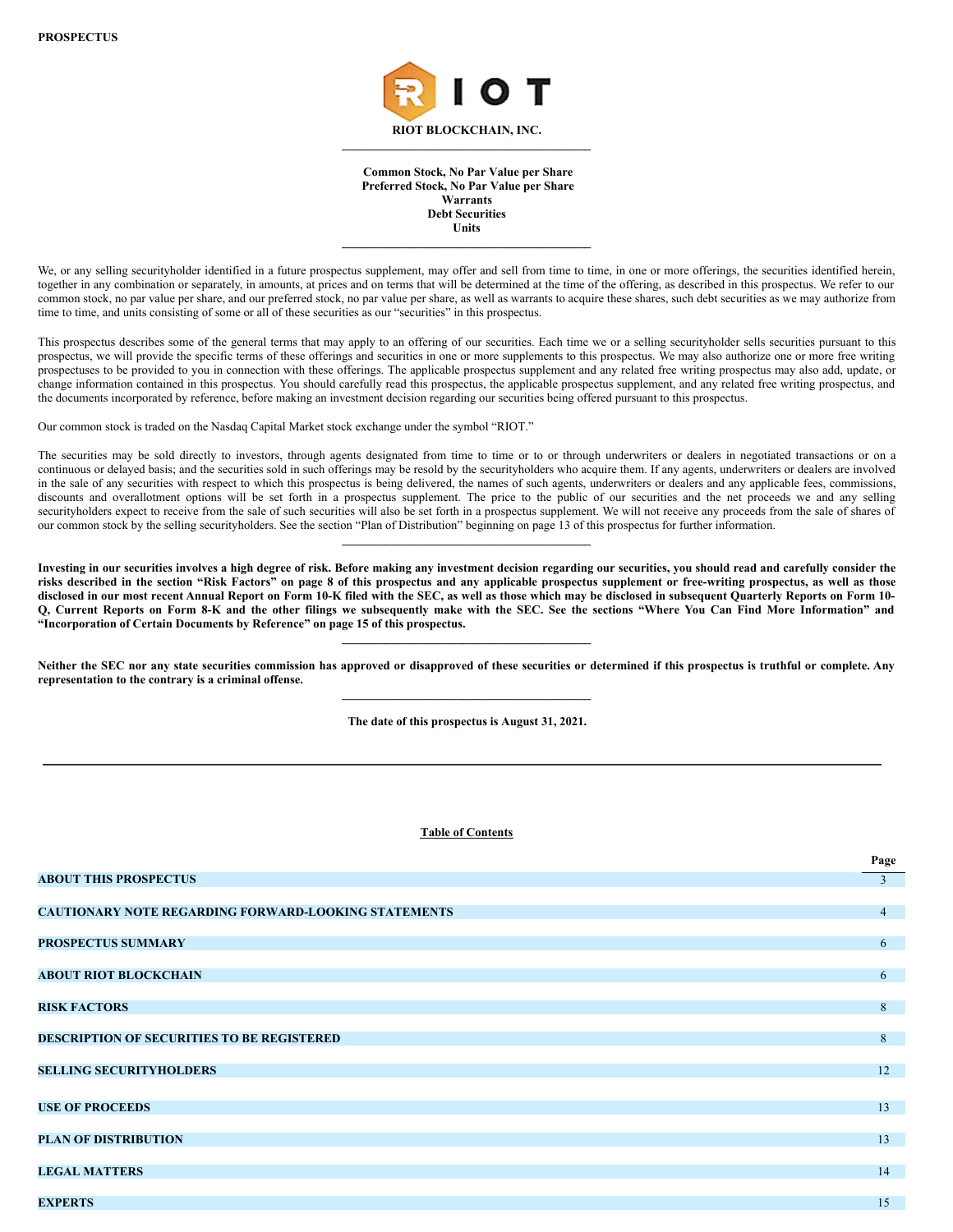**PROSPECTUS**

**RIOT BLOCKCHAIN, INC.**

---

**Common Stock, No Par Value per Share**
**Preferred Stock, No Par Value per Share**
**Warrants**
**Debt Securities**
**Units**

---

We, or any selling securityholder identified in a future prospectus supplement, may offer and sell from time to time, in one or more offerings, the securities identified herein, together in any combination or separately, in amounts, at prices and on terms that will be determined at the time of the offering, as described in this prospectus. We refer to our common stock, no par value per share, and our preferred stock, no par value per share, as well as warrants to acquire these shares, such debt securities as we may authorize from time to time, and units consisting of some or all of these securities as our "securities" in this prospectus.

This prospectus describes some of the general terms that may apply to an offering of our securities. Each time we or a selling securityholder sells securities pursuant to this prospectus, we will provide the specific terms of these offerings and securities in one or more supplements to this prospectus. We may also authorize one or more free writing prospectuses to be provided to you in connection with these offerings. The applicable prospectus supplement and any related free writing prospectus may also add, update, or change information contained in this prospectus. You should carefully read this prospectus, the applicable prospectus supplement, and any related free writing prospectus, and the documents incorporated by reference, before making an investment decision regarding our securities being offered pursuant to this prospectus.

Our common stock is traded on the Nasdaq Capital Market stock exchange under the symbol "RIOT."

The securities may be sold directly to investors, through agents designated from time to time or to or through underwriters or dealers in negotiated transactions or on a continuous or delayed basis; and the securities sold in such offerings may be resold by the securityholders who acquire them. If any agents, underwriters or dealers are involved in the sale of any securities with respect to which this prospectus is being delivered, the names of such agents, underwriters or dealers and any applicable fees, commissions, discounts and overallotment options will be set forth in a prospectus supplement. The price to the public of our securities and the net proceeds we and any selling securityholders expect to receive from the sale of such securities will also be set forth in a prospectus supplement. We will not receive any proceeds from the sale of shares of our common stock by the selling securityholders. See the section "Plan of Distribution" beginning on page 13 of this prospectus for further information.

---

**Investing in our securities involves a high degree of risk. Before making any investment decision regarding our securities, you should read and carefully consider the risks described in the section "Risk Factors" on page 8 of this prospectus and any applicable prospectus supplement or free-writing prospectus, as well as those disclosed in our most recent Annual Report on Form 10-K filed with the SEC, as well as those which may be disclosed in subsequent Quarterly Reports on Form 10-Q, Current Reports on Form 8-K and the other filings we subsequently make with the SEC. See the sections "Where You Can Find More Information" and "Incorporation of Certain Documents by Reference" on page 15 of this prospectus.**

---

**Neither the SEC nor any state securities commission has approved or disapproved of these securities or determined if this prospectus is truthful or complete. Any representation to the contrary is a criminal offense.**

---

**The date of this prospectus is August 31, 2021.**

---

**Table of Contents**

| | Page |
|---|---|
| **ABOUT THIS PROSPECTUS** | 3 |
| **CAUTIONARY NOTE REGARDING FORWARD-LOOKING STATEMENTS** | 4 |
| **PROSPECTUS SUMMARY** | 6 |
| **ABOUT RIOT BLOCKCHAIN** | 6 |
| **RISK FACTORS** | 8 |
| **DESCRIPTION OF SECURITIES TO BE REGISTERED** | 8 |
| **SELLING SECURITYHOLDERS** | 12 |
| **USE OF PROCEEDS** | 13 |
| **PLAN OF DISTRIBUTION** | 13 |
| **LEGAL MATTERS** | 14 |
| **EXPERTS** | 15 |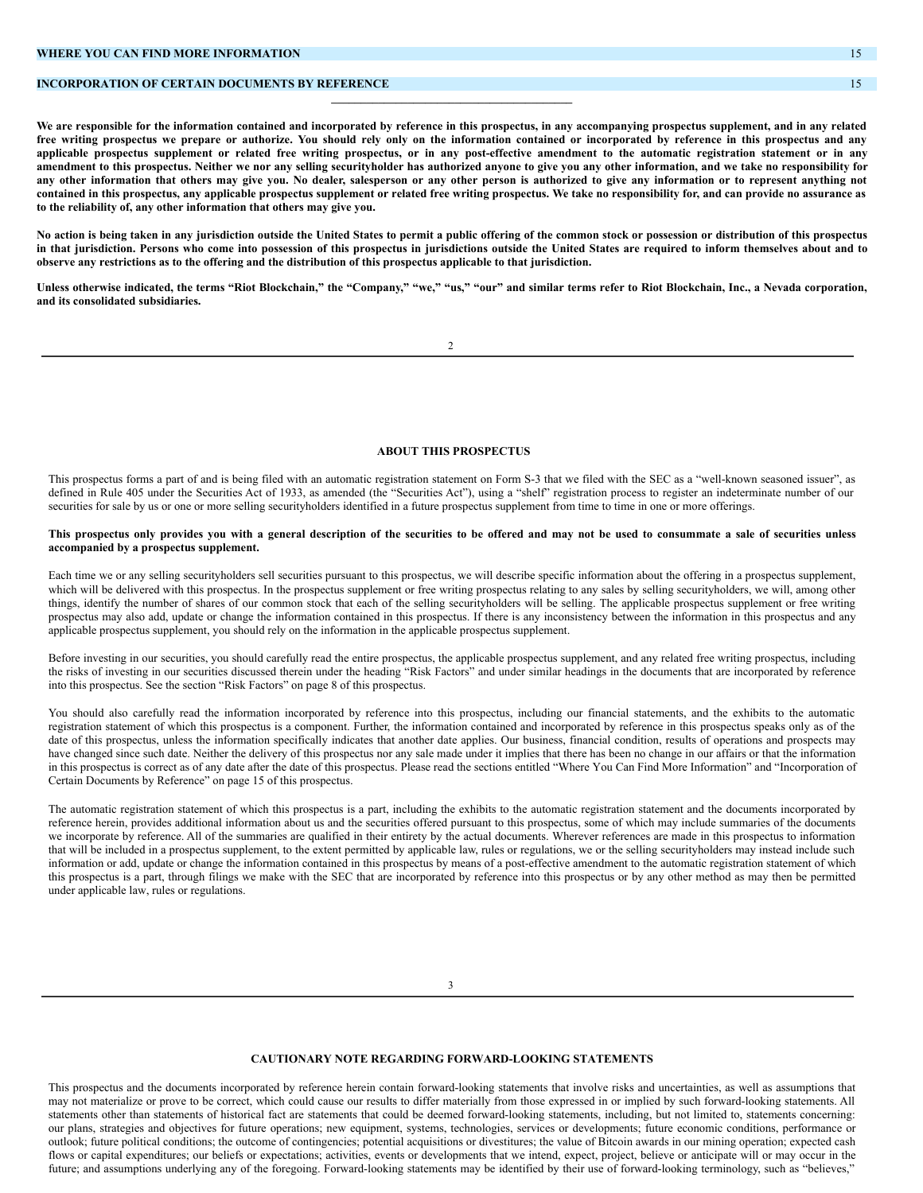| | |
|---|---|
| **WHERE YOU CAN FIND MORE INFORMATION** | 15 |
| **INCORPORATION OF CERTAIN DOCUMENTS BY REFERENCE** | 15 |

**We are responsible for the information contained and incorporated by reference in this prospectus, in any accompanying prospectus supplement, and in any related free writing prospectus we prepare or authorize. You should rely only on the information contained or incorporated by reference in this prospectus and any applicable prospectus supplement or related free writing prospectus, or in any post-effective amendment to the automatic registration statement or in any amendment to this prospectus. Neither we nor any selling securityholder has authorized anyone to give you any other information, and we take no responsibility for any other information that others may give you. No dealer, salesperson or any other person is authorized to give any information or to represent anything not contained in this prospectus, any applicable prospectus supplement or related free writing prospectus. We take no responsibility for, and can provide no assurance as to the reliability of, any other information that others may give you.**

**No action is being taken in any jurisdiction outside the United States to permit a public offering of the common stock or possession or distribution of this prospectus in that jurisdiction. Persons who come into possession of this prospectus in jurisdictions outside the United States are required to inform themselves about and to observe any restrictions as to the offering and the distribution of this prospectus applicable to that jurisdiction.**

**Unless otherwise indicated, the terms "Riot Blockchain," the "Company," "we," "us," "our" and similar terms refer to Riot Blockchain, Inc., a Nevada corporation, and its consolidated subsidiaries.**

## ABOUT THIS PROSPECTUS

This prospectus forms a part of and is being filed with an automatic registration statement on Form S-3 that we filed with the SEC as a "well-known seasoned issuer", as defined in Rule 405 under the Securities Act of 1933, as amended (the "Securities Act"), using a "shelf" registration process to register an indeterminate number of our securities for sale by us or one or more selling securityholders identified in a future prospectus supplement from time to time in one or more offerings.

**This prospectus only provides you with a general description of the securities to be offered and may not be used to consummate a sale of securities unless accompanied by a prospectus supplement.**

Each time we or any selling securityholders sell securities pursuant to this prospectus, we will describe specific information about the offering in a prospectus supplement, which will be delivered with this prospectus. In the prospectus supplement or free writing prospectus relating to any sales by selling securityholders, we will, among other things, identify the number of shares of our common stock that each of the selling securityholders will be selling. The applicable prospectus supplement or free writing prospectus may also add, update or change the information contained in this prospectus. If there is any inconsistency between the information in this prospectus and any applicable prospectus supplement, you should rely on the information in the applicable prospectus supplement.

Before investing in our securities, you should carefully read the entire prospectus, the applicable prospectus supplement, and any related free writing prospectus, including the risks of investing in our securities discussed therein under the heading "Risk Factors" and under similar headings in the documents that are incorporated by reference into this prospectus. See the section "Risk Factors" on page 8 of this prospectus.

You should also carefully read the information incorporated by reference into this prospectus, including our financial statements, and the exhibits to the automatic registration statement of which this prospectus is a component. Further, the information contained and incorporated by reference in this prospectus speaks only as of the date of this prospectus, unless the information specifically indicates that another date applies. Our business, financial condition, results of operations and prospects may have changed since such date. Neither the delivery of this prospectus nor any sale made under it implies that there has been no change in our affairs or that the information in this prospectus is correct as of any date after the date of this prospectus. Please read the sections entitled "Where You Can Find More Information" and "Incorporation of Certain Documents by Reference" on page 15 of this prospectus.

The automatic registration statement of which this prospectus is a part, including the exhibits to the automatic registration statement and the documents incorporated by reference herein, provides additional information about us and the securities offered pursuant to this prospectus, some of which may include summaries of the documents we incorporate by reference. All of the summaries are qualified in their entirety by the actual documents. Wherever references are made in this prospectus to information that will be included in a prospectus supplement, to the extent permitted by applicable law, rules or regulations, we or the selling securityholders may instead include such information or add, update or change the information contained in this prospectus by means of a post-effective amendment to the automatic registration statement of which this prospectus is a part, through filings we make with the SEC that are incorporated by reference into this prospectus or by any other method as may then be permitted under applicable law, rules or regulations.

## CAUTIONARY NOTE REGARDING FORWARD-LOOKING STATEMENTS

This prospectus and the documents incorporated by reference herein contain forward-looking statements that involve risks and uncertainties, as well as assumptions that may not materialize or prove to be correct, which could cause our results to differ materially from those expressed in or implied by such forward-looking statements. All statements other than statements of historical fact are statements that could be deemed forward-looking statements, including, but not limited to, statements concerning: our plans, strategies and objectives for future operations; new equipment, systems, technologies, services or developments; future economic conditions, performance or outlook; future political conditions; the outcome of contingencies; potential acquisitions or divestitures; the value of Bitcoin awards in our mining operation; expected cash flows or capital expenditures; our beliefs or expectations; activities, events or developments that we intend, expect, project, believe or anticipate will or may occur in the future; and assumptions underlying any of the foregoing. Forward-looking statements may be identified by their use of forward-looking terminology, such as "believes,"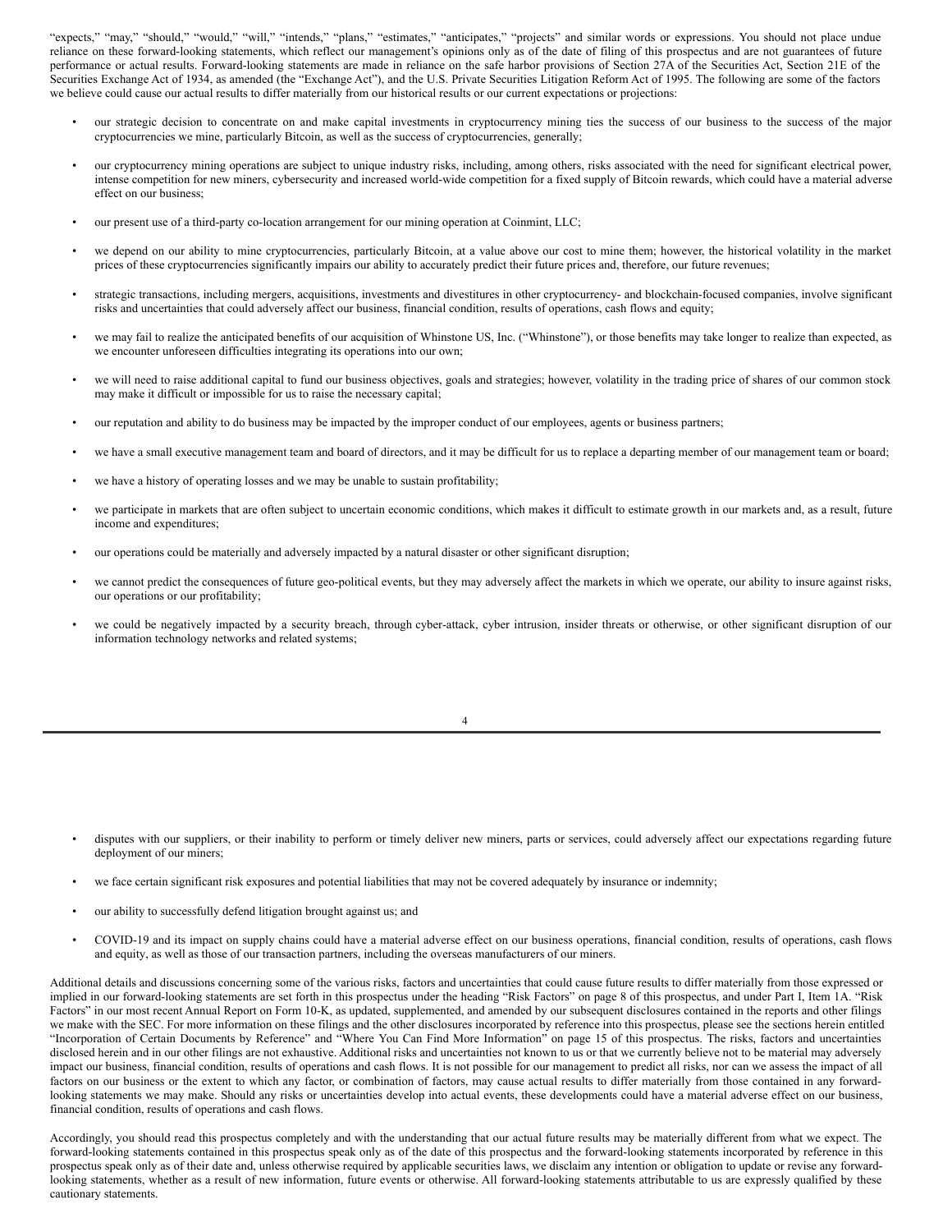"expects," "may," "should," "would," "will," "intends," "plans," "estimates," "anticipates," "projects" and similar words or expressions. You should not place undue reliance on these forward-looking statements, which reflect our management's opinions only as of the date of filing of this prospectus and are not guarantees of future performance or actual results. Forward-looking statements are made in reliance on the safe harbor provisions of Section 27A of the Securities Act, Section 21E of the Securities Exchange Act of 1934, as amended (the "Exchange Act"), and the U.S. Private Securities Litigation Reform Act of 1995. The following are some of the factors we believe could cause our actual results to differ materially from our historical results or our current expectations or projections:

- our strategic decision to concentrate on and make capital investments in cryptocurrency mining ties the success of our business to the success of the major cryptocurrencies we mine, particularly Bitcoin, as well as the success of cryptocurrencies, generally;
- our cryptocurrency mining operations are subject to unique industry risks, including, among others, risks associated with the need for significant electrical power, intense competition for new miners, cybersecurity and increased world-wide competition for a fixed supply of Bitcoin rewards, which could have a material adverse effect on our business;
- our present use of a third-party co-location arrangement for our mining operation at Coinmint, LLC;
- we depend on our ability to mine cryptocurrencies, particularly Bitcoin, at a value above our cost to mine them; however, the historical volatility in the market prices of these cryptocurrencies significantly impairs our ability to accurately predict their future prices and, therefore, our future revenues;
- strategic transactions, including mergers, acquisitions, investments and divestitures in other cryptocurrency- and blockchain-focused companies, involve significant risks and uncertainties that could adversely affect our business, financial condition, results of operations, cash flows and equity;
- we may fail to realize the anticipated benefits of our acquisition of Whinstone US, Inc. ("Whinstone"), or those benefits may take longer to realize than expected, as we encounter unforeseen difficulties integrating its operations into our own;
- we will need to raise additional capital to fund our business objectives, goals and strategies; however, volatility in the trading price of shares of our common stock may make it difficult or impossible for us to raise the necessary capital;
- our reputation and ability to do business may be impacted by the improper conduct of our employees, agents or business partners;
- we have a small executive management team and board of directors, and it may be difficult for us to replace a departing member of our management team or board;
- we have a history of operating losses and we may be unable to sustain profitability;
- we participate in markets that are often subject to uncertain economic conditions, which makes it difficult to estimate growth in our markets and, as a result, future income and expenditures;
- our operations could be materially and adversely impacted by a natural disaster or other significant disruption;
- we cannot predict the consequences of future geo-political events, but they may adversely affect the markets in which we operate, our ability to insure against risks, our operations or our profitability;
- we could be negatively impacted by a security breach, through cyber-attack, cyber intrusion, insider threats or otherwise, or other significant disruption of our information technology networks and related systems;
- disputes with our suppliers, or their inability to perform or timely deliver new miners, parts or services, could adversely affect our expectations regarding future deployment of our miners;
- we face certain significant risk exposures and potential liabilities that may not be covered adequately by insurance or indemnity;
- our ability to successfully defend litigation brought against us; and
- COVID-19 and its impact on supply chains could have a material adverse effect on our business operations, financial condition, results of operations, cash flows and equity, as well as those of our transaction partners, including the overseas manufacturers of our miners.

Additional details and discussions concerning some of the various risks, factors and uncertainties that could cause future results to differ materially from those expressed or implied in our forward-looking statements are set forth in this prospectus under the heading "Risk Factors" on page 8 of this prospectus, and under Part I, Item 1A. "Risk Factors" in our most recent Annual Report on Form 10-K, as updated, supplemented, and amended by our subsequent disclosures contained in the reports and other filings we make with the SEC. For more information on these filings and the other disclosures incorporated by reference into this prospectus, please see the sections herein entitled "Incorporation of Certain Documents by Reference" and "Where You Can Find More Information" on page 15 of this prospectus. The risks, factors and uncertainties disclosed herein and in our other filings are not exhaustive. Additional risks and uncertainties not known to us or that we currently believe not to be material may adversely impact our business, financial condition, results of operations and cash flows. It is not possible for our management to predict all risks, nor can we assess the impact of all factors on our business or the extent to which any factor, or combination of factors, may cause actual results to differ materially from those contained in any forward-looking statements we may make. Should any risks or uncertainties develop into actual events, these developments could have a material adverse effect on our business, financial condition, results of operations and cash flows.

Accordingly, you should read this prospectus completely and with the understanding that our actual future results may be materially different from what we expect. The forward-looking statements contained in this prospectus speak only as of the date of this prospectus and the forward-looking statements incorporated by reference in this prospectus speak only as of their date and, unless otherwise required by applicable securities laws, we disclaim any intention or obligation to update or revise any forward-looking statements, whether as a result of new information, future events or otherwise. All forward-looking statements attributable to us are expressly qualified by these cautionary statements.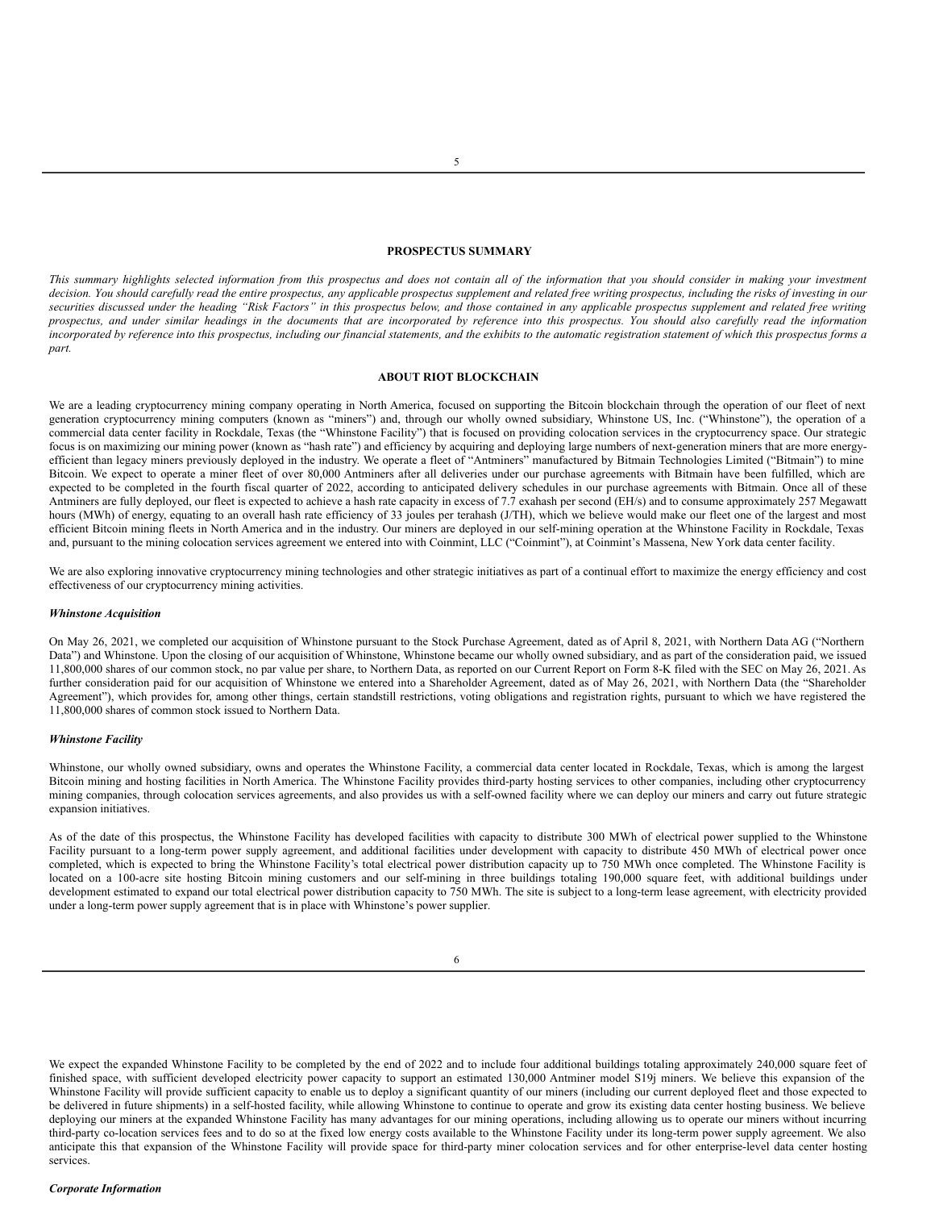## PROSPECTUS SUMMARY

*This summary highlights selected information from this prospectus and does not contain all of the information that you should consider in making your investment decision. You should carefully read the entire prospectus, any applicable prospectus supplement and related free writing prospectus, including the risks of investing in our securities discussed under the heading "Risk Factors" in this prospectus below, and those contained in any applicable prospectus supplement and related free writing prospectus, and under similar headings in the documents that are incorporated by reference into this prospectus. You should also carefully read the information incorporated by reference into this prospectus, including our financial statements, and the exhibits to the automatic registration statement of which this prospectus forms a part.*

## ABOUT RIOT BLOCKCHAIN

We are a leading cryptocurrency mining company operating in North America, focused on supporting the Bitcoin blockchain through the operation of our fleet of next generation cryptocurrency mining computers (known as "miners") and, through our wholly owned subsidiary, Whinstone US, Inc. ("Whinstone"), the operation of a commercial data center facility in Rockdale, Texas (the "Whinstone Facility") that is focused on providing colocation services in the cryptocurrency space. Our strategic focus is on maximizing our mining power (known as "hash rate") and efficiency by acquiring and deploying large numbers of next-generation miners that are more energy-efficient than legacy miners previously deployed in the industry. We operate a fleet of "Antminers" manufactured by Bitmain Technologies Limited ("Bitmain") to mine Bitcoin. We expect to operate a miner fleet of over 80,000 Antminers after all deliveries under our purchase agreements with Bitmain have been fulfilled, which are expected to be completed in the fourth fiscal quarter of 2022, according to anticipated delivery schedules in our purchase agreements with Bitmain. Once all of these Antminers are fully deployed, our fleet is expected to achieve a hash rate capacity in excess of 7.7 exahash per second (EH/s) and to consume approximately 257 Megawatt hours (MWh) of energy, equating to an overall hash rate efficiency of 33 joules per terahash (J/TH), which we believe would make our fleet one of the largest and most efficient Bitcoin mining fleets in North America and in the industry. Our miners are deployed in our self-mining operation at the Whinstone Facility in Rockdale, Texas and, pursuant to the mining colocation services agreement we entered into with Coinmint, LLC ("Coinmint"), at Coinmint's Massena, New York data center facility.

We are also exploring innovative cryptocurrency mining technologies and other strategic initiatives as part of a continual effort to maximize the energy efficiency and cost effectiveness of our cryptocurrency mining activities.

### *Whinstone Acquisition*

On May 26, 2021, we completed our acquisition of Whinstone pursuant to the Stock Purchase Agreement, dated as of April 8, 2021, with Northern Data AG ("Northern Data") and Whinstone. Upon the closing of our acquisition of Whinstone, Whinstone became our wholly owned subsidiary, and as part of the consideration paid, we issued 11,800,000 shares of our common stock, no par value per share, to Northern Data, as reported on our Current Report on Form 8-K filed with the SEC on May 26, 2021. As further consideration paid for our acquisition of Whinstone we entered into a Shareholder Agreement, dated as of May 26, 2021, with Northern Data (the "Shareholder Agreement"), which provides for, among other things, certain standstill restrictions, voting obligations and registration rights, pursuant to which we have registered the 11,800,000 shares of common stock issued to Northern Data.

### *Whinstone Facility*

Whinstone, our wholly owned subsidiary, owns and operates the Whinstone Facility, a commercial data center located in Rockdale, Texas, which is among the largest Bitcoin mining and hosting facilities in North America. The Whinstone Facility provides third-party hosting services to other companies, including other cryptocurrency mining companies, through colocation services agreements, and also provides us with a self-owned facility where we can deploy our miners and carry out future strategic expansion initiatives.

As of the date of this prospectus, the Whinstone Facility has developed facilities with capacity to distribute 300 MWh of electrical power supplied to the Whinstone Facility pursuant to a long-term power supply agreement, and additional facilities under development with capacity to distribute 450 MWh of electrical power once completed, which is expected to bring the Whinstone Facility's total electrical power distribution capacity up to 750 MWh once completed. The Whinstone Facility is located on a 100-acre site hosting Bitcoin mining customers and our self-mining in three buildings totaling 190,000 square feet, with additional buildings under development estimated to expand our total electrical power distribution capacity to 750 MWh. The site is subject to a long-term lease agreement, with electricity provided under a long-term power supply agreement that is in place with Whinstone's power supplier.

We expect the expanded Whinstone Facility to be completed by the end of 2022 and to include four additional buildings totaling approximately 240,000 square feet of finished space, with sufficient developed electricity power capacity to support an estimated 130,000 Antminer model S19j miners. We believe this expansion of the Whinstone Facility will provide sufficient capacity to enable us to deploy a significant quantity of our miners (including our current deployed fleet and those expected to be delivered in future shipments) in a self-hosted facility, while allowing Whinstone to continue to operate and grow its existing data center hosting business. We believe deploying our miners at the expanded Whinstone Facility has many advantages for our mining operations, including allowing us to operate our miners without incurring third-party co-location services fees and to do so at the fixed low energy costs available to the Whinstone Facility under its long-term power supply agreement. We also anticipate this that expansion of the Whinstone Facility will provide space for third-party miner colocation services and for other enterprise-level data center hosting services.

### *Corporate Information*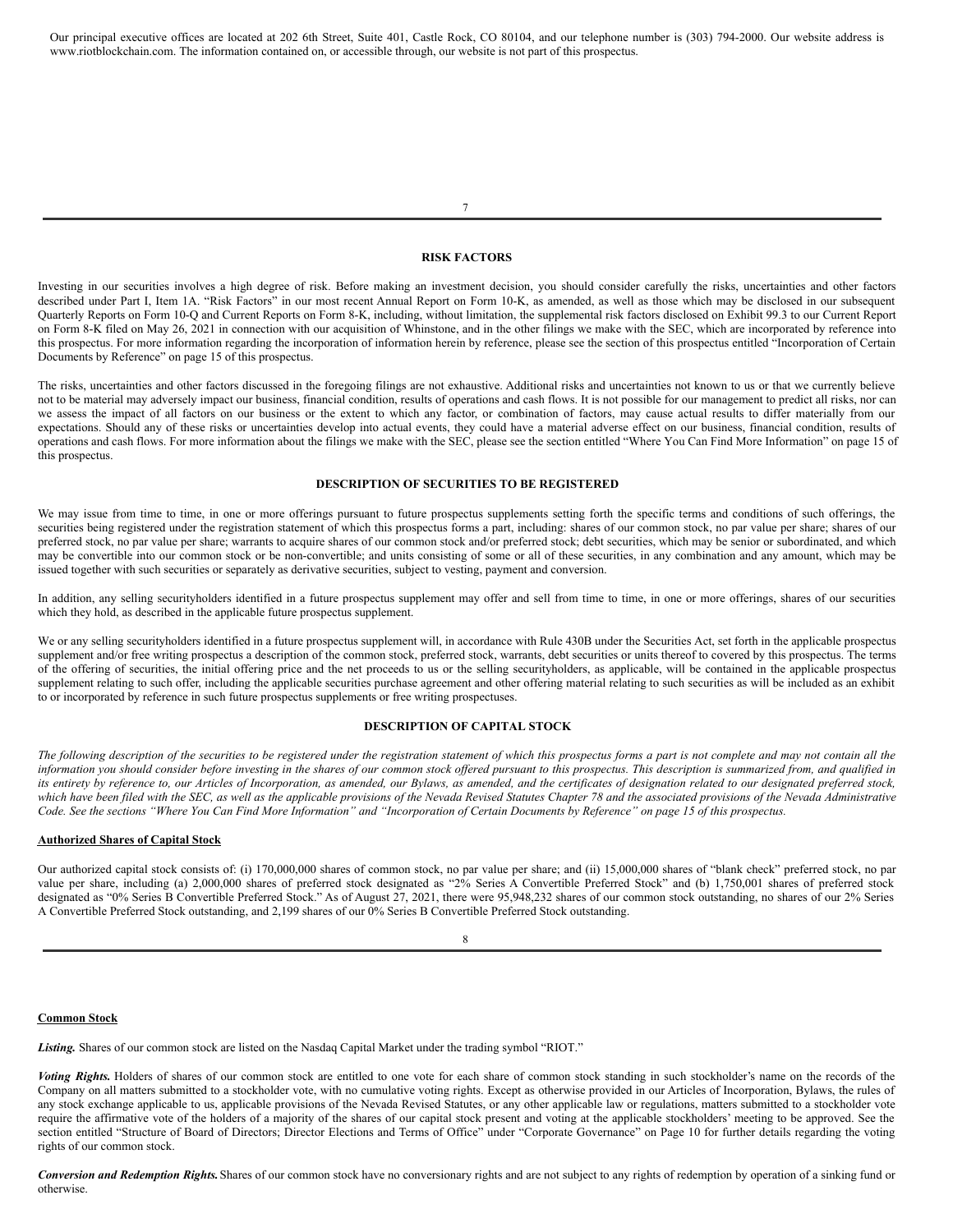Our principal executive offices are located at 202 6th Street, Suite 401, Castle Rock, CO 80104, and our telephone number is (303) 794-2000. Our website address is www.riotblockchain.com. The information contained on, or accessible through, our website is not part of this prospectus.

## RISK FACTORS

Investing in our securities involves a high degree of risk. Before making an investment decision, you should consider carefully the risks, uncertainties and other factors described under Part I, Item 1A. "Risk Factors" in our most recent Annual Report on Form 10-K, as amended, as well as those which may be disclosed in our subsequent Quarterly Reports on Form 10-Q and Current Reports on Form 8-K, including, without limitation, the supplemental risk factors disclosed on Exhibit 99.3 to our Current Report on Form 8-K filed on May 26, 2021 in connection with our acquisition of Whinstone, and in the other filings we make with the SEC, which are incorporated by reference into this prospectus. For more information regarding the incorporation of information herein by reference, please see the section of this prospectus entitled "Incorporation of Certain Documents by Reference" on page 15 of this prospectus.

The risks, uncertainties and other factors discussed in the foregoing filings are not exhaustive. Additional risks and uncertainties not known to us or that we currently believe not to be material may adversely impact our business, financial condition, results of operations and cash flows. It is not possible for our management to predict all risks, nor can we assess the impact of all factors on our business or the extent to which any factor, or combination of factors, may cause actual results to differ materially from our expectations. Should any of these risks or uncertainties develop into actual events, they could have a material adverse effect on our business, financial condition, results of operations and cash flows. For more information about the filings we make with the SEC, please see the section entitled "Where You Can Find More Information" on page 15 of this prospectus.

## DESCRIPTION OF SECURITIES TO BE REGISTERED

We may issue from time to time, in one or more offerings pursuant to future prospectus supplements setting forth the specific terms and conditions of such offerings, the securities being registered under the registration statement of which this prospectus forms a part, including: shares of our common stock, no par value per share; shares of our preferred stock, no par value per share; warrants to acquire shares of our common stock and/or preferred stock; debt securities, which may be senior or subordinated, and which may be convertible into our common stock or be non-convertible; and units consisting of some or all of these securities, in any combination and any amount, which may be issued together with such securities or separately as derivative securities, subject to vesting, payment and conversion.

In addition, any selling securityholders identified in a future prospectus supplement may offer and sell from time to time, in one or more offerings, shares of our securities which they hold, as described in the applicable future prospectus supplement.

We or any selling securityholders identified in a future prospectus supplement will, in accordance with Rule 430B under the Securities Act, set forth in the applicable prospectus supplement and/or free writing prospectus a description of the common stock, preferred stock, warrants, debt securities or units thereof to covered by this prospectus. The terms of the offering of securities, the initial offering price and the net proceeds to us or the selling securityholders, as applicable, will be contained in the applicable prospectus supplement relating to such offer, including the applicable securities purchase agreement and other offering material relating to such securities as will be included as an exhibit to or incorporated by reference in such future prospectus supplements or free writing prospectuses.

## DESCRIPTION OF CAPITAL STOCK

*The following description of the securities to be registered under the registration statement of which this prospectus forms a part is not complete and may not contain all the information you should consider before investing in the shares of our common stock offered pursuant to this prospectus. This description is summarized from, and qualified in its entirety by reference to, our Articles of Incorporation, as amended, our Bylaws, as amended, and the certificates of designation related to our designated preferred stock, which have been filed with the SEC, as well as the applicable provisions of the Nevada Revised Statutes Chapter 78 and the associated provisions of the Nevada Administrative Code. See the sections "Where You Can Find More Information" and "Incorporation of Certain Documents by Reference" on page 15 of this prospectus.*

### Authorized Shares of Capital Stock

Our authorized capital stock consists of: (i) 170,000,000 shares of common stock, no par value per share; and (ii) 15,000,000 shares of "blank check" preferred stock, no par value per share, including (a) 2,000,000 shares of preferred stock designated as "2% Series A Convertible Preferred Stock" and (b) 1,750,001 shares of preferred stock designated as "0% Series B Convertible Preferred Stock." As of August 27, 2021, there were 95,948,232 shares of our common stock outstanding, no shares of our 2% Series A Convertible Preferred Stock outstanding, and 2,199 shares of our 0% Series B Convertible Preferred Stock outstanding.

### Common Stock

***Listing.*** Shares of our common stock are listed on the Nasdaq Capital Market under the trading symbol "RIOT."

***Voting Rights.*** Holders of shares of our common stock are entitled to one vote for each share of common stock standing in such stockholder's name on the records of the Company on all matters submitted to a stockholder vote, with no cumulative voting rights. Except as otherwise provided in our Articles of Incorporation, Bylaws, the rules of any stock exchange applicable to us, applicable provisions of the Nevada Revised Statutes, or any other applicable law or regulations, matters submitted to a stockholder vote require the affirmative vote of the holders of a majority of the shares of our capital stock present and voting at the applicable stockholders' meeting to be approved. See the section entitled "Structure of Board of Directors; Director Elections and Terms of Office" under "Corporate Governance" on Page 10 for further details regarding the voting rights of our common stock.

***Conversion and Redemption Rights.*** Shares of our common stock have no conversionary rights and are not subject to any rights of redemption by operation of a sinking fund or otherwise.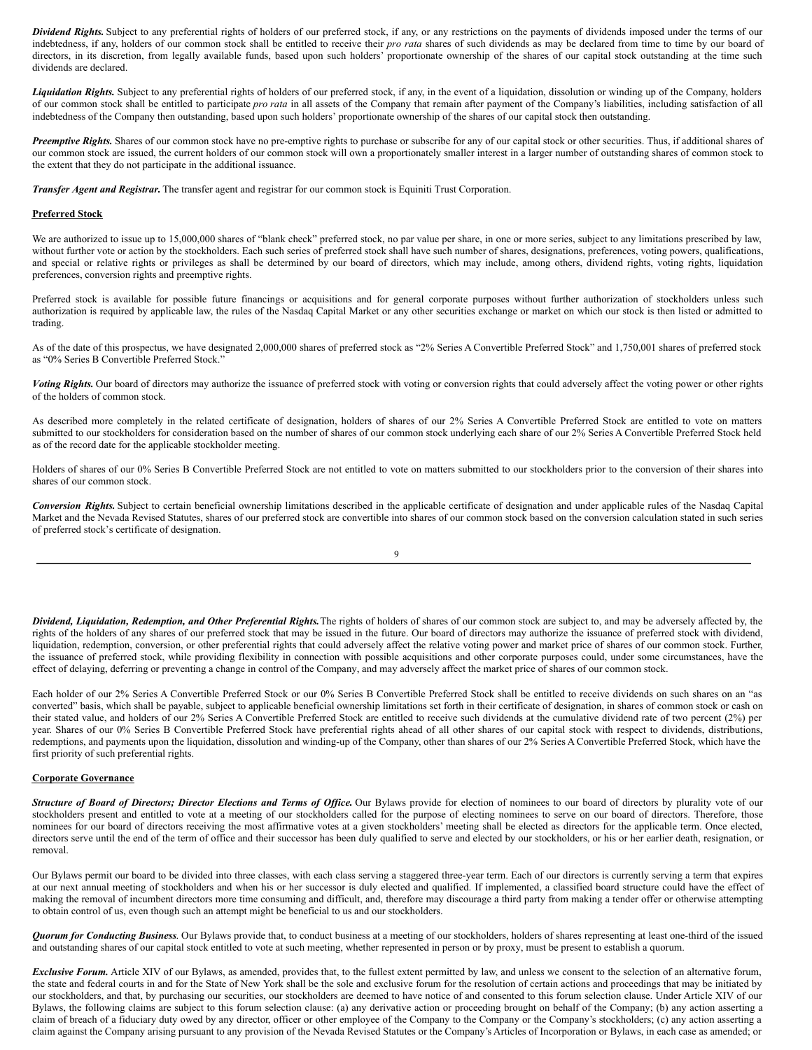***Dividend Rights.*** Subject to any preferential rights of holders of our preferred stock, if any, or any restrictions on the payments of dividends imposed under the terms of our indebtedness, if any, holders of our common stock shall be entitled to receive their *pro rata* shares of such dividends as may be declared from time to time by our board of directors, in its discretion, from legally available funds, based upon such holders' proportionate ownership of the shares of our capital stock outstanding at the time such dividends are declared.

***Liquidation Rights.*** Subject to any preferential rights of holders of our preferred stock, if any, in the event of a liquidation, dissolution or winding up of the Company, holders of our common stock shall be entitled to participate *pro rata* in all assets of the Company that remain after payment of the Company's liabilities, including satisfaction of all indebtedness of the Company then outstanding, based upon such holders' proportionate ownership of the shares of our capital stock then outstanding.

***Preemptive Rights.*** Shares of our common stock have no pre-emptive rights to purchase or subscribe for any of our capital stock or other securities. Thus, if additional shares of our common stock are issued, the current holders of our common stock will own a proportionately smaller interest in a larger number of outstanding shares of common stock to the extent that they do not participate in the additional issuance.

***Transfer Agent and Registrar.*** The transfer agent and registrar for our common stock is Equiniti Trust Corporation.

**Preferred Stock**

We are authorized to issue up to 15,000,000 shares of "blank check" preferred stock, no par value per share, in one or more series, subject to any limitations prescribed by law, without further vote or action by the stockholders. Each such series of preferred stock shall have such number of shares, designations, preferences, voting powers, qualifications, and special or relative rights or privileges as shall be determined by our board of directors, which may include, among others, dividend rights, voting rights, liquidation preferences, conversion rights and preemptive rights.

Preferred stock is available for possible future financings or acquisitions and for general corporate purposes without further authorization of stockholders unless such authorization is required by applicable law, the rules of the Nasdaq Capital Market or any other securities exchange or market on which our stock is then listed or admitted to trading.

As of the date of this prospectus, we have designated 2,000,000 shares of preferred stock as "2% Series A Convertible Preferred Stock" and 1,750,001 shares of preferred stock as "0% Series B Convertible Preferred Stock."

***Voting Rights.*** Our board of directors may authorize the issuance of preferred stock with voting or conversion rights that could adversely affect the voting power or other rights of the holders of common stock.

As described more completely in the related certificate of designation, holders of shares of our 2% Series A Convertible Preferred Stock are entitled to vote on matters submitted to our stockholders for consideration based on the number of shares of our common stock underlying each share of our 2% Series A Convertible Preferred Stock held as of the record date for the applicable stockholder meeting.

Holders of shares of our 0% Series B Convertible Preferred Stock are not entitled to vote on matters submitted to our stockholders prior to the conversion of their shares into shares of our common stock.

***Conversion Rights.*** Subject to certain beneficial ownership limitations described in the applicable certificate of designation and under applicable rules of the Nasdaq Capital Market and the Nevada Revised Statutes, shares of our preferred stock are convertible into shares of our common stock based on the conversion calculation stated in such series of preferred stock's certificate of designation.

***Dividend, Liquidation, Redemption, and Other Preferential Rights.*** The rights of holders of shares of our common stock are subject to, and may be adversely affected by, the rights of the holders of any shares of our preferred stock that may be issued in the future. Our board of directors may authorize the issuance of preferred stock with dividend, liquidation, redemption, conversion, or other preferential rights that could adversely affect the relative voting power and market price of shares of our common stock. Further, the issuance of preferred stock, while providing flexibility in connection with possible acquisitions and other corporate purposes could, under some circumstances, have the effect of delaying, deferring or preventing a change in control of the Company, and may adversely affect the market price of shares of our common stock.

Each holder of our 2% Series A Convertible Preferred Stock or our 0% Series B Convertible Preferred Stock shall be entitled to receive dividends on such shares on an "as converted" basis, which shall be payable, subject to applicable beneficial ownership limitations set forth in their certificate of designation, in shares of common stock or cash on their stated value, and holders of our 2% Series A Convertible Preferred Stock are entitled to receive such dividends at the cumulative dividend rate of two percent (2%) per year. Shares of our 0% Series B Convertible Preferred Stock have preferential rights ahead of all other shares of our capital stock with respect to dividends, distributions, redemptions, and payments upon the liquidation, dissolution and winding-up of the Company, other than shares of our 2% Series A Convertible Preferred Stock, which have the first priority of such preferential rights.

**Corporate Governance**

***Structure of Board of Directors; Director Elections and Terms of Office.*** Our Bylaws provide for election of nominees to our board of directors by plurality vote of our stockholders present and entitled to vote at a meeting of our stockholders called for the purpose of electing nominees to serve on our board of directors. Therefore, those nominees for our board of directors receiving the most affirmative votes at a given stockholders' meeting shall be elected as directors for the applicable term. Once elected, directors serve until the end of the term of office and their successor has been duly qualified to serve and elected by our stockholders, or his or her earlier death, resignation, or removal.

Our Bylaws permit our board to be divided into three classes, with each class serving a staggered three-year term. Each of our directors is currently serving a term that expires at our next annual meeting of stockholders and when his or her successor is duly elected and qualified. If implemented, a classified board structure could have the effect of making the removal of incumbent directors more time consuming and difficult, and, therefore may discourage a third party from making a tender offer or otherwise attempting to obtain control of us, even though such an attempt might be beneficial to us and our stockholders.

***Quorum for Conducting Business***. Our Bylaws provide that, to conduct business at a meeting of our stockholders, holders of shares representing at least one-third of the issued and outstanding shares of our capital stock entitled to vote at such meeting, whether represented in person or by proxy, must be present to establish a quorum.

***Exclusive Forum.*** Article XIV of our Bylaws, as amended, provides that, to the fullest extent permitted by law, and unless we consent to the selection of an alternative forum, the state and federal courts in and for the State of New York shall be the sole and exclusive forum for the resolution of certain actions and proceedings that may be initiated by our stockholders, and that, by purchasing our securities, our stockholders are deemed to have notice of and consented to this forum selection clause. Under Article XIV of our Bylaws, the following claims are subject to this forum selection clause: (a) any derivative action or proceeding brought on behalf of the Company; (b) any action asserting a claim of breach of a fiduciary duty owed by any director, officer or other employee of the Company to the Company or the Company's stockholders; (c) any action asserting a claim against the Company arising pursuant to any provision of the Nevada Revised Statutes or the Company's Articles of Incorporation or Bylaws, in each case as amended; or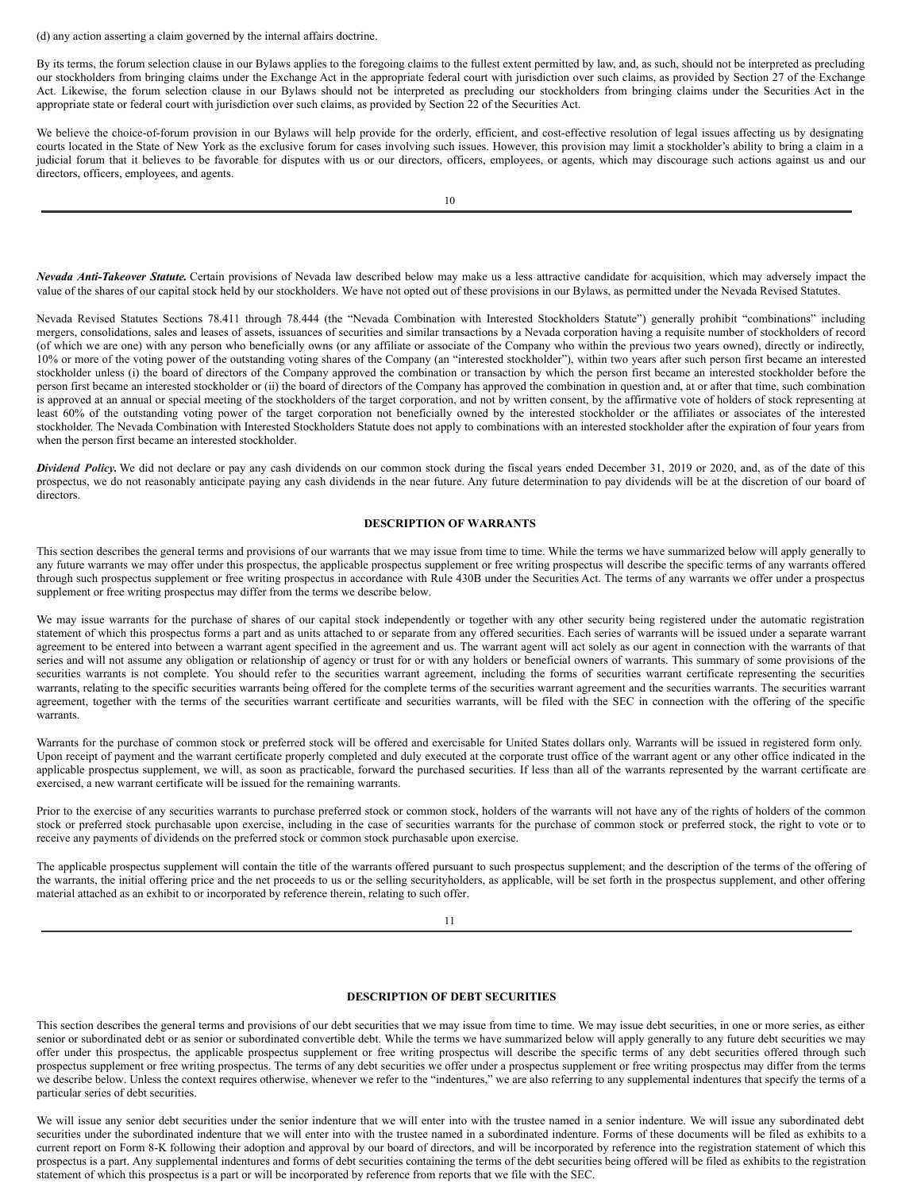(d) any action asserting a claim governed by the internal affairs doctrine.

By its terms, the forum selection clause in our Bylaws applies to the foregoing claims to the fullest extent permitted by law, and, as such, should not be interpreted as precluding our stockholders from bringing claims under the Exchange Act in the appropriate federal court with jurisdiction over such claims, as provided by Section 27 of the Exchange Act. Likewise, the forum selection clause in our Bylaws should not be interpreted as precluding our stockholders from bringing claims under the Securities Act in the appropriate state or federal court with jurisdiction over such claims, as provided by Section 22 of the Securities Act.

We believe the choice-of-forum provision in our Bylaws will help provide for the orderly, efficient, and cost-effective resolution of legal issues affecting us by designating courts located in the State of New York as the exclusive forum for cases involving such issues. However, this provision may limit a stockholder's ability to bring a claim in a judicial forum that it believes to be favorable for disputes with us or our directors, officers, employees, or agents, which may discourage such actions against us and our directors, officers, employees, and agents.

***Nevada Anti-Takeover Statute.*** Certain provisions of Nevada law described below may make us a less attractive candidate for acquisition, which may adversely impact the value of the shares of our capital stock held by our stockholders. We have not opted out of these provisions in our Bylaws, as permitted under the Nevada Revised Statutes.

Nevada Revised Statutes Sections 78.411 through 78.444 (the "Nevada Combination with Interested Stockholders Statute") generally prohibit "combinations" including mergers, consolidations, sales and leases of assets, issuances of securities and similar transactions by a Nevada corporation having a requisite number of stockholders of record (of which we are one) with any person who beneficially owns (or any affiliate or associate of the Company who within the previous two years owned), directly or indirectly, 10% or more of the voting power of the outstanding voting shares of the Company (an "interested stockholder"), within two years after such person first became an interested stockholder unless (i) the board of directors of the Company approved the combination or transaction by which the person first became an interested stockholder before the person first became an interested stockholder or (ii) the board of directors of the Company has approved the combination in question and, at or after that time, such combination is approved at an annual or special meeting of the stockholders of the target corporation, and not by written consent, by the affirmative vote of holders of stock representing at least 60% of the outstanding voting power of the target corporation not beneficially owned by the interested stockholder or the affiliates or associates of the interested stockholder. The Nevada Combination with Interested Stockholders Statute does not apply to combinations with an interested stockholder after the expiration of four years from when the person first became an interested stockholder.

***Dividend Policy.*** We did not declare or pay any cash dividends on our common stock during the fiscal years ended December 31, 2019 or 2020, and, as of the date of this prospectus, we do not reasonably anticipate paying any cash dividends in the near future. Any future determination to pay dividends will be at the discretion of our board of directors.

## DESCRIPTION OF WARRANTS

This section describes the general terms and provisions of our warrants that we may issue from time to time. While the terms we have summarized below will apply generally to any future warrants we may offer under this prospectus, the applicable prospectus supplement or free writing prospectus will describe the specific terms of any warrants offered through such prospectus supplement or free writing prospectus in accordance with Rule 430B under the Securities Act. The terms of any warrants we offer under a prospectus supplement or free writing prospectus may differ from the terms we describe below.

We may issue warrants for the purchase of shares of our capital stock independently or together with any other security being registered under the automatic registration statement of which this prospectus forms a part and as units attached to or separate from any offered securities. Each series of warrants will be issued under a separate warrant agreement to be entered into between a warrant agent specified in the agreement and us. The warrant agent will act solely as our agent in connection with the warrants of that series and will not assume any obligation or relationship of agency or trust for or with any holders or beneficial owners of warrants. This summary of some provisions of the securities warrants is not complete. You should refer to the securities warrant agreement, including the forms of securities warrant certificate representing the securities warrants, relating to the specific securities warrants being offered for the complete terms of the securities warrant agreement and the securities warrants. The securities warrant agreement, together with the terms of the securities warrant certificate and securities warrants, will be filed with the SEC in connection with the offering of the specific warrants.

Warrants for the purchase of common stock or preferred stock will be offered and exercisable for United States dollars only. Warrants will be issued in registered form only. Upon receipt of payment and the warrant certificate properly completed and duly executed at the corporate trust office of the warrant agent or any other office indicated in the applicable prospectus supplement, we will, as soon as practicable, forward the purchased securities. If less than all of the warrants represented by the warrant certificate are exercised, a new warrant certificate will be issued for the remaining warrants.

Prior to the exercise of any securities warrants to purchase preferred stock or common stock, holders of the warrants will not have any of the rights of holders of the common stock or preferred stock purchasable upon exercise, including in the case of securities warrants for the purchase of common stock or preferred stock, the right to vote or to receive any payments of dividends on the preferred stock or common stock purchasable upon exercise.

The applicable prospectus supplement will contain the title of the warrants offered pursuant to such prospectus supplement; and the description of the terms of the offering of the warrants, the initial offering price and the net proceeds to us or the selling securityholders, as applicable, will be set forth in the prospectus supplement, and other offering material attached as an exhibit to or incorporated by reference therein, relating to such offer.

## DESCRIPTION OF DEBT SECURITIES

This section describes the general terms and provisions of our debt securities that we may issue from time to time. We may issue debt securities, in one or more series, as either senior or subordinated debt or as senior or subordinated convertible debt. While the terms we have summarized below will apply generally to any future debt securities we may offer under this prospectus, the applicable prospectus supplement or free writing prospectus will describe the specific terms of any debt securities offered through such prospectus supplement or free writing prospectus. The terms of any debt securities we offer under a prospectus supplement or free writing prospectus may differ from the terms we describe below. Unless the context requires otherwise, whenever we refer to the "indentures," we are also referring to any supplemental indentures that specify the terms of a particular series of debt securities.

We will issue any senior debt securities under the senior indenture that we will enter into with the trustee named in a senior indenture. We will issue any subordinated debt securities under the subordinated indenture that we will enter into with the trustee named in a subordinated indenture. Forms of these documents will be filed as exhibits to a current report on Form 8-K following their adoption and approval by our board of directors, and will be incorporated by reference into the registration statement of which this prospectus is a part. Any supplemental indentures and forms of debt securities containing the terms of the debt securities being offered will be filed as exhibits to the registration statement of which this prospectus is a part or will be incorporated by reference from reports that we file with the SEC.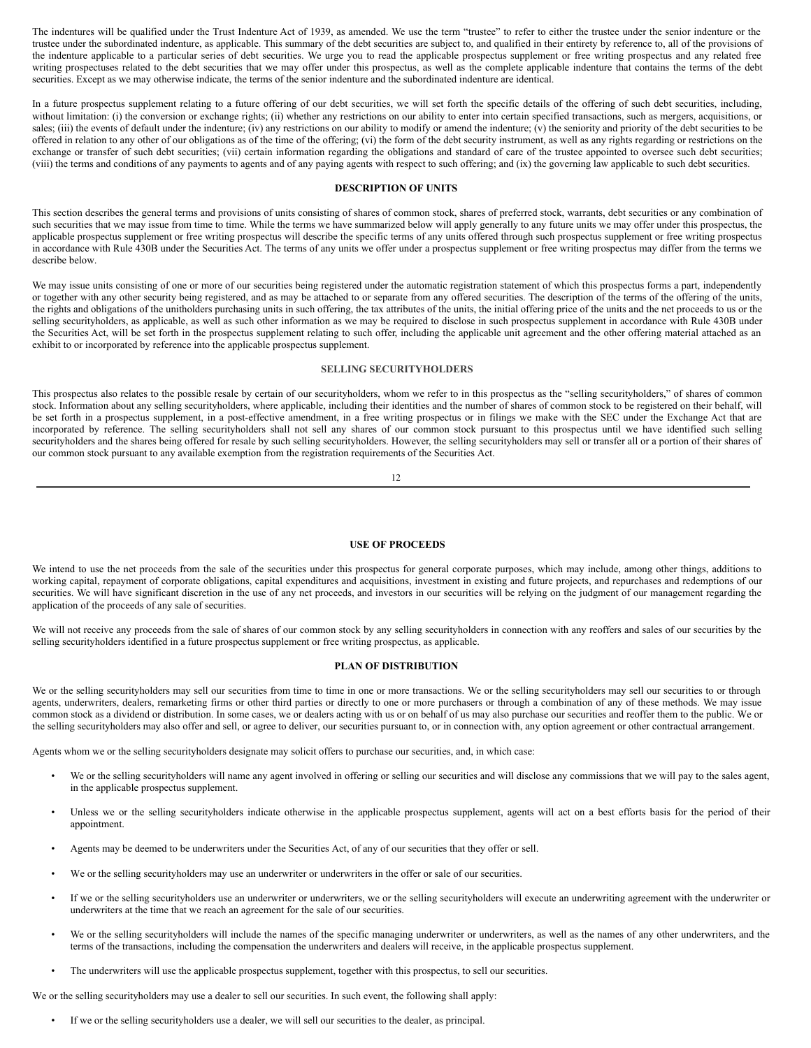The indentures will be qualified under the Trust Indenture Act of 1939, as amended. We use the term "trustee" to refer to either the trustee under the senior indenture or the trustee under the subordinated indenture, as applicable. This summary of the debt securities are subject to, and qualified in their entirety by reference to, all of the provisions of the indenture applicable to a particular series of debt securities. We urge you to read the applicable prospectus supplement or free writing prospectus and any related free writing prospectuses related to the debt securities that we may offer under this prospectus, as well as the complete applicable indenture that contains the terms of the debt securities. Except as we may otherwise indicate, the terms of the senior indenture and the subordinated indenture are identical.

In a future prospectus supplement relating to a future offering of our debt securities, we will set forth the specific details of the offering of such debt securities, including, without limitation: (i) the conversion or exchange rights; (ii) whether any restrictions on our ability to enter into certain specified transactions, such as mergers, acquisitions, or sales; (iii) the events of default under the indenture; (iv) any restrictions on our ability to modify or amend the indenture; (v) the seniority and priority of the debt securities to be offered in relation to any other of our obligations as of the time of the offering; (vi) the form of the debt security instrument, as well as any rights regarding or restrictions on the exchange or transfer of such debt securities; (vii) certain information regarding the obligations and standard of care of the trustee appointed to oversee such debt securities; (viii) the terms and conditions of any payments to agents and of any paying agents with respect to such offering; and (ix) the governing law applicable to such debt securities.

## DESCRIPTION OF UNITS

This section describes the general terms and provisions of units consisting of shares of common stock, shares of preferred stock, warrants, debt securities or any combination of such securities that we may issue from time to time. While the terms we have summarized below will apply generally to any future units we may offer under this prospectus, the applicable prospectus supplement or free writing prospectus will describe the specific terms of any units offered through such prospectus supplement or free writing prospectus in accordance with Rule 430B under the Securities Act. The terms of any units we offer under a prospectus supplement or free writing prospectus may differ from the terms we describe below.

We may issue units consisting of one or more of our securities being registered under the automatic registration statement of which this prospectus forms a part, independently or together with any other security being registered, and as may be attached to or separate from any offered securities. The description of the terms of the offering of the units, the rights and obligations of the unitholders purchasing units in such offering, the tax attributes of the units, the initial offering price of the units and the net proceeds to us or the selling securityholders, as applicable, as well as such other information as we may be required to disclose in such prospectus supplement in accordance with Rule 430B under the Securities Act, will be set forth in the prospectus supplement relating to such offer, including the applicable unit agreement and the other offering material attached as an exhibit to or incorporated by reference into the applicable prospectus supplement.

## SELLING SECURITYHOLDERS

This prospectus also relates to the possible resale by certain of our securityholders, whom we refer to in this prospectus as the "selling securityholders," of shares of common stock. Information about any selling securityholders, where applicable, including their identities and the number of shares of common stock to be registered on their behalf, will be set forth in a prospectus supplement, in a post-effective amendment, in a free writing prospectus or in filings we make with the SEC under the Exchange Act that are incorporated by reference. The selling securityholders shall not sell any shares of our common stock pursuant to this prospectus until we have identified such selling securityholders and the shares being offered for resale by such selling securityholders. However, the selling securityholders may sell or transfer all or a portion of their shares of our common stock pursuant to any available exemption from the registration requirements of the Securities Act.

## USE OF PROCEEDS

We intend to use the net proceeds from the sale of the securities under this prospectus for general corporate purposes, which may include, among other things, additions to working capital, repayment of corporate obligations, capital expenditures and acquisitions, investment in existing and future projects, and repurchases and redemptions of our securities. We will have significant discretion in the use of any net proceeds, and investors in our securities will be relying on the judgment of our management regarding the application of the proceeds of any sale of securities.

We will not receive any proceeds from the sale of shares of our common stock by any selling securityholders in connection with any reoffers and sales of our securities by the selling securityholders identified in a future prospectus supplement or free writing prospectus, as applicable.

## PLAN OF DISTRIBUTION

We or the selling securityholders may sell our securities from time to time in one or more transactions. We or the selling securityholders may sell our securities to or through agents, underwriters, dealers, remarketing firms or other third parties or directly to one or more purchasers or through a combination of any of these methods. We may issue common stock as a dividend or distribution. In some cases, we or dealers acting with us or on behalf of us may also purchase our securities and reoffer them to the public. We or the selling securityholders may also offer and sell, or agree to deliver, our securities pursuant to, or in connection with, any option agreement or other contractual arrangement.

Agents whom we or the selling securityholders designate may solicit offers to purchase our securities, and, in which case:

- We or the selling securityholders will name any agent involved in offering or selling our securities and will disclose any commissions that we will pay to the sales agent, in the applicable prospectus supplement.
- Unless we or the selling securityholders indicate otherwise in the applicable prospectus supplement, agents will act on a best efforts basis for the period of their appointment.
- Agents may be deemed to be underwriters under the Securities Act, of any of our securities that they offer or sell.
- We or the selling securityholders may use an underwriter or underwriters in the offer or sale of our securities.
- If we or the selling securityholders use an underwriter or underwriters, we or the selling securityholders will execute an underwriting agreement with the underwriter or underwriters at the time that we reach an agreement for the sale of our securities.
- We or the selling securityholders will include the names of the specific managing underwriter or underwriters, as well as the names of any other underwriters, and the terms of the transactions, including the compensation the underwriters and dealers will receive, in the applicable prospectus supplement.
- The underwriters will use the applicable prospectus supplement, together with this prospectus, to sell our securities.

We or the selling securityholders may use a dealer to sell our securities. In such event, the following shall apply:

- If we or the selling securityholders use a dealer, we will sell our securities to the dealer, as principal.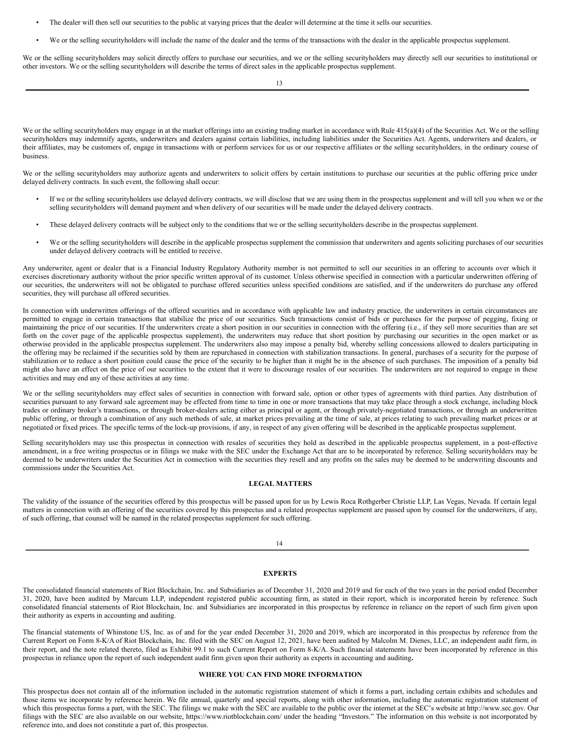- The dealer will then sell our securities to the public at varying prices that the dealer will determine at the time it sells our securities.
- We or the selling securityholders will include the name of the dealer and the terms of the transactions with the dealer in the applicable prospectus supplement.

We or the selling securityholders may solicit directly offers to purchase our securities, and we or the selling securityholders may directly sell our securities to institutional or other investors. We or the selling securityholders will describe the terms of direct sales in the applicable prospectus supplement.

We or the selling securityholders may engage in at the market offerings into an existing trading market in accordance with Rule 415(a)(4) of the Securities Act. We or the selling securityholders may indemnify agents, underwriters and dealers against certain liabilities, including liabilities under the Securities Act. Agents, underwriters and dealers, or their affiliates, may be customers of, engage in transactions with or perform services for us or our respective affiliates or the selling securityholders, in the ordinary course of business.

We or the selling securityholders may authorize agents and underwriters to solicit offers by certain institutions to purchase our securities at the public offering price under delayed delivery contracts. In such event, the following shall occur:

- If we or the selling securityholders use delayed delivery contracts, we will disclose that we are using them in the prospectus supplement and will tell you when we or the selling securityholders will demand payment and when delivery of our securities will be made under the delayed delivery contracts.
- These delayed delivery contracts will be subject only to the conditions that we or the selling securityholders describe in the prospectus supplement.
- We or the selling securityholders will describe in the applicable prospectus supplement the commission that underwriters and agents soliciting purchases of our securities under delayed delivery contracts will be entitled to receive.

Any underwriter, agent or dealer that is a Financial Industry Regulatory Authority member is not permitted to sell our securities in an offering to accounts over which it exercises discretionary authority without the prior specific written approval of its customer. Unless otherwise specified in connection with a particular underwritten offering of our securities, the underwriters will not be obligated to purchase offered securities unless specified conditions are satisfied, and if the underwriters do purchase any offered securities, they will purchase all offered securities.

In connection with underwritten offerings of the offered securities and in accordance with applicable law and industry practice, the underwriters in certain circumstances are permitted to engage in certain transactions that stabilize the price of our securities. Such transactions consist of bids or purchases for the purpose of pegging, fixing or maintaining the price of our securities. If the underwriters create a short position in our securities in connection with the offering (i.e., if they sell more securities than are set forth on the cover page of the applicable prospectus supplement), the underwriters may reduce that short position by purchasing our securities in the open market or as otherwise provided in the applicable prospectus supplement. The underwriters also may impose a penalty bid, whereby selling concessions allowed to dealers participating in the offering may be reclaimed if the securities sold by them are repurchased in connection with stabilization transactions. In general, purchases of a security for the purpose of stabilization or to reduce a short position could cause the price of the security to be higher than it might be in the absence of such purchases. The imposition of a penalty bid might also have an effect on the price of our securities to the extent that it were to discourage resales of our securities. The underwriters are not required to engage in these activities and may end any of these activities at any time.

We or the selling securityholders may effect sales of securities in connection with forward sale, option or other types of agreements with third parties. Any distribution of securities pursuant to any forward sale agreement may be effected from time to time in one or more transactions that may take place through a stock exchange, including block trades or ordinary broker's transactions, or through broker-dealers acting either as principal or agent, or through privately-negotiated transactions, or through an underwritten public offering, or through a combination of any such methods of sale, at market prices prevailing at the time of sale, at prices relating to such prevailing market prices or at negotiated or fixed prices. The specific terms of the lock-up provisions, if any, in respect of any given offering will be described in the applicable prospectus supplement.

Selling securityholders may use this prospectus in connection with resales of securities they hold as described in the applicable prospectus supplement, in a post-effective amendment, in a free writing prospectus or in filings we make with the SEC under the Exchange Act that are to be incorporated by reference. Selling securityholders may be deemed to be underwriters under the Securities Act in connection with the securities they resell and any profits on the sales may be deemed to be underwriting discounts and commissions under the Securities Act.

## LEGAL MATTERS

The validity of the issuance of the securities offered by this prospectus will be passed upon for us by Lewis Roca Rothgerber Christie LLP, Las Vegas, Nevada. If certain legal matters in connection with an offering of the securities covered by this prospectus and a related prospectus supplement are passed upon by counsel for the underwriters, if any, of such offering, that counsel will be named in the related prospectus supplement for such offering.

## EXPERTS

The consolidated financial statements of Riot Blockchain, Inc. and Subsidiaries as of December 31, 2020 and 2019 and for each of the two years in the period ended December 31, 2020, have been audited by Marcum LLP, independent registered public accounting firm, as stated in their report, which is incorporated herein by reference. Such consolidated financial statements of Riot Blockchain, Inc. and Subsidiaries are incorporated in this prospectus by reference in reliance on the report of such firm given upon their authority as experts in accounting and auditing.

The financial statements of Whinstone US, Inc. as of and for the year ended December 31, 2020 and 2019, which are incorporated in this prospectus by reference from the Current Report on Form 8-K/A of Riot Blockchain, Inc. filed with the SEC on August 12, 2021, have been audited by Malcolm M. Dienes, LLC, an independent audit firm, in their report, and the note related thereto, filed as Exhibit 99.1 to such Current Report on Form 8-K/A. Such financial statements have been incorporated by reference in this prospectus in reliance upon the report of such independent audit firm given upon their authority as experts in accounting and auditing**.**

## WHERE YOU CAN FIND MORE INFORMATION

This prospectus does not contain all of the information included in the automatic registration statement of which it forms a part, including certain exhibits and schedules and those items we incorporate by reference herein. We file annual, quarterly and special reports, along with other information, including the automatic registration statement of which this prospectus forms a part, with the SEC. The filings we make with the SEC are available to the public over the internet at the SEC's website at http://www.sec.gov. Our filings with the SEC are also available on our website, https://www.riotblockchain.com/ under the heading "Investors." The information on this website is not incorporated by reference into, and does not constitute a part of, this prospectus.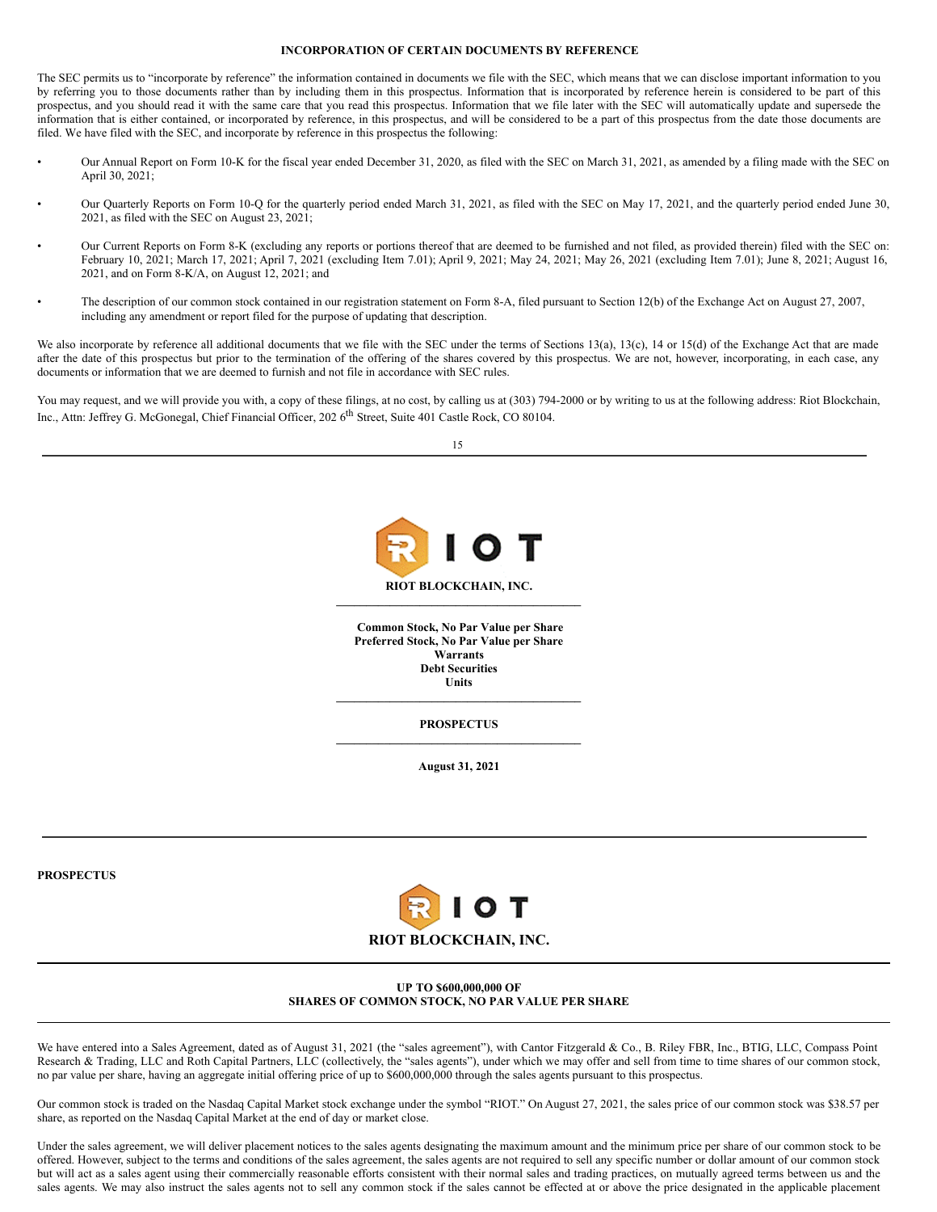## INCORPORATION OF CERTAIN DOCUMENTS BY REFERENCE

The SEC permits us to "incorporate by reference" the information contained in documents we file with the SEC, which means that we can disclose important information to you by referring you to those documents rather than by including them in this prospectus. Information that is incorporated by reference herein is considered to be part of this prospectus, and you should read it with the same care that you read this prospectus. Information that we file later with the SEC will automatically update and supersede the information that is either contained, or incorporated by reference, in this prospectus, and will be considered to be a part of this prospectus from the date those documents are filed. We have filed with the SEC, and incorporate by reference in this prospectus the following:

- Our Annual Report on Form 10-K for the fiscal year ended December 31, 2020, as filed with the SEC on March 31, 2021, as amended by a filing made with the SEC on April 30, 2021;
- Our Quarterly Reports on Form 10-Q for the quarterly period ended March 31, 2021, as filed with the SEC on May 17, 2021, and the quarterly period ended June 30, 2021, as filed with the SEC on August 23, 2021;
- Our Current Reports on Form 8-K (excluding any reports or portions thereof that are deemed to be furnished and not filed, as provided therein) filed with the SEC on: February 10, 2021; March 17, 2021; April 7, 2021 (excluding Item 7.01); April 9, 2021; May 24, 2021; May 26, 2021 (excluding Item 7.01); June 8, 2021; August 16, 2021, and on Form 8-K/A, on August 12, 2021; and
- The description of our common stock contained in our registration statement on Form 8-A, filed pursuant to Section 12(b) of the Exchange Act on August 27, 2007, including any amendment or report filed for the purpose of updating that description.

We also incorporate by reference all additional documents that we file with the SEC under the terms of Sections 13(a), 13(c), 14 or 15(d) of the Exchange Act that are made after the date of this prospectus but prior to the termination of the offering of the shares covered by this prospectus. We are not, however, incorporating, in each case, any documents or information that we are deemed to furnish and not file in accordance with SEC rules.

You may request, and we will provide you with, a copy of these filings, at no cost, by calling us at (303) 794-2000 or by writing to us at the following address: Riot Blockchain, Inc., Attn: Jeffrey G. McGonegal, Chief Financial Officer, 202 6th Street, Suite 401 Castle Rock, CO 80104.

---

RIOT

**RIOT BLOCKCHAIN, INC.**

---

**Common Stock, No Par Value per Share**
**Preferred Stock, No Par Value per Share**
**Warrants**
**Debt Securities**
**Units**

---

**PROSPECTUS**

---

**August 31, 2021**

---

**PROSPECTUS**

RIOT

**RIOT BLOCKCHAIN, INC.**

---

**UP TO $600,000,000 OF**
**SHARES OF COMMON STOCK, NO PAR VALUE PER SHARE**

---

We have entered into a Sales Agreement, dated as of August 31, 2021 (the "sales agreement"), with Cantor Fitzgerald & Co., B. Riley FBR, Inc., BTIG, LLC, Compass Point Research & Trading, LLC and Roth Capital Partners, LLC (collectively, the "sales agents"), under which we may offer and sell from time to time shares of our common stock, no par value per share, having an aggregate initial offering price of up to $600,000,000 through the sales agents pursuant to this prospectus.

Our common stock is traded on the Nasdaq Capital Market stock exchange under the symbol "RIOT." On August 27, 2021, the sales price of our common stock was $38.57 per share, as reported on the Nasdaq Capital Market at the end of day or market close.

Under the sales agreement, we will deliver placement notices to the sales agents designating the maximum amount and the minimum price per share of our common stock to be offered. However, subject to the terms and conditions of the sales agreement, the sales agents are not required to sell any specific number or dollar amount of our common stock but will act as a sales agent using their commercially reasonable efforts consistent with their normal sales and trading practices, on mutually agreed terms between us and the sales agents. We may also instruct the sales agents not to sell any common stock if the sales cannot be effected at or above the price designated in the applicable placement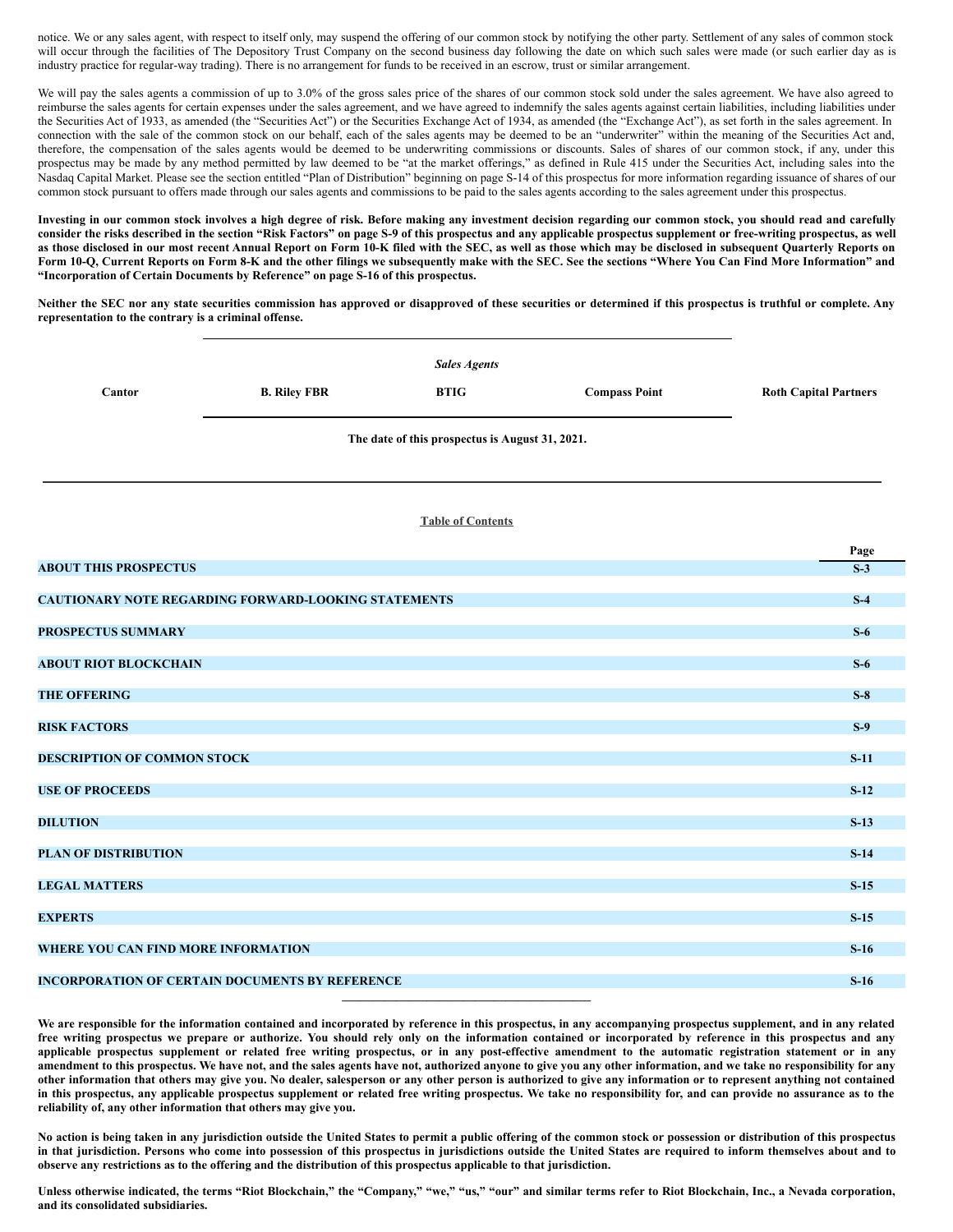notice. We or any sales agent, with respect to itself only, may suspend the offering of our common stock by notifying the other party. Settlement of any sales of common stock will occur through the facilities of The Depository Trust Company on the second business day following the date on which such sales were made (or such earlier day as is industry practice for regular-way trading). There is no arrangement for funds to be received in an escrow, trust or similar arrangement.

We will pay the sales agents a commission of up to 3.0% of the gross sales price of the shares of our common stock sold under the sales agreement. We have also agreed to reimburse the sales agents for certain expenses under the sales agreement, and we have agreed to indemnify the sales agents against certain liabilities, including liabilities under the Securities Act of 1933, as amended (the "Securities Act") or the Securities Exchange Act of 1934, as amended (the "Exchange Act"), as set forth in the sales agreement. In connection with the sale of the common stock on our behalf, each of the sales agents may be deemed to be an "underwriter" within the meaning of the Securities Act and, therefore, the compensation of the sales agents would be deemed to be underwriting commissions or discounts. Sales of shares of our common stock, if any, under this prospectus may be made by any method permitted by law deemed to be "at the market offerings," as defined in Rule 415 under the Securities Act, including sales into the Nasdaq Capital Market. Please see the section entitled "Plan of Distribution" beginning on page S-14 of this prospectus for more information regarding issuance of shares of our common stock pursuant to offers made through our sales agents and commissions to be paid to the sales agents according to the sales agreement under this prospectus.

**Investing in our common stock involves a high degree of risk. Before making any investment decision regarding our common stock, you should read and carefully consider the risks described in the section "Risk Factors" on page S-9 of this prospectus and any applicable prospectus supplement or free-writing prospectus, as well as those disclosed in our most recent Annual Report on Form 10-K filed with the SEC, as well as those which may be disclosed in subsequent Quarterly Reports on Form 10-Q, Current Reports on Form 8-K and the other filings we subsequently make with the SEC. See the sections "Where You Can Find More Information" and "Incorporation of Certain Documents by Reference" on page S-16 of this prospectus.**

**Neither the SEC nor any state securities commission has approved or disapproved of these securities or determined if this prospectus is truthful or complete. Any representation to the contrary is a criminal offense.**

***Sales Agents***

**Cantor** | **B. Riley FBR** | **BTIG** | **Compass Point** | **Roth Capital Partners**

**The date of this prospectus is August 31, 2021.**

## Table of Contents

| | Page |
|---|---|
| **ABOUT THIS PROSPECTUS** | **S-3** |
| **CAUTIONARY NOTE REGARDING FORWARD-LOOKING STATEMENTS** | **S-4** |
| **PROSPECTUS SUMMARY** | **S-6** |
| **ABOUT RIOT BLOCKCHAIN** | **S-6** |
| **THE OFFERING** | **S-8** |
| **RISK FACTORS** | **S-9** |
| **DESCRIPTION OF COMMON STOCK** | **S-11** |
| **USE OF PROCEEDS** | **S-12** |
| **DILUTION** | **S-13** |
| **PLAN OF DISTRIBUTION** | **S-14** |
| **LEGAL MATTERS** | **S-15** |
| **EXPERTS** | **S-15** |
| **WHERE YOU CAN FIND MORE INFORMATION** | **S-16** |
| **INCORPORATION OF CERTAIN DOCUMENTS BY REFERENCE** | **S-16** |

**We are responsible for the information contained and incorporated by reference in this prospectus, in any accompanying prospectus supplement, and in any related free writing prospectus we prepare or authorize. You should rely only on the information contained or incorporated by reference in this prospectus and any applicable prospectus supplement or related free writing prospectus, or in any post-effective amendment to the automatic registration statement or in any amendment to this prospectus. We have not, and the sales agents have not, authorized anyone to give you any other information, and we take no responsibility for any other information that others may give you. No dealer, salesperson or any other person is authorized to give any information or to represent anything not contained in this prospectus, any applicable prospectus supplement or related free writing prospectus. We take no responsibility for, and can provide no assurance as to the reliability of, any other information that others may give you.**

**No action is being taken in any jurisdiction outside the United States to permit a public offering of the common stock or possession or distribution of this prospectus in that jurisdiction. Persons who come into possession of this prospectus in jurisdictions outside the United States are required to inform themselves about and to observe any restrictions as to the offering and the distribution of this prospectus applicable to that jurisdiction.**

**Unless otherwise indicated, the terms "Riot Blockchain," the "Company," "we," "us," "our" and similar terms refer to Riot Blockchain, Inc., a Nevada corporation, and its consolidated subsidiaries.**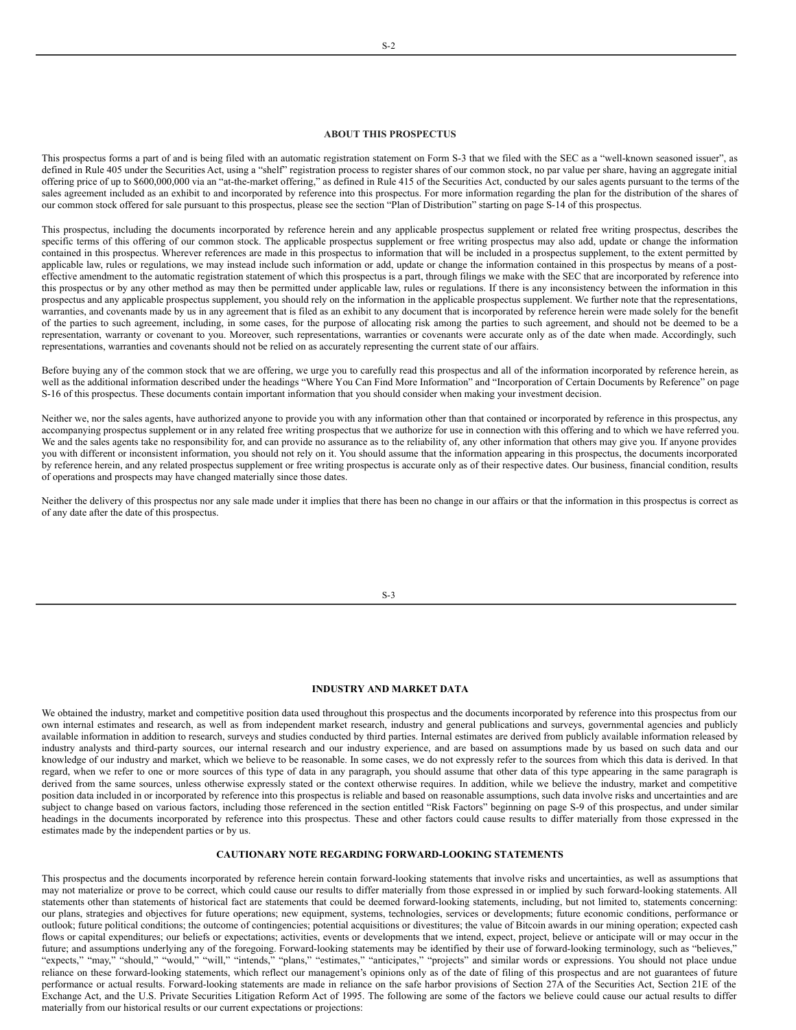## ABOUT THIS PROSPECTUS

This prospectus forms a part of and is being filed with an automatic registration statement on Form S-3 that we filed with the SEC as a "well-known seasoned issuer", as defined in Rule 405 under the Securities Act, using a "shelf" registration process to register shares of our common stock, no par value per share, having an aggregate initial offering price of up to $600,000,000 via an "at-the-market offering," as defined in Rule 415 of the Securities Act, conducted by our sales agents pursuant to the terms of the sales agreement included as an exhibit to and incorporated by reference into this prospectus. For more information regarding the plan for the distribution of the shares of our common stock offered for sale pursuant to this prospectus, please see the section "Plan of Distribution" starting on page S-14 of this prospectus.

This prospectus, including the documents incorporated by reference herein and any applicable prospectus supplement or related free writing prospectus, describes the specific terms of this offering of our common stock. The applicable prospectus supplement or free writing prospectus may also add, update or change the information contained in this prospectus. Wherever references are made in this prospectus to information that will be included in a prospectus supplement, to the extent permitted by applicable law, rules or regulations, we may instead include such information or add, update or change the information contained in this prospectus by means of a post-effective amendment to the automatic registration statement of which this prospectus is a part, through filings we make with the SEC that are incorporated by reference into this prospectus or by any other method as may then be permitted under applicable law, rules or regulations. If there is any inconsistency between the information in this prospectus and any applicable prospectus supplement, you should rely on the information in the applicable prospectus supplement. We further note that the representations, warranties, and covenants made by us in any agreement that is filed as an exhibit to any document that is incorporated by reference herein were made solely for the benefit of the parties to such agreement, including, in some cases, for the purpose of allocating risk among the parties to such agreement, and should not be deemed to be a representation, warranty or covenant to you. Moreover, such representations, warranties or covenants were accurate only as of the date when made. Accordingly, such representations, warranties and covenants should not be relied on as accurately representing the current state of our affairs.

Before buying any of the common stock that we are offering, we urge you to carefully read this prospectus and all of the information incorporated by reference herein, as well as the additional information described under the headings "Where You Can Find More Information" and "Incorporation of Certain Documents by Reference" on page S-16 of this prospectus. These documents contain important information that you should consider when making your investment decision.

Neither we, nor the sales agents, have authorized anyone to provide you with any information other than that contained or incorporated by reference in this prospectus, any accompanying prospectus supplement or in any related free writing prospectus that we authorize for use in connection with this offering and to which we have referred you. We and the sales agents take no responsibility for, and can provide no assurance as to the reliability of, any other information that others may give you. If anyone provides you with different or inconsistent information, you should not rely on it. You should assume that the information appearing in this prospectus, the documents incorporated by reference herein, and any related prospectus supplement or free writing prospectus is accurate only as of their respective dates. Our business, financial condition, results of operations and prospects may have changed materially since those dates.

Neither the delivery of this prospectus nor any sale made under it implies that there has been no change in our affairs or that the information in this prospectus is correct as of any date after the date of this prospectus.

## INDUSTRY AND MARKET DATA

We obtained the industry, market and competitive position data used throughout this prospectus and the documents incorporated by reference into this prospectus from our own internal estimates and research, as well as from independent market research, industry and general publications and surveys, governmental agencies and publicly available information in addition to research, surveys and studies conducted by third parties. Internal estimates are derived from publicly available information released by industry analysts and third-party sources, our internal research and our industry experience, and are based on assumptions made by us based on such data and our knowledge of our industry and market, which we believe to be reasonable. In some cases, we do not expressly refer to the sources from which this data is derived. In that regard, when we refer to one or more sources of this type of data in any paragraph, you should assume that other data of this type appearing in the same paragraph is derived from the same sources, unless otherwise expressly stated or the context otherwise requires. In addition, while we believe the industry, market and competitive position data included in or incorporated by reference into this prospectus is reliable and based on reasonable assumptions, such data involve risks and uncertainties and are subject to change based on various factors, including those referenced in the section entitled "Risk Factors" beginning on page S-9 of this prospectus, and under similar headings in the documents incorporated by reference into this prospectus. These and other factors could cause results to differ materially from those expressed in the estimates made by the independent parties or by us.

## CAUTIONARY NOTE REGARDING FORWARD-LOOKING STATEMENTS

This prospectus and the documents incorporated by reference herein contain forward-looking statements that involve risks and uncertainties, as well as assumptions that may not materialize or prove to be correct, which could cause our results to differ materially from those expressed in or implied by such forward-looking statements. All statements other than statements of historical fact are statements that could be deemed forward-looking statements, including, but not limited to, statements concerning: our plans, strategies and objectives for future operations; new equipment, systems, technologies, services or developments; future economic conditions, performance or outlook; future political conditions; the outcome of contingencies; potential acquisitions or divestitures; the value of Bitcoin awards in our mining operation; expected cash flows or capital expenditures; our beliefs or expectations; activities, events or developments that we intend, expect, project, believe or anticipate will or may occur in the future; and assumptions underlying any of the foregoing. Forward-looking statements may be identified by their use of forward-looking terminology, such as "believes," "expects," "may," "should," "would," "will," "intends," "plans," "estimates," "anticipates," "projects" and similar words or expressions. You should not place undue reliance on these forward-looking statements, which reflect our management's opinions only as of the date of filing of this prospectus and are not guarantees of future performance or actual results. Forward-looking statements are made in reliance on the safe harbor provisions of Section 27A of the Securities Act, Section 21E of the Exchange Act, and the U.S. Private Securities Litigation Reform Act of 1995. The following are some of the factors we believe could cause our actual results to differ materially from our historical results or our current expectations or projections: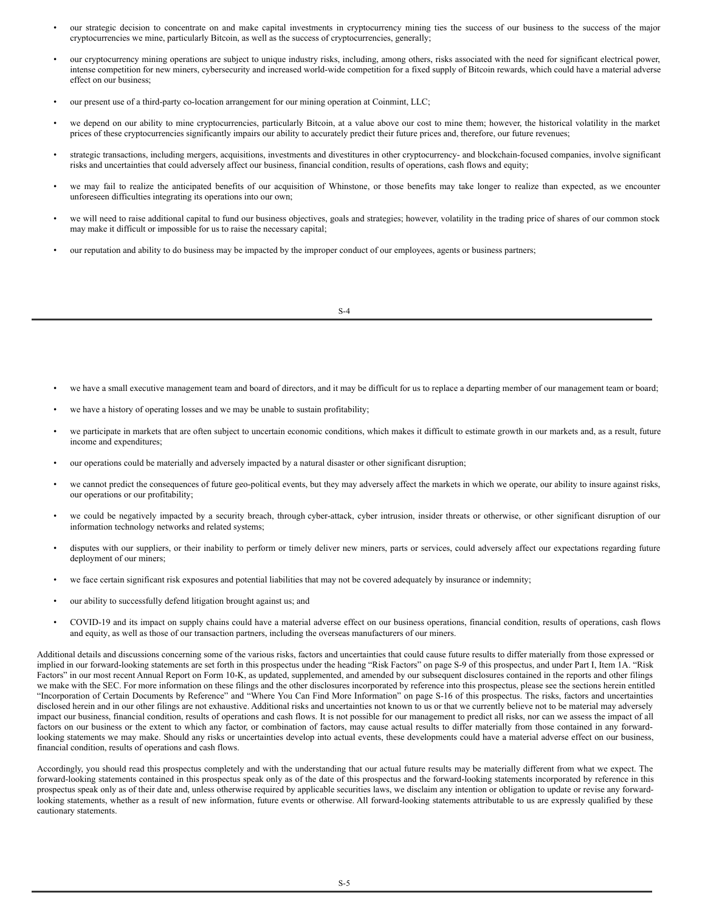- our strategic decision to concentrate on and make capital investments in cryptocurrency mining ties the success of our business to the success of the major cryptocurrencies we mine, particularly Bitcoin, as well as the success of cryptocurrencies, generally;
- our cryptocurrency mining operations are subject to unique industry risks, including, among others, risks associated with the need for significant electrical power, intense competition for new miners, cybersecurity and increased world-wide competition for a fixed supply of Bitcoin rewards, which could have a material adverse effect on our business;
- our present use of a third-party co-location arrangement for our mining operation at Coinmint, LLC;
- we depend on our ability to mine cryptocurrencies, particularly Bitcoin, at a value above our cost to mine them; however, the historical volatility in the market prices of these cryptocurrencies significantly impairs our ability to accurately predict their future prices and, therefore, our future revenues;
- strategic transactions, including mergers, acquisitions, investments and divestitures in other cryptocurrency- and blockchain-focused companies, involve significant risks and uncertainties that could adversely affect our business, financial condition, results of operations, cash flows and equity;
- we may fail to realize the anticipated benefits of our acquisition of Whinstone, or those benefits may take longer to realize than expected, as we encounter unforeseen difficulties integrating its operations into our own;
- we will need to raise additional capital to fund our business objectives, goals and strategies; however, volatility in the trading price of shares of our common stock may make it difficult or impossible for us to raise the necessary capital;
- our reputation and ability to do business may be impacted by the improper conduct of our employees, agents or business partners;
- we have a small executive management team and board of directors, and it may be difficult for us to replace a departing member of our management team or board;
- we have a history of operating losses and we may be unable to sustain profitability;
- we participate in markets that are often subject to uncertain economic conditions, which makes it difficult to estimate growth in our markets and, as a result, future income and expenditures;
- our operations could be materially and adversely impacted by a natural disaster or other significant disruption;
- we cannot predict the consequences of future geo-political events, but they may adversely affect the markets in which we operate, our ability to insure against risks, our operations or our profitability;
- we could be negatively impacted by a security breach, through cyber-attack, cyber intrusion, insider threats or otherwise, or other significant disruption of our information technology networks and related systems;
- disputes with our suppliers, or their inability to perform or timely deliver new miners, parts or services, could adversely affect our expectations regarding future deployment of our miners;
- we face certain significant risk exposures and potential liabilities that may not be covered adequately by insurance or indemnity;
- our ability to successfully defend litigation brought against us; and
- COVID-19 and its impact on supply chains could have a material adverse effect on our business operations, financial condition, results of operations, cash flows and equity, as well as those of our transaction partners, including the overseas manufacturers of our miners.

Additional details and discussions concerning some of the various risks, factors and uncertainties that could cause future results to differ materially from those expressed or implied in our forward-looking statements are set forth in this prospectus under the heading "Risk Factors" on page S-9 of this prospectus, and under Part I, Item 1A. "Risk Factors" in our most recent Annual Report on Form 10-K, as updated, supplemented, and amended by our subsequent disclosures contained in the reports and other filings we make with the SEC. For more information on these filings and the other disclosures incorporated by reference into this prospectus, please see the sections herein entitled "Incorporation of Certain Documents by Reference" and "Where You Can Find More Information" on page S-16 of this prospectus. The risks, factors and uncertainties disclosed herein and in our other filings are not exhaustive. Additional risks and uncertainties not known to us or that we currently believe not to be material may adversely impact our business, financial condition, results of operations and cash flows. It is not possible for our management to predict all risks, nor can we assess the impact of all factors on our business or the extent to which any factor, or combination of factors, may cause actual results to differ materially from those contained in any forward-looking statements we may make. Should any risks or uncertainties develop into actual events, these developments could have a material adverse effect on our business, financial condition, results of operations and cash flows.

Accordingly, you should read this prospectus completely and with the understanding that our actual future results may be materially different from what we expect. The forward-looking statements contained in this prospectus speak only as of the date of this prospectus and the forward-looking statements incorporated by reference in this prospectus speak only as of their date and, unless otherwise required by applicable securities laws, we disclaim any intention or obligation to update or revise any forward-looking statements, whether as a result of new information, future events or otherwise. All forward-looking statements attributable to us are expressly qualified by these cautionary statements.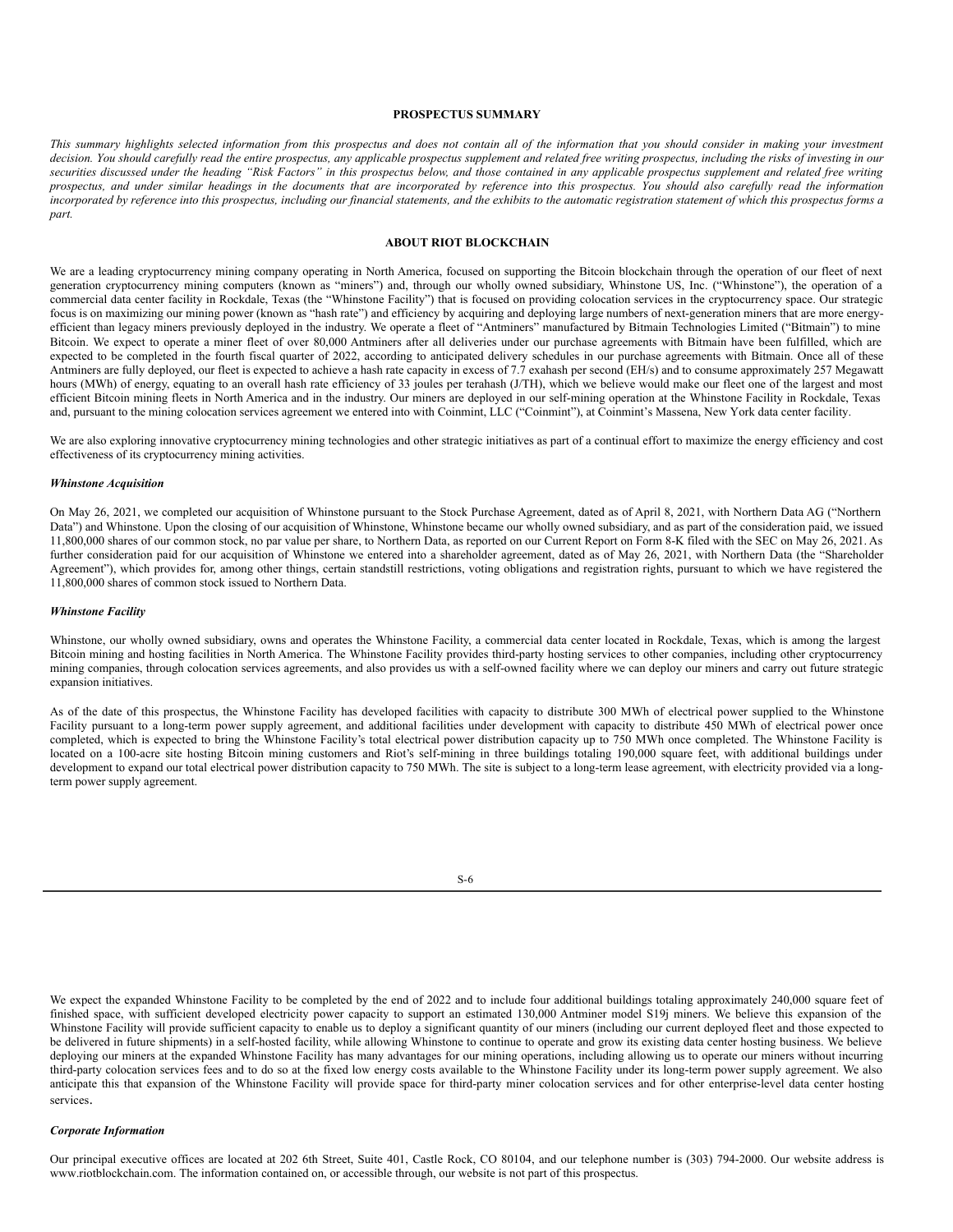## PROSPECTUS SUMMARY

*This summary highlights selected information from this prospectus and does not contain all of the information that you should consider in making your investment decision. You should carefully read the entire prospectus, any applicable prospectus supplement and related free writing prospectus, including the risks of investing in our securities discussed under the heading "Risk Factors" in this prospectus below, and those contained in any applicable prospectus supplement and related free writing prospectus, and under similar headings in the documents that are incorporated by reference into this prospectus. You should also carefully read the information incorporated by reference into this prospectus, including our financial statements, and the exhibits to the automatic registration statement of which this prospectus forms a part.*

## ABOUT RIOT BLOCKCHAIN

We are a leading cryptocurrency mining company operating in North America, focused on supporting the Bitcoin blockchain through the operation of our fleet of next generation cryptocurrency mining computers (known as "miners") and, through our wholly owned subsidiary, Whinstone US, Inc. ("Whinstone"), the operation of a commercial data center facility in Rockdale, Texas (the "Whinstone Facility") that is focused on providing colocation services in the cryptocurrency space. Our strategic focus is on maximizing our mining power (known as "hash rate") and efficiency by acquiring and deploying large numbers of next-generation miners that are more energy-efficient than legacy miners previously deployed in the industry. We operate a fleet of "Antminers" manufactured by Bitmain Technologies Limited ("Bitmain") to mine Bitcoin. We expect to operate a miner fleet of over 80,000 Antminers after all deliveries under our purchase agreements with Bitmain have been fulfilled, which are expected to be completed in the fourth fiscal quarter of 2022, according to anticipated delivery schedules in our purchase agreements with Bitmain. Once all of these Antminers are fully deployed, our fleet is expected to achieve a hash rate capacity in excess of 7.7 exahash per second (EH/s) and to consume approximately 257 Megawatt hours (MWh) of energy, equating to an overall hash rate efficiency of 33 joules per terahash (J/TH), which we believe would make our fleet one of the largest and most efficient Bitcoin mining fleets in North America and in the industry. Our miners are deployed in our self-mining operation at the Whinstone Facility in Rockdale, Texas and, pursuant to the mining colocation services agreement we entered into with Coinmint, LLC ("Coinmint"), at Coinmint's Massena, New York data center facility.

We are also exploring innovative cryptocurrency mining technologies and other strategic initiatives as part of a continual effort to maximize the energy efficiency and cost effectiveness of its cryptocurrency mining activities.

### *Whinstone Acquisition*

On May 26, 2021, we completed our acquisition of Whinstone pursuant to the Stock Purchase Agreement, dated as of April 8, 2021, with Northern Data AG ("Northern Data") and Whinstone. Upon the closing of our acquisition of Whinstone, Whinstone became our wholly owned subsidiary, and as part of the consideration paid, we issued 11,800,000 shares of our common stock, no par value per share, to Northern Data, as reported on our Current Report on Form 8-K filed with the SEC on May 26, 2021. As further consideration paid for our acquisition of Whinstone we entered into a shareholder agreement, dated as of May 26, 2021, with Northern Data (the "Shareholder Agreement"), which provides for, among other things, certain standstill restrictions, voting obligations and registration rights, pursuant to which we have registered the 11,800,000 shares of common stock issued to Northern Data.

### *Whinstone Facility*

Whinstone, our wholly owned subsidiary, owns and operates the Whinstone Facility, a commercial data center located in Rockdale, Texas, which is among the largest Bitcoin mining and hosting facilities in North America. The Whinstone Facility provides third-party hosting services to other companies, including other cryptocurrency mining companies, through colocation services agreements, and also provides us with a self-owned facility where we can deploy our miners and carry out future strategic expansion initiatives.

As of the date of this prospectus, the Whinstone Facility has developed facilities with capacity to distribute 300 MWh of electrical power supplied to the Whinstone Facility pursuant to a long-term power supply agreement, and additional facilities under development with capacity to distribute 450 MWh of electrical power once completed, which is expected to bring the Whinstone Facility's total electrical power distribution capacity up to 750 MWh once completed. The Whinstone Facility is located on a 100-acre site hosting Bitcoin mining customers and Riot's self-mining in three buildings totaling 190,000 square feet, with additional buildings under development to expand our total electrical power distribution capacity to 750 MWh. The site is subject to a long-term lease agreement, with electricity provided via a long-term power supply agreement.

We expect the expanded Whinstone Facility to be completed by the end of 2022 and to include four additional buildings totaling approximately 240,000 square feet of finished space, with sufficient developed electricity power capacity to support an estimated 130,000 Antminer model S19j miners. We believe this expansion of the Whinstone Facility will provide sufficient capacity to enable us to deploy a significant quantity of our miners (including our current deployed fleet and those expected to be delivered in future shipments) in a self-hosted facility, while allowing Whinstone to continue to operate and grow its existing data center hosting business. We believe deploying our miners at the expanded Whinstone Facility has many advantages for our mining operations, including allowing us to operate our miners without incurring third-party colocation services fees and to do so at the fixed low energy costs available to the Whinstone Facility under its long-term power supply agreement. We also anticipate this that expansion of the Whinstone Facility will provide space for third-party miner colocation services and for other enterprise-level data center hosting services.

### *Corporate Information*

Our principal executive offices are located at 202 6th Street, Suite 401, Castle Rock, CO 80104, and our telephone number is (303) 794-2000. Our website address is www.riotblockchain.com. The information contained on, or accessible through, our website is not part of this prospectus.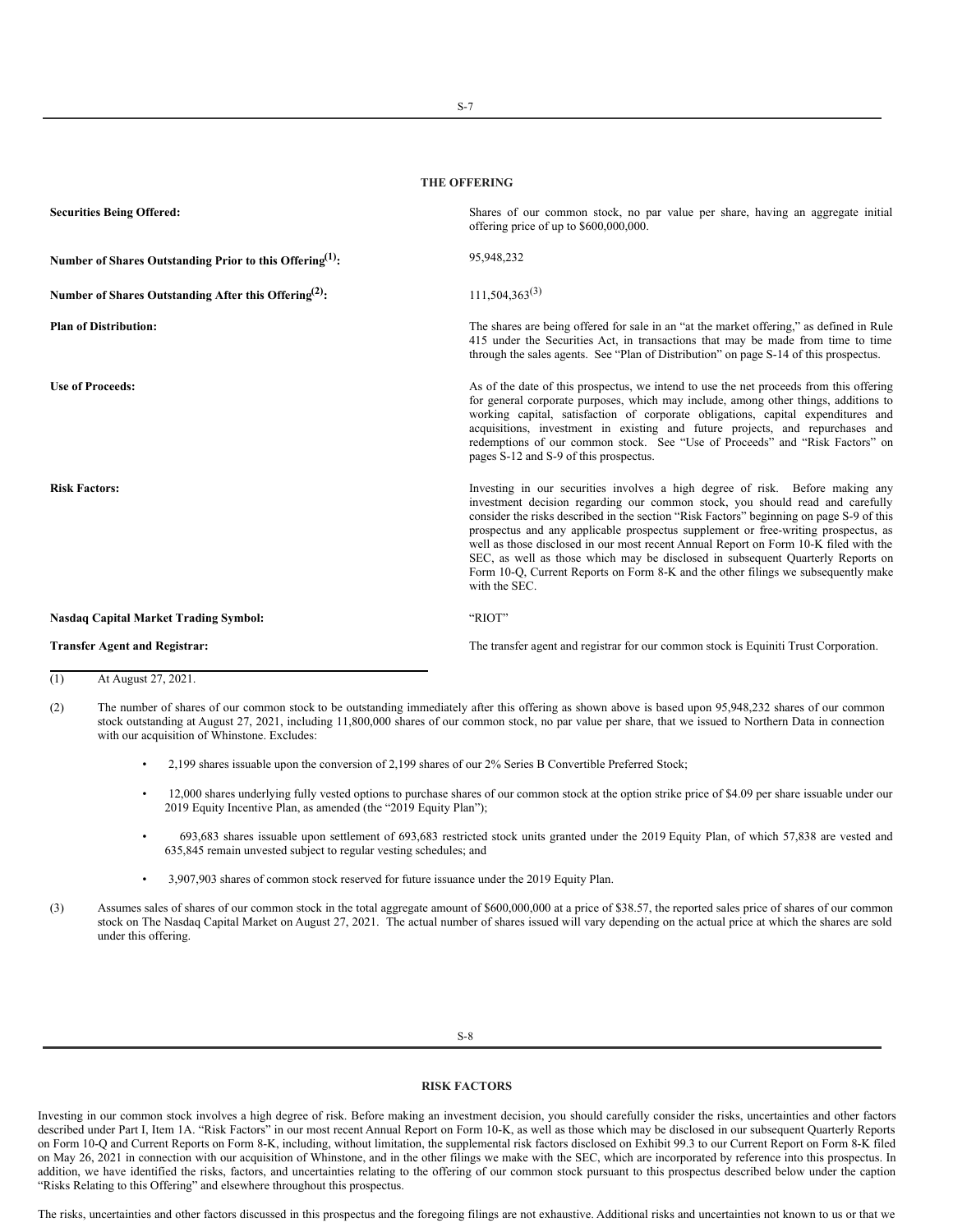## THE OFFERING

| | |
|---|---|
| **Securities Being Offered:** | Shares of our common stock, no par value per share, having an aggregate initial offering price of up to $600,000,000. |
| **Number of Shares Outstanding Prior to this Offering(1):** | 95,948,232 |
| **Number of Shares Outstanding After this Offering(2):** | 111,504,363(3) |
| **Plan of Distribution:** | The shares are being offered for sale in an "at the market offering," as defined in Rule 415 under the Securities Act, in transactions that may be made from time to time through the sales agents. See "Plan of Distribution" on page S-14 of this prospectus. |
| **Use of Proceeds:** | As of the date of this prospectus, we intend to use the net proceeds from this offering for general corporate purposes, which may include, among other things, additions to working capital, satisfaction of corporate obligations, capital expenditures and acquisitions, investment in existing and future projects, and repurchases and redemptions of our common stock. See "Use of Proceeds" and "Risk Factors" on pages S-12 and S-9 of this prospectus. |
| **Risk Factors:** | Investing in our securities involves a high degree of risk. Before making any investment decision regarding our common stock, you should read and carefully consider the risks described in the section "Risk Factors" beginning on page S-9 of this prospectus and any applicable prospectus supplement or free-writing prospectus, as well as those disclosed in our most recent Annual Report on Form 10-K filed with the SEC, as well as those which may be disclosed in subsequent Quarterly Reports on Form 10-Q, Current Reports on Form 8-K and the other filings we subsequently make with the SEC. |
| **Nasdaq Capital Market Trading Symbol:** | "RIOT" |
| **Transfer Agent and Registrar:** | The transfer agent and registrar for our common stock is Equiniti Trust Corporation. |

(1) At August 27, 2021.

(2) The number of shares of our common stock to be outstanding immediately after this offering as shown above is based upon 95,948,232 shares of our common stock outstanding at August 27, 2021, including 11,800,000 shares of our common stock, no par value per share, that we issued to Northern Data in connection with our acquisition of Whinstone. Excludes:

- 2,199 shares issuable upon the conversion of 2,199 shares of our 2% Series B Convertible Preferred Stock;
- 12,000 shares underlying fully vested options to purchase shares of our common stock at the option strike price of $4.09 per share issuable under our 2019 Equity Incentive Plan, as amended (the "2019 Equity Plan");
- 693,683 shares issuable upon settlement of 693,683 restricted stock units granted under the 2019 Equity Plan, of which 57,838 are vested and 635,845 remain unvested subject to regular vesting schedules; and
- 3,907,903 shares of common stock reserved for future issuance under the 2019 Equity Plan.

(3) Assumes sales of shares of our common stock in the total aggregate amount of $600,000,000 at a price of $38.57, the reported sales price of shares of our common stock on The Nasdaq Capital Market on August 27, 2021. The actual number of shares issued will vary depending on the actual price at which the shares are sold under this offering.

## RISK FACTORS

Investing in our common stock involves a high degree of risk. Before making an investment decision, you should carefully consider the risks, uncertainties and other factors described under Part I, Item 1A. "Risk Factors" in our most recent Annual Report on Form 10-K, as well as those which may be disclosed in our subsequent Quarterly Reports on Form 10-Q and Current Reports on Form 8-K, including, without limitation, the supplemental risk factors disclosed on Exhibit 99.3 to our Current Report on Form 8-K filed on May 26, 2021 in connection with our acquisition of Whinstone, and in the other filings we make with the SEC, which are incorporated by reference into this prospectus. In addition, we have identified the risks, factors, and uncertainties relating to the offering of our common stock pursuant to this prospectus described below under the caption "Risks Relating to this Offering" and elsewhere throughout this prospectus.

The risks, uncertainties and other factors discussed in this prospectus and the foregoing filings are not exhaustive. Additional risks and uncertainties not known to us or that we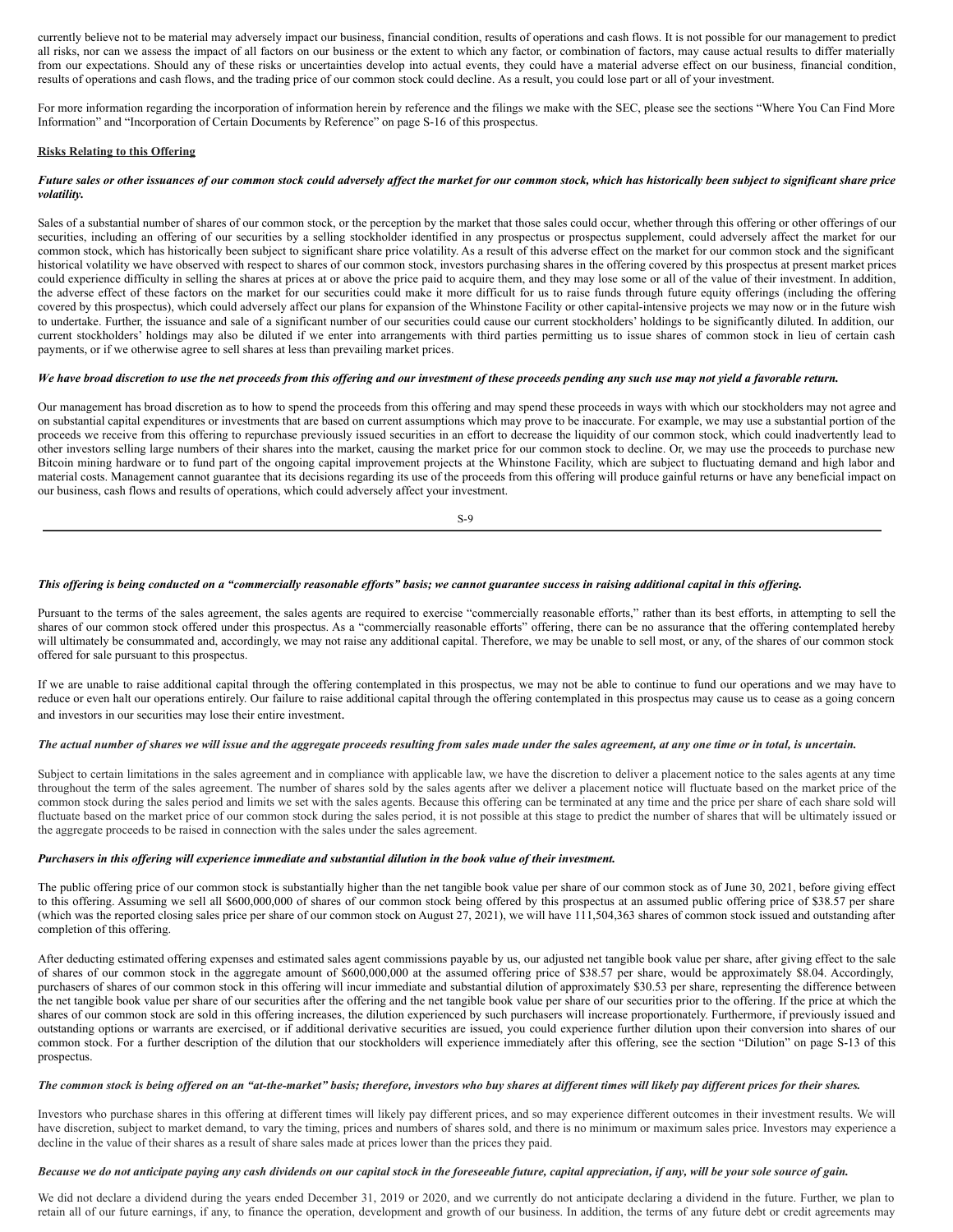currently believe not to be material may adversely impact our business, financial condition, results of operations and cash flows. It is not possible for our management to predict all risks, nor can we assess the impact of all factors on our business or the extent to which any factor, or combination of factors, may cause actual results to differ materially from our expectations. Should any of these risks or uncertainties develop into actual events, they could have a material adverse effect on our business, financial condition, results of operations and cash flows, and the trading price of our common stock could decline. As a result, you could lose part or all of your investment.

For more information regarding the incorporation of information herein by reference and the filings we make with the SEC, please see the sections "Where You Can Find More Information" and "Incorporation of Certain Documents by Reference" on page S-16 of this prospectus.

**Risks Relating to this Offering**

***Future sales or other issuances of our common stock could adversely affect the market for our common stock, which has historically been subject to significant share price volatility.***

Sales of a substantial number of shares of our common stock, or the perception by the market that those sales could occur, whether through this offering or other offerings of our securities, including an offering of our securities by a selling stockholder identified in any prospectus or prospectus supplement, could adversely affect the market for our common stock, which has historically been subject to significant share price volatility. As a result of this adverse effect on the market for our common stock and the significant historical volatility we have observed with respect to shares of our common stock, investors purchasing shares in the offering covered by this prospectus at present market prices could experience difficulty in selling the shares at prices at or above the price paid to acquire them, and they may lose some or all of the value of their investment. In addition, the adverse effect of these factors on the market for our securities could make it more difficult for us to raise funds through future equity offerings (including the offering covered by this prospectus), which could adversely affect our plans for expansion of the Whinstone Facility or other capital-intensive projects we may now or in the future wish to undertake. Further, the issuance and sale of a significant number of our securities could cause our current stockholders' holdings to be significantly diluted. In addition, our current stockholders' holdings may also be diluted if we enter into arrangements with third parties permitting us to issue shares of common stock in lieu of certain cash payments, or if we otherwise agree to sell shares at less than prevailing market prices.

***We have broad discretion to use the net proceeds from this offering and our investment of these proceeds pending any such use may not yield a favorable return.***

Our management has broad discretion as to how to spend the proceeds from this offering and may spend these proceeds in ways with which our stockholders may not agree and on substantial capital expenditures or investments that are based on current assumptions which may prove to be inaccurate. For example, we may use a substantial portion of the proceeds we receive from this offering to repurchase previously issued securities in an effort to decrease the liquidity of our common stock, which could inadvertently lead to other investors selling large numbers of their shares into the market, causing the market price for our common stock to decline. Or, we may use the proceeds to purchase new Bitcoin mining hardware or to fund part of the ongoing capital improvement projects at the Whinstone Facility, which are subject to fluctuating demand and high labor and material costs. Management cannot guarantee that its decisions regarding its use of the proceeds from this offering will produce gainful returns or have any beneficial impact on our business, cash flows and results of operations, which could adversely affect your investment.

***This offering is being conducted on a "commercially reasonable efforts" basis; we cannot guarantee success in raising additional capital in this offering.***

Pursuant to the terms of the sales agreement, the sales agents are required to exercise "commercially reasonable efforts," rather than its best efforts, in attempting to sell the shares of our common stock offered under this prospectus. As a "commercially reasonable efforts" offering, there can be no assurance that the offering contemplated hereby will ultimately be consummated and, accordingly, we may not raise any additional capital. Therefore, we may be unable to sell most, or any, of the shares of our common stock offered for sale pursuant to this prospectus.

If we are unable to raise additional capital through the offering contemplated in this prospectus, we may not be able to continue to fund our operations and we may have to reduce or even halt our operations entirely. Our failure to raise additional capital through the offering contemplated in this prospectus may cause us to cease as a going concern and investors in our securities may lose their entire investment.

***The actual number of shares we will issue and the aggregate proceeds resulting from sales made under the sales agreement, at any one time or in total, is uncertain.***

Subject to certain limitations in the sales agreement and in compliance with applicable law, we have the discretion to deliver a placement notice to the sales agents at any time throughout the term of the sales agreement. The number of shares sold by the sales agents after we deliver a placement notice will fluctuate based on the market price of the common stock during the sales period and limits we set with the sales agents. Because this offering can be terminated at any time and the price per share of each share sold will fluctuate based on the market price of our common stock during the sales period, it is not possible at this stage to predict the number of shares that will be ultimately issued or the aggregate proceeds to be raised in connection with the sales under the sales agreement.

***Purchasers in this offering will experience immediate and substantial dilution in the book value of their investment.***

The public offering price of our common stock is substantially higher than the net tangible book value per share of our common stock as of June 30, 2021, before giving effect to this offering. Assuming we sell all $600,000,000 of shares of our common stock being offered by this prospectus at an assumed public offering price of $38.57 per share (which was the reported closing sales price per share of our common stock on August 27, 2021), we will have 111,504,363 shares of common stock issued and outstanding after completion of this offering.

After deducting estimated offering expenses and estimated sales agent commissions payable by us, our adjusted net tangible book value per share, after giving effect to the sale of shares of our common stock in the aggregate amount of $600,000,000 at the assumed offering price of $38.57 per share, would be approximately $8.04. Accordingly, purchasers of shares of our common stock in this offering will incur immediate and substantial dilution of approximately $30.53 per share, representing the difference between the net tangible book value per share of our securities after the offering and the net tangible book value per share of our securities prior to the offering. If the price at which the shares of our common stock are sold in this offering increases, the dilution experienced by such purchasers will increase proportionately. Furthermore, if previously issued and outstanding options or warrants are exercised, or if additional derivative securities are issued, you could experience further dilution upon their conversion into shares of our common stock. For a further description of the dilution that our stockholders will experience immediately after this offering, see the section "Dilution" on page S-13 of this prospectus.

***The common stock is being offered on an "at-the-market" basis; therefore, investors who buy shares at different times will likely pay different prices for their shares.***

Investors who purchase shares in this offering at different times will likely pay different prices, and so may experience different outcomes in their investment results. We will have discretion, subject to market demand, to vary the timing, prices and numbers of shares sold, and there is no minimum or maximum sales price. Investors may experience a decline in the value of their shares as a result of share sales made at prices lower than the prices they paid.

***Because we do not anticipate paying any cash dividends on our capital stock in the foreseeable future, capital appreciation, if any, will be your sole source of gain.***

We did not declare a dividend during the years ended December 31, 2019 or 2020, and we currently do not anticipate declaring a dividend in the future. Further, we plan to retain all of our future earnings, if any, to finance the operation, development and growth of our business. In addition, the terms of any future debt or credit agreements may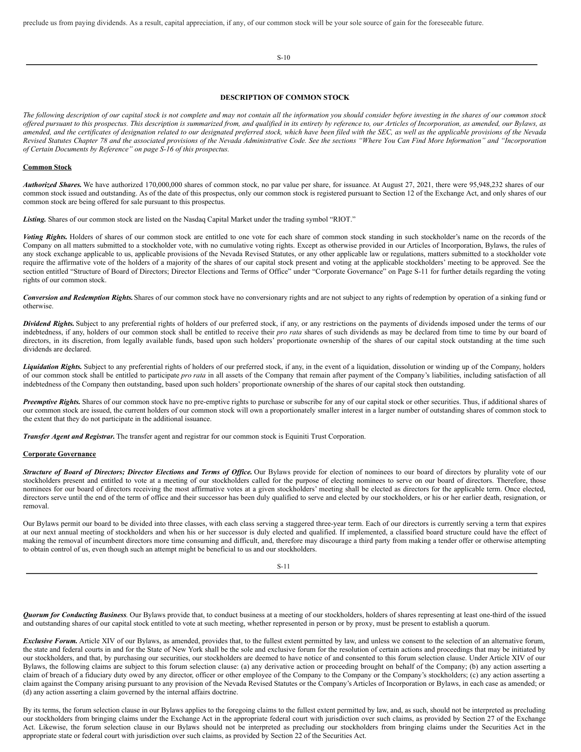preclude us from paying dividends. As a result, capital appreciation, if any, of our common stock will be your sole source of gain for the foreseeable future.

## DESCRIPTION OF COMMON STOCK

*The following description of our capital stock is not complete and may not contain all the information you should consider before investing in the shares of our common stock offered pursuant to this prospectus. This description is summarized from, and qualified in its entirety by reference to, our Articles of Incorporation, as amended, our Bylaws, as amended, and the certificates of designation related to our designated preferred stock, which have been filed with the SEC, as well as the applicable provisions of the Nevada Revised Statutes Chapter 78 and the associated provisions of the Nevada Administrative Code. See the sections "Where You Can Find More Information" and "Incorporation of Certain Documents by Reference" on page S-16 of this prospectus.*

### Common Stock

***Authorized Shares.*** We have authorized 170,000,000 shares of common stock, no par value per share, for issuance. At August 27, 2021, there were 95,948,232 shares of our common stock issued and outstanding. As of the date of this prospectus, only our common stock is registered pursuant to Section 12 of the Exchange Act, and only shares of our common stock are being offered for sale pursuant to this prospectus.

***Listing.*** Shares of our common stock are listed on the Nasdaq Capital Market under the trading symbol "RIOT."

***Voting Rights.*** Holders of shares of our common stock are entitled to one vote for each share of common stock standing in such stockholder's name on the records of the Company on all matters submitted to a stockholder vote, with no cumulative voting rights. Except as otherwise provided in our Articles of Incorporation, Bylaws, the rules of any stock exchange applicable to us, applicable provisions of the Nevada Revised Statutes, or any other applicable law or regulations, matters submitted to a stockholder vote require the affirmative vote of the holders of a majority of the shares of our capital stock present and voting at the applicable stockholders' meeting to be approved. See the section entitled "Structure of Board of Directors; Director Elections and Terms of Office" under "Corporate Governance" on Page S-11 for further details regarding the voting rights of our common stock.

***Conversion and Redemption Rights.*** Shares of our common stock have no conversionary rights and are not subject to any rights of redemption by operation of a sinking fund or otherwise.

***Dividend Rights.*** Subject to any preferential rights of holders of our preferred stock, if any, or any restrictions on the payments of dividends imposed under the terms of our indebtedness, if any, holders of our common stock shall be entitled to receive their *pro rata* shares of such dividends as may be declared from time to time by our board of directors, in its discretion, from legally available funds, based upon such holders' proportionate ownership of the shares of our capital stock outstanding at the time such dividends are declared.

***Liquidation Rights.*** Subject to any preferential rights of holders of our preferred stock, if any, in the event of a liquidation, dissolution or winding up of the Company, holders of our common stock shall be entitled to participate *pro rata* in all assets of the Company that remain after payment of the Company's liabilities, including satisfaction of all indebtedness of the Company then outstanding, based upon such holders' proportionate ownership of the shares of our capital stock then outstanding.

***Preemptive Rights.*** Shares of our common stock have no pre-emptive rights to purchase or subscribe for any of our capital stock or other securities. Thus, if additional shares of our common stock are issued, the current holders of our common stock will own a proportionately smaller interest in a larger number of outstanding shares of common stock to the extent that they do not participate in the additional issuance.

***Transfer Agent and Registrar.*** The transfer agent and registrar for our common stock is Equiniti Trust Corporation.

### Corporate Governance

***Structure of Board of Directors; Director Elections and Terms of Office.*** Our Bylaws provide for election of nominees to our board of directors by plurality vote of our stockholders present and entitled to vote at a meeting of our stockholders called for the purpose of electing nominees to serve on our board of directors. Therefore, those nominees for our board of directors receiving the most affirmative votes at a given stockholders' meeting shall be elected as directors for the applicable term. Once elected, directors serve until the end of the term of office and their successor has been duly qualified to serve and elected by our stockholders, or his or her earlier death, resignation, or removal.

Our Bylaws permit our board to be divided into three classes, with each class serving a staggered three-year term. Each of our directors is currently serving a term that expires at our next annual meeting of stockholders and when his or her successor is duly elected and qualified. If implemented, a classified board structure could have the effect of making the removal of incumbent directors more time consuming and difficult, and, therefore may discourage a third party from making a tender offer or otherwise attempting to obtain control of us, even though such an attempt might be beneficial to us and our stockholders.

***Quorum for Conducting Business***. Our Bylaws provide that, to conduct business at a meeting of our stockholders, holders of shares representing at least one-third of the issued and outstanding shares of our capital stock entitled to vote at such meeting, whether represented in person or by proxy, must be present to establish a quorum.

***Exclusive Forum.*** Article XIV of our Bylaws, as amended, provides that, to the fullest extent permitted by law, and unless we consent to the selection of an alternative forum, the state and federal courts in and for the State of New York shall be the sole and exclusive forum for the resolution of certain actions and proceedings that may be initiated by our stockholders, and that, by purchasing our securities, our stockholders are deemed to have notice of and consented to this forum selection clause. Under Article XIV of our Bylaws, the following claims are subject to this forum selection clause: (a) any derivative action or proceeding brought on behalf of the Company; (b) any action asserting a claim of breach of a fiduciary duty owed by any director, officer or other employee of the Company to the Company or the Company's stockholders; (c) any action asserting a claim against the Company arising pursuant to any provision of the Nevada Revised Statutes or the Company's Articles of Incorporation or Bylaws, in each case as amended; or (d) any action asserting a claim governed by the internal affairs doctrine.

By its terms, the forum selection clause in our Bylaws applies to the foregoing claims to the fullest extent permitted by law, and, as such, should not be interpreted as precluding our stockholders from bringing claims under the Exchange Act in the appropriate federal court with jurisdiction over such claims, as provided by Section 27 of the Exchange Act. Likewise, the forum selection clause in our Bylaws should not be interpreted as precluding our stockholders from bringing claims under the Securities Act in the appropriate state or federal court with jurisdiction over such claims, as provided by Section 22 of the Securities Act.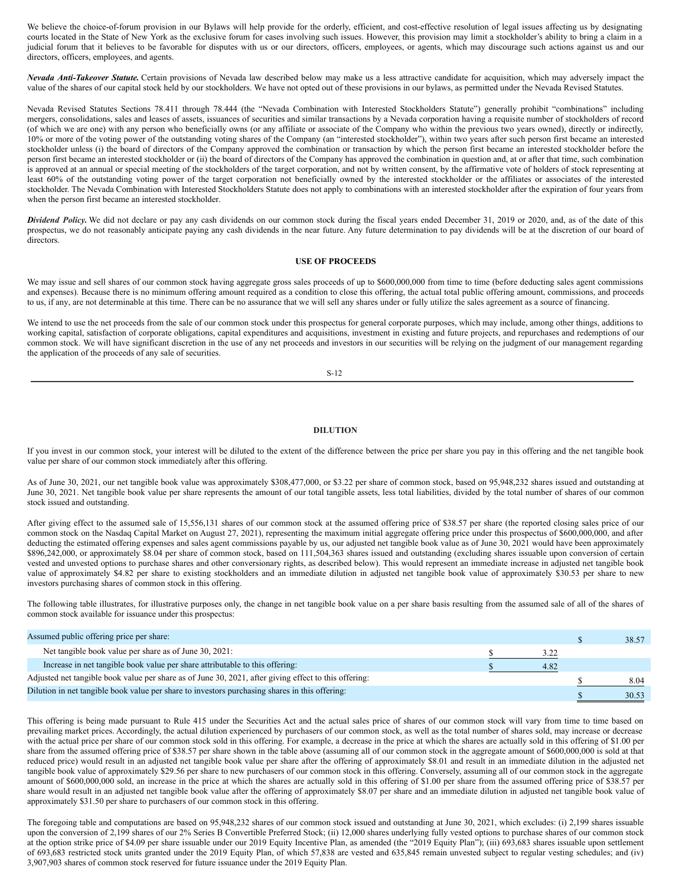We believe the choice-of-forum provision in our Bylaws will help provide for the orderly, efficient, and cost-effective resolution of legal issues affecting us by designating courts located in the State of New York as the exclusive forum for cases involving such issues. However, this provision may limit a stockholder's ability to bring a claim in a judicial forum that it believes to be favorable for disputes with us or our directors, officers, employees, or agents, which may discourage such actions against us and our directors, officers, employees, and agents.

***Nevada Anti-Takeover Statute.*** Certain provisions of Nevada law described below may make us a less attractive candidate for acquisition, which may adversely impact the value of the shares of our capital stock held by our stockholders. We have not opted out of these provisions in our bylaws, as permitted under the Nevada Revised Statutes.

Nevada Revised Statutes Sections 78.411 through 78.444 (the "Nevada Combination with Interested Stockholders Statute") generally prohibit "combinations" including mergers, consolidations, sales and leases of assets, issuances of securities and similar transactions by a Nevada corporation having a requisite number of stockholders of record (of which we are one) with any person who beneficially owns (or any affiliate or associate of the Company who within the previous two years owned), directly or indirectly, 10% or more of the voting power of the outstanding voting shares of the Company (an "interested stockholder"), within two years after such person first became an interested stockholder unless (i) the board of directors of the Company approved the combination or transaction by which the person first became an interested stockholder before the person first became an interested stockholder or (ii) the board of directors of the Company has approved the combination in question and, at or after that time, such combination is approved at an annual or special meeting of the stockholders of the target corporation, and not by written consent, by the affirmative vote of holders of stock representing at least 60% of the outstanding voting power of the target corporation not beneficially owned by the interested stockholder or the affiliates or associates of the interested stockholder. The Nevada Combination with Interested Stockholders Statute does not apply to combinations with an interested stockholder after the expiration of four years from when the person first became an interested stockholder.

***Dividend Policy.*** We did not declare or pay any cash dividends on our common stock during the fiscal years ended December 31, 2019 or 2020, and, as of the date of this prospectus, we do not reasonably anticipate paying any cash dividends in the near future. Any future determination to pay dividends will be at the discretion of our board of directors.

## USE OF PROCEEDS

We may issue and sell shares of our common stock having aggregate gross sales proceeds of up to $600,000,000 from time to time (before deducting sales agent commissions and expenses). Because there is no minimum offering amount required as a condition to close this offering, the actual total public offering amount, commissions, and proceeds to us, if any, are not determinable at this time. There can be no assurance that we will sell any shares under or fully utilize the sales agreement as a source of financing.

We intend to use the net proceeds from the sale of our common stock under this prospectus for general corporate purposes, which may include, among other things, additions to working capital, satisfaction of corporate obligations, capital expenditures and acquisitions, investment in existing and future projects, and repurchases and redemptions of our common stock. We will have significant discretion in the use of any net proceeds and investors in our securities will be relying on the judgment of our management regarding the application of the proceeds of any sale of securities.

## DILUTION

If you invest in our common stock, your interest will be diluted to the extent of the difference between the price per share you pay in this offering and the net tangible book value per share of our common stock immediately after this offering.

As of June 30, 2021, our net tangible book value was approximately $308,477,000, or $3.22 per share of common stock, based on 95,948,232 shares issued and outstanding at June 30, 2021. Net tangible book value per share represents the amount of our total tangible assets, less total liabilities, divided by the total number of shares of our common stock issued and outstanding.

After giving effect to the assumed sale of 15,556,131 shares of our common stock at the assumed offering price of $38.57 per share (the reported closing sales price of our common stock on the Nasdaq Capital Market on August 27, 2021), representing the maximum initial aggregate offering price under this prospectus of $600,000,000, and after deducting the estimated offering expenses and sales agent commissions payable by us, our adjusted net tangible book value as of June 30, 2021 would have been approximately $896,242,000, or approximately $8.04 per share of common stock, based on 111,504,363 shares issued and outstanding (excluding shares issuable upon conversion of certain vested and unvested options to purchase shares and other conversionary rights, as described below). This would represent an immediate increase in adjusted net tangible book value of approximately $4.82 per share to existing stockholders and an immediate dilution in adjusted net tangible book value of approximately $30.53 per share to new investors purchasing shares of common stock in this offering.

The following table illustrates, for illustrative purposes only, the change in net tangible book value on a per share basis resulting from the assumed sale of all of the shares of common stock available for issuance under this prospectus:

| | | |
|---|---|---|
| Assumed public offering price per share: | | $ 38.57 |
| Net tangible book value per share as of June 30, 2021: | $ 3.22 | |
| Increase in net tangible book value per share attributable to this offering: | $ 4.82 | |
| Adjusted net tangible book value per share as of June 30, 2021, after giving effect to this offering: | | $ 8.04 |
| Dilution in net tangible book value per share to investors purchasing shares in this offering: | | $ 30.53 |

This offering is being made pursuant to Rule 415 under the Securities Act and the actual sales price of shares of our common stock will vary from time to time based on prevailing market prices. Accordingly, the actual dilution experienced by purchasers of our common stock, as well as the total number of shares sold, may increase or decrease with the actual price per share of our common stock sold in this offering. For example, a decrease in the price at which the shares are actually sold in this offering of $1.00 per share from the assumed offering price of $38.57 per share shown in the table above (assuming all of our common stock in the aggregate amount of $600,000,000 is sold at that reduced price) would result in an adjusted net tangible book value per share after the offering of approximately $8.01 and result in an immediate dilution in the adjusted net tangible book value of approximately $29.56 per share to new purchasers of our common stock in this offering. Conversely, assuming all of our common stock in the aggregate amount of $600,000,000 sold, an increase in the price at which the shares are actually sold in this offering of $1.00 per share from the assumed offering price of $38.57 per share would result in an adjusted net tangible book value after the offering of approximately $8.07 per share and an immediate dilution in adjusted net tangible book value of approximately $31.50 per share to purchasers of our common stock in this offering.

The foregoing table and computations are based on 95,948,232 shares of our common stock issued and outstanding at June 30, 2021, which excludes: (i) 2,199 shares issuable upon the conversion of 2,199 shares of our 2% Series B Convertible Preferred Stock; (ii) 12,000 shares underlying fully vested options to purchase shares of our common stock at the option strike price of $4.09 per share issuable under our 2019 Equity Incentive Plan, as amended (the "2019 Equity Plan"); (iii) 693,683 shares issuable upon settlement of 693,683 restricted stock units granted under the 2019 Equity Plan, of which 57,838 are vested and 635,845 remain unvested subject to regular vesting schedules; and (iv) 3,907,903 shares of common stock reserved for future issuance under the 2019 Equity Plan.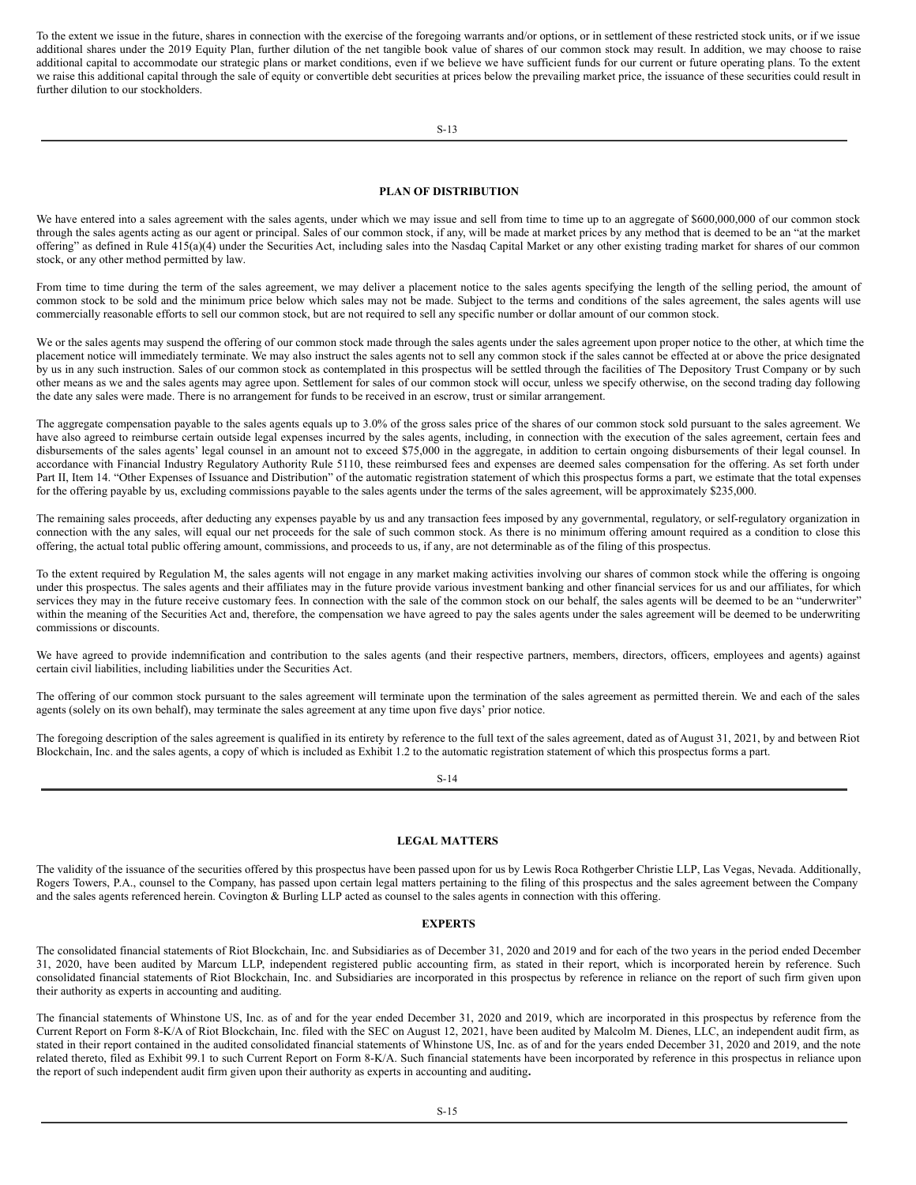To the extent we issue in the future, shares in connection with the exercise of the foregoing warrants and/or options, or in settlement of these restricted stock units, or if we issue additional shares under the 2019 Equity Plan, further dilution of the net tangible book value of shares of our common stock may result. In addition, we may choose to raise additional capital to accommodate our strategic plans or market conditions, even if we believe we have sufficient funds for our current or future operating plans. To the extent we raise this additional capital through the sale of equity or convertible debt securities at prices below the prevailing market price, the issuance of these securities could result in further dilution to our stockholders.

## PLAN OF DISTRIBUTION

We have entered into a sales agreement with the sales agents, under which we may issue and sell from time to time up to an aggregate of $600,000,000 of our common stock through the sales agents acting as our agent or principal. Sales of our common stock, if any, will be made at market prices by any method that is deemed to be an "at the market offering" as defined in Rule 415(a)(4) under the Securities Act, including sales into the Nasdaq Capital Market or any other existing trading market for shares of our common stock, or any other method permitted by law.

From time to time during the term of the sales agreement, we may deliver a placement notice to the sales agents specifying the length of the selling period, the amount of common stock to be sold and the minimum price below which sales may not be made. Subject to the terms and conditions of the sales agreement, the sales agents will use commercially reasonable efforts to sell our common stock, but are not required to sell any specific number or dollar amount of our common stock.

We or the sales agents may suspend the offering of our common stock made through the sales agents under the sales agreement upon proper notice to the other, at which time the placement notice will immediately terminate. We may also instruct the sales agents not to sell any common stock if the sales cannot be effected at or above the price designated by us in any such instruction. Sales of our common stock as contemplated in this prospectus will be settled through the facilities of The Depository Trust Company or by such other means as we and the sales agents may agree upon. Settlement for sales of our common stock will occur, unless we specify otherwise, on the second trading day following the date any sales were made. There is no arrangement for funds to be received in an escrow, trust or similar arrangement.

The aggregate compensation payable to the sales agents equals up to 3.0% of the gross sales price of the shares of our common stock sold pursuant to the sales agreement. We have also agreed to reimburse certain outside legal expenses incurred by the sales agents, including, in connection with the execution of the sales agreement, certain fees and disbursements of the sales agents' legal counsel in an amount not to exceed $75,000 in the aggregate, in addition to certain ongoing disbursements of their legal counsel. In accordance with Financial Industry Regulatory Authority Rule 5110, these reimbursed fees and expenses are deemed sales compensation for the offering. As set forth under Part II, Item 14. "Other Expenses of Issuance and Distribution" of the automatic registration statement of which this prospectus forms a part, we estimate that the total expenses for the offering payable by us, excluding commissions payable to the sales agents under the terms of the sales agreement, will be approximately $235,000.

The remaining sales proceeds, after deducting any expenses payable by us and any transaction fees imposed by any governmental, regulatory, or self-regulatory organization in connection with the any sales, will equal our net proceeds for the sale of such common stock. As there is no minimum offering amount required as a condition to close this offering, the actual total public offering amount, commissions, and proceeds to us, if any, are not determinable as of the filing of this prospectus.

To the extent required by Regulation M, the sales agents will not engage in any market making activities involving our shares of common stock while the offering is ongoing under this prospectus. The sales agents and their affiliates may in the future provide various investment banking and other financial services for us and our affiliates, for which services they may in the future receive customary fees. In connection with the sale of the common stock on our behalf, the sales agents will be deemed to be an "underwriter" within the meaning of the Securities Act and, therefore, the compensation we have agreed to pay the sales agents under the sales agreement will be deemed to be underwriting commissions or discounts.

We have agreed to provide indemnification and contribution to the sales agents (and their respective partners, members, directors, officers, employees and agents) against certain civil liabilities, including liabilities under the Securities Act.

The offering of our common stock pursuant to the sales agreement will terminate upon the termination of the sales agreement as permitted therein. We and each of the sales agents (solely on its own behalf), may terminate the sales agreement at any time upon five days' prior notice.

The foregoing description of the sales agreement is qualified in its entirety by reference to the full text of the sales agreement, dated as of August 31, 2021, by and between Riot Blockchain, Inc. and the sales agents, a copy of which is included as Exhibit 1.2 to the automatic registration statement of which this prospectus forms a part.

## LEGAL MATTERS

The validity of the issuance of the securities offered by this prospectus have been passed upon for us by Lewis Roca Rothgerber Christie LLP, Las Vegas, Nevada. Additionally, Rogers Towers, P.A., counsel to the Company, has passed upon certain legal matters pertaining to the filing of this prospectus and the sales agreement between the Company and the sales agents referenced herein. Covington & Burling LLP acted as counsel to the sales agents in connection with this offering.

## EXPERTS

The consolidated financial statements of Riot Blockchain, Inc. and Subsidiaries as of December 31, 2020 and 2019 and for each of the two years in the period ended December 31, 2020, have been audited by Marcum LLP, independent registered public accounting firm, as stated in their report, which is incorporated herein by reference. Such consolidated financial statements of Riot Blockchain, Inc. and Subsidiaries are incorporated in this prospectus by reference in reliance on the report of such firm given upon their authority as experts in accounting and auditing.

The financial statements of Whinstone US, Inc. as of and for the year ended December 31, 2020 and 2019, which are incorporated in this prospectus by reference from the Current Report on Form 8-K/A of Riot Blockchain, Inc. filed with the SEC on August 12, 2021, have been audited by Malcolm M. Dienes, LLC, an independent audit firm, as stated in their report contained in the audited consolidated financial statements of Whinstone US, Inc. as of and for the years ended December 31, 2020 and 2019, and the note related thereto, filed as Exhibit 99.1 to such Current Report on Form 8-K/A. Such financial statements have been incorporated by reference in this prospectus in reliance upon the report of such independent audit firm given upon their authority as experts in accounting and auditing.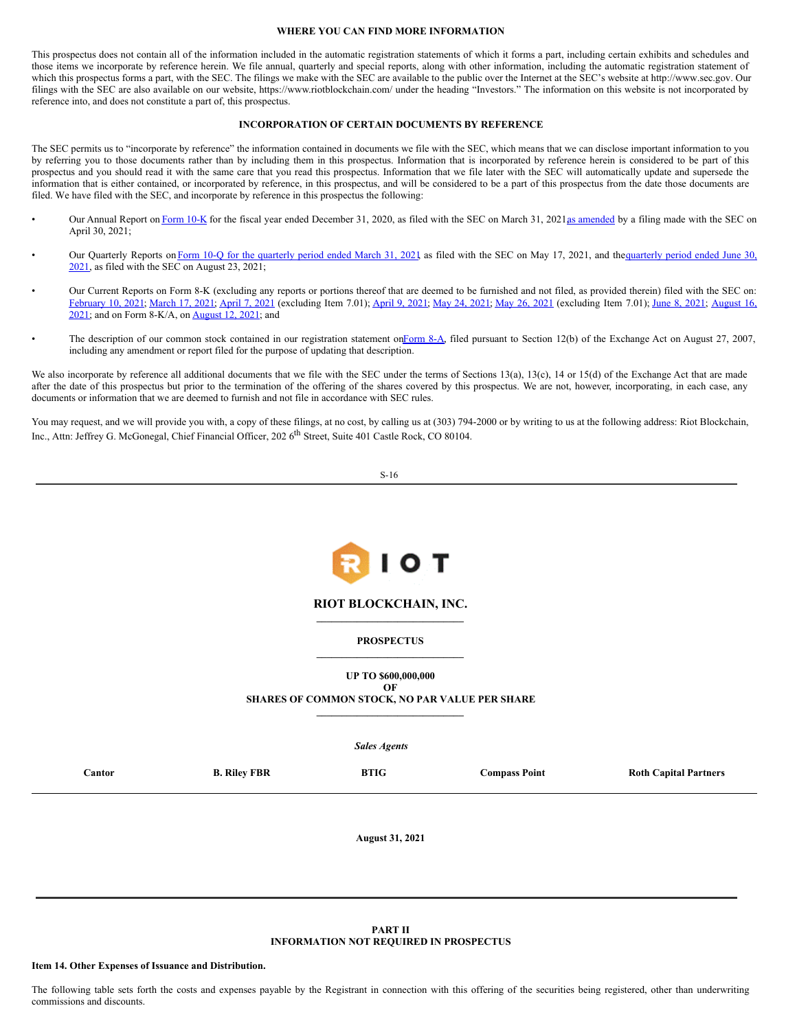## WHERE YOU CAN FIND MORE INFORMATION

This prospectus does not contain all of the information included in the automatic registration statements of which it forms a part, including certain exhibits and schedules and those items we incorporate by reference herein. We file annual, quarterly and special reports, along with other information, including the automatic registration statement of which this prospectus forms a part, with the SEC. The filings we make with the SEC are available to the public over the Internet at the SEC's website at http://www.sec.gov. Our filings with the SEC are also available on our website, https://www.riotblockchain.com/ under the heading "Investors." The information on this website is not incorporated by reference into, and does not constitute a part of, this prospectus.

## INCORPORATION OF CERTAIN DOCUMENTS BY REFERENCE

The SEC permits us to "incorporate by reference" the information contained in documents we file with the SEC, which means that we can disclose important information to you by referring you to those documents rather than by including them in this prospectus. Information that is incorporated by reference herein is considered to be part of this prospectus and you should read it with the same care that you read this prospectus. Information that we file later with the SEC will automatically update and supersede the information that is either contained, or incorporated by reference, in this prospectus, and will be considered to be a part of this prospectus from the date those documents are filed. We have filed with the SEC, and incorporate by reference in this prospectus the following:

- Our Annual Report on Form 10-K for the fiscal year ended December 31, 2020, as filed with the SEC on March 31, 2021 as amended by a filing made with the SEC on April 30, 2021;
- Our Quarterly Reports on Form 10-Q for the quarterly period ended March 31, 2021 as filed with the SEC on May 17, 2021, and the quarterly period ended June 30, 2021, as filed with the SEC on August 23, 2021;
- Our Current Reports on Form 8-K (excluding any reports or portions thereof that are deemed to be furnished and not filed, as provided therein) filed with the SEC on: February 10, 2021; March 17, 2021; April 7, 2021 (excluding Item 7.01); April 9, 2021; May 24, 2021; May 26, 2021 (excluding Item 7.01); June 8, 2021; August 16, 2021; and on Form 8-K/A, on August 12, 2021; and
- The description of our common stock contained in our registration statement on Form 8-A, filed pursuant to Section 12(b) of the Exchange Act on August 27, 2007, including any amendment or report filed for the purpose of updating that description.

We also incorporate by reference all additional documents that we file with the SEC under the terms of Sections 13(a), 13(c), 14 or 15(d) of the Exchange Act that are made after the date of this prospectus but prior to the termination of the offering of the shares covered by this prospectus. We are not, however, incorporating, in each case, any documents or information that we are deemed to furnish and not file in accordance with SEC rules.

You may request, and we will provide you with, a copy of these filings, at no cost, by calling us at (303) 794-2000 or by writing to us at the following address: Riot Blockchain, Inc., Attn: Jeffrey G. McGonegal, Chief Financial Officer, 202 6th Street, Suite 401 Castle Rock, CO 80104.

---

RIOT

**RIOT BLOCKCHAIN, INC.**

**PROSPECTUS**

**UP TO $600,000,000**
**OF**
**SHARES OF COMMON STOCK, NO PAR VALUE PER SHARE**

***Sales Agents***

| Cantor | B. Riley FBR | BTIG | Compass Point | Roth Capital Partners |
|---|---|---|---|---|

**August 31, 2021**

---

## PART II
## INFORMATION NOT REQUIRED IN PROSPECTUS

**Item 14. Other Expenses of Issuance and Distribution.**

The following table sets forth the costs and expenses payable by the Registrant in connection with this offering of the securities being registered, other than underwriting commissions and discounts.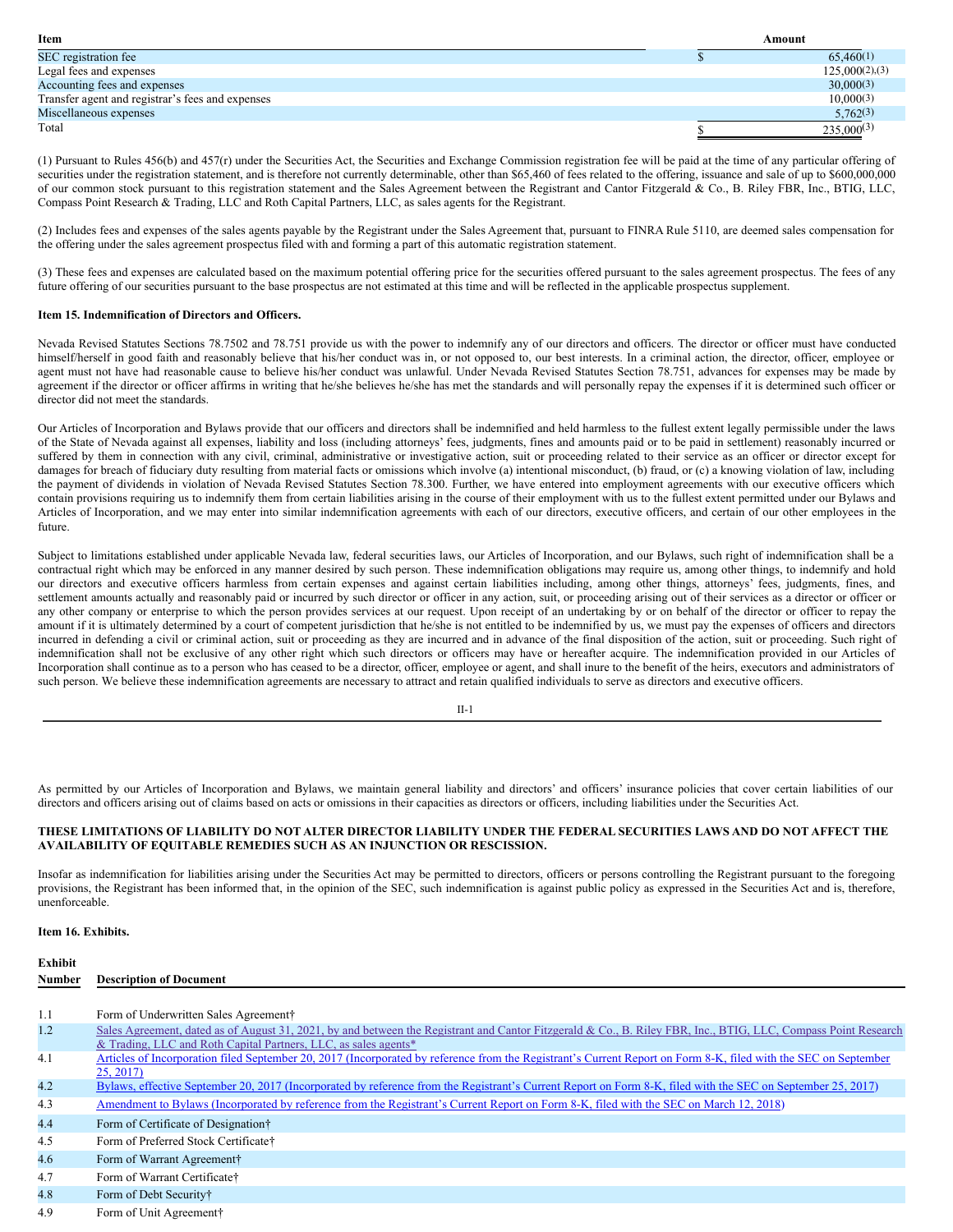| Item | | Amount |
| --- | --- | --- |
| SEC registration fee | $ | 65,460(1) |
| Legal fees and expenses | | 125,000(2),(3) |
| Accounting fees and expenses | | 30,000(3) |
| Transfer agent and registrar's fees and expenses | | 10,000(3) |
| Miscellaneous expenses | | 5,762(3) |
| Total | $ | 235,000(3) |

(1) Pursuant to Rules 456(b) and 457(r) under the Securities Act, the Securities and Exchange Commission registration fee will be paid at the time of any particular offering of securities under the registration statement, and is therefore not currently determinable, other than $65,460 of fees related to the offering, issuance and sale of up to $600,000,000 of our common stock pursuant to this registration statement and the Sales Agreement between the Registrant and Cantor Fitzgerald & Co., B. Riley FBR, Inc., BTIG, LLC, Compass Point Research & Trading, LLC and Roth Capital Partners, LLC, as sales agents for the Registrant.

(2) Includes fees and expenses of the sales agents payable by the Registrant under the Sales Agreement that, pursuant to FINRA Rule 5110, are deemed sales compensation for the offering under the sales agreement prospectus filed with and forming a part of this automatic registration statement.

(3) These fees and expenses are calculated based on the maximum potential offering price for the securities offered pursuant to the sales agreement prospectus. The fees of any future offering of our securities pursuant to the base prospectus are not estimated at this time and will be reflected in the applicable prospectus supplement.

**Item 15. Indemnification of Directors and Officers.**

Nevada Revised Statutes Sections 78.7502 and 78.751 provide us with the power to indemnify any of our directors and officers. The director or officer must have conducted himself/herself in good faith and reasonably believe that his/her conduct was in, or not opposed to, our best interests. In a criminal action, the director, officer, employee or agent must not have had reasonable cause to believe his/her conduct was unlawful. Under Nevada Revised Statutes Section 78.751, advances for expenses may be made by agreement if the director or officer affirms in writing that he/she believes he/she has met the standards and will personally repay the expenses if it is determined such officer or director did not meet the standards.

Our Articles of Incorporation and Bylaws provide that our officers and directors shall be indemnified and held harmless to the fullest extent legally permissible under the laws of the State of Nevada against all expenses, liability and loss (including attorneys' fees, judgments, fines and amounts paid or to be paid in settlement) reasonably incurred or suffered by them in connection with any civil, criminal, administrative or investigative action, suit or proceeding related to their service as an officer or director except for damages for breach of fiduciary duty resulting from material facts or omissions which involve (a) intentional misconduct, (b) fraud, or (c) a knowing violation of law, including the payment of dividends in violation of Nevada Revised Statutes Section 78.300. Further, we have entered into employment agreements with our executive officers which contain provisions requiring us to indemnify them from certain liabilities arising in the course of their employment with us to the fullest extent permitted under our Bylaws and Articles of Incorporation, and we may enter into similar indemnification agreements with each of our directors, executive officers, and certain of our other employees in the future.

Subject to limitations established under applicable Nevada law, federal securities laws, our Articles of Incorporation, and our Bylaws, such right of indemnification shall be a contractual right which may be enforced in any manner desired by such person. These indemnification obligations may require us, among other things, to indemnify and hold our directors and executive officers harmless from certain expenses and against certain liabilities including, among other things, attorneys' fees, judgments, fines, and settlement amounts actually and reasonably paid or incurred by such director or officer in any action, suit, or proceeding arising out of their services as a director or officer or any other company or enterprise to which the person provides services at our request. Upon receipt of an undertaking by or on behalf of the director or officer to repay the amount if it is ultimately determined by a court of competent jurisdiction that he/she is not entitled to be indemnified by us, we must pay the expenses of officers and directors incurred in defending a civil or criminal action, suit or proceeding as they are incurred and in advance of the final disposition of the action, suit or proceeding. Such right of indemnification shall not be exclusive of any other right which such directors or officers may have or hereafter acquire. The indemnification provided in our Articles of Incorporation shall continue as to a person who has ceased to be a director, officer, employee or agent, and shall inure to the benefit of the heirs, executors and administrators of such person. We believe these indemnification agreements are necessary to attract and retain qualified individuals to serve as directors and executive officers.

As permitted by our Articles of Incorporation and Bylaws, we maintain general liability and directors' and officers' insurance policies that cover certain liabilities of our directors and officers arising out of claims based on acts or omissions in their capacities as directors or officers, including liabilities under the Securities Act.

**THESE LIMITATIONS OF LIABILITY DO NOT ALTER DIRECTOR LIABILITY UNDER THE FEDERAL SECURITIES LAWS AND DO NOT AFFECT THE AVAILABILITY OF EQUITABLE REMEDIES SUCH AS AN INJUNCTION OR RESCISSION.**

Insofar as indemnification for liabilities arising under the Securities Act may be permitted to directors, officers or persons controlling the Registrant pursuant to the foregoing provisions, the Registrant has been informed that, in the opinion of the SEC, such indemnification is against public policy as expressed in the Securities Act and is, therefore, unenforceable.

**Item 16. Exhibits.**

| Exhibit Number | Description of Document |
| --- | --- |
| 1.1 | Form of Underwritten Sales Agreement† |
| 1.2 | Sales Agreement, dated as of August 31, 2021, by and between the Registrant and Cantor Fitzgerald & Co., B. Riley FBR, Inc., BTIG, LLC, Compass Point Research & Trading, LLC and Roth Capital Partners, LLC, as sales agents* |
| 4.1 | Articles of Incorporation filed September 20, 2017 (Incorporated by reference from the Registrant's Current Report on Form 8-K, filed with the SEC on September 25, 2017) |
| 4.2 | Bylaws, effective September 20, 2017 (Incorporated by reference from the Registrant's Current Report on Form 8-K, filed with the SEC on September 25, 2017) |
| 4.3 | Amendment to Bylaws (Incorporated by reference from the Registrant's Current Report on Form 8-K, filed with the SEC on March 12, 2018) |
| 4.4 | Form of Certificate of Designation† |
| 4.5 | Form of Preferred Stock Certificate† |
| 4.6 | Form of Warrant Agreement† |
| 4.7 | Form of Warrant Certificate† |
| 4.8 | Form of Debt Security† |
| 4.9 | Form of Unit Agreement† |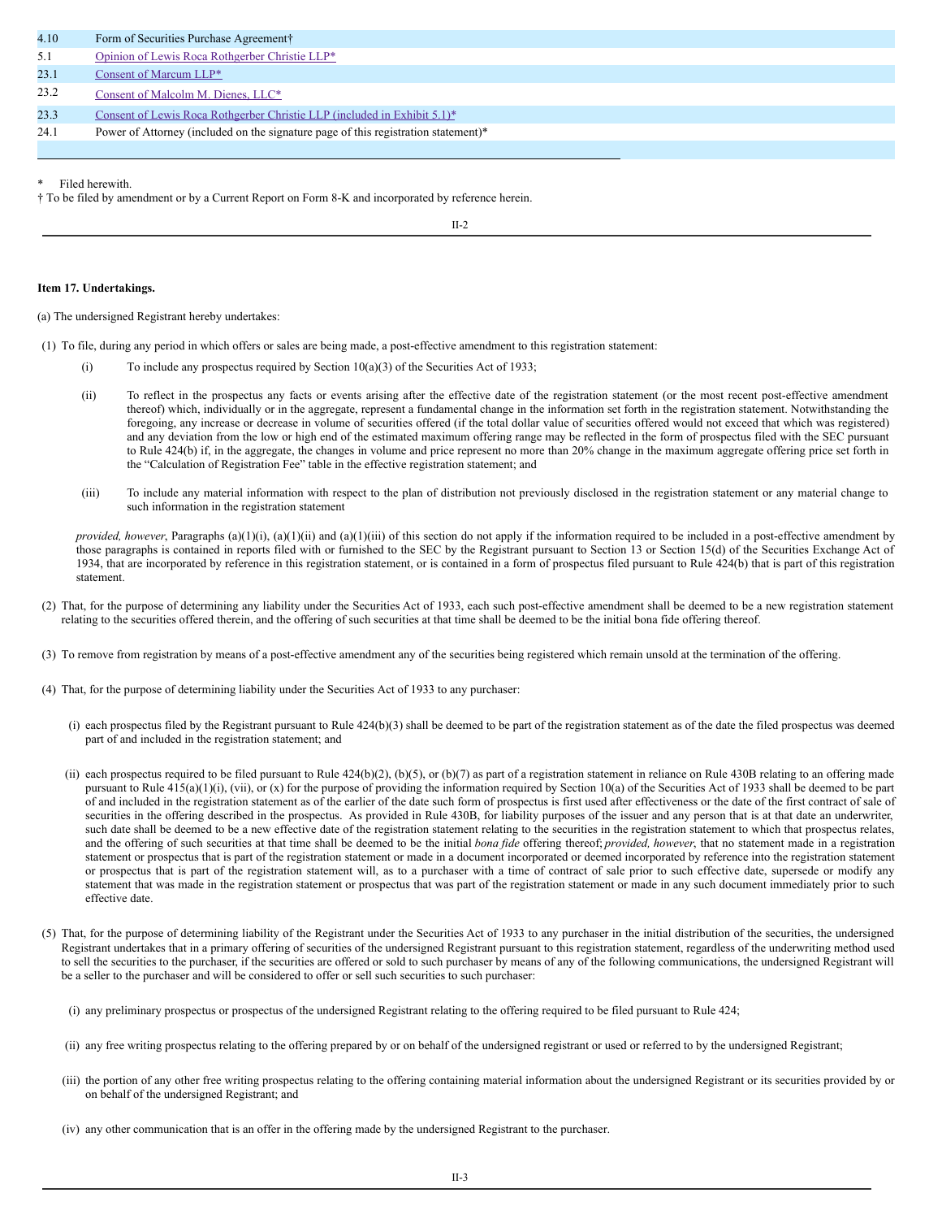| | |
|---|---|
| 4.10 | Form of Securities Purchase Agreement† |
| 5.1 | Opinion of Lewis Roca Rothgerber Christie LLP* |
| 23.1 | Consent of Marcum LLP* |
| 23.2 | Consent of Malcolm M. Dienes, LLC* |
| 23.3 | Consent of Lewis Roca Rothgerber Christie LLP (included in Exhibit 5.1)* |
| 24.1 | Power of Attorney (included on the signature page of this registration statement)* |

\* Filed herewith.

† To be filed by amendment or by a Current Report on Form 8-K and incorporated by reference herein.

**Item 17. Undertakings.**

(a) The undersigned Registrant hereby undertakes:

(1) To file, during any period in which offers or sales are being made, a post-effective amendment to this registration statement:

(i) To include any prospectus required by Section 10(a)(3) of the Securities Act of 1933;

(ii) To reflect in the prospectus any facts or events arising after the effective date of the registration statement (or the most recent post-effective amendment thereof) which, individually or in the aggregate, represent a fundamental change in the information set forth in the registration statement. Notwithstanding the foregoing, any increase or decrease in volume of securities offered (if the total dollar value of securities offered would not exceed that which was registered) and any deviation from the low or high end of the estimated maximum offering range may be reflected in the form of prospectus filed with the SEC pursuant to Rule 424(b) if, in the aggregate, the changes in volume and price represent no more than 20% change in the maximum aggregate offering price set forth in the "Calculation of Registration Fee" table in the effective registration statement; and

(iii) To include any material information with respect to the plan of distribution not previously disclosed in the registration statement or any material change to such information in the registration statement

*provided, however*, Paragraphs (a)(1)(i), (a)(1)(ii) and (a)(1)(iii) of this section do not apply if the information required to be included in a post-effective amendment by those paragraphs is contained in reports filed with or furnished to the SEC by the Registrant pursuant to Section 13 or Section 15(d) of the Securities Exchange Act of 1934, that are incorporated by reference in this registration statement, or is contained in a form of prospectus filed pursuant to Rule 424(b) that is part of this registration statement.

(2) That, for the purpose of determining any liability under the Securities Act of 1933, each such post-effective amendment shall be deemed to be a new registration statement relating to the securities offered therein, and the offering of such securities at that time shall be deemed to be the initial bona fide offering thereof.

(3) To remove from registration by means of a post-effective amendment any of the securities being registered which remain unsold at the termination of the offering.

(4) That, for the purpose of determining liability under the Securities Act of 1933 to any purchaser:

(i) each prospectus filed by the Registrant pursuant to Rule 424(b)(3) shall be deemed to be part of the registration statement as of the date the filed prospectus was deemed part of and included in the registration statement; and

(ii) each prospectus required to be filed pursuant to Rule 424(b)(2), (b)(5), or (b)(7) as part of a registration statement in reliance on Rule 430B relating to an offering made pursuant to Rule 415(a)(1)(i), (vii), or (x) for the purpose of providing the information required by Section 10(a) of the Securities Act of 1933 shall be deemed to be part of and included in the registration statement as of the earlier of the date such form of prospectus is first used after effectiveness or the date of the first contract of sale of securities in the offering described in the prospectus. As provided in Rule 430B, for liability purposes of the issuer and any person that is at that date an underwriter, such date shall be deemed to be a new effective date of the registration statement relating to the securities in the registration statement to which that prospectus relates, and the offering of such securities at that time shall be deemed to be the initial *bona fide* offering thereof; *provided, however*, that no statement made in a registration statement or prospectus that is part of the registration statement or made in a document incorporated or deemed incorporated by reference into the registration statement or prospectus that is part of the registration statement will, as to a purchaser with a time of contract of sale prior to such effective date, supersede or modify any statement that was made in the registration statement or prospectus that was part of the registration statement or made in any such document immediately prior to such effective date.

(5) That, for the purpose of determining liability of the Registrant under the Securities Act of 1933 to any purchaser in the initial distribution of the securities, the undersigned Registrant undertakes that in a primary offering of securities of the undersigned Registrant pursuant to this registration statement, regardless of the underwriting method used to sell the securities to the purchaser, if the securities are offered or sold to such purchaser by means of any of the following communications, the undersigned Registrant will be a seller to the purchaser and will be considered to offer or sell such securities to such purchaser:

(i) any preliminary prospectus or prospectus of the undersigned Registrant relating to the offering required to be filed pursuant to Rule 424;

(ii) any free writing prospectus relating to the offering prepared by or on behalf of the undersigned registrant or used or referred to by the undersigned Registrant;

(iii) the portion of any other free writing prospectus relating to the offering containing material information about the undersigned Registrant or its securities provided by or on behalf of the undersigned Registrant; and

(iv) any other communication that is an offer in the offering made by the undersigned Registrant to the purchaser.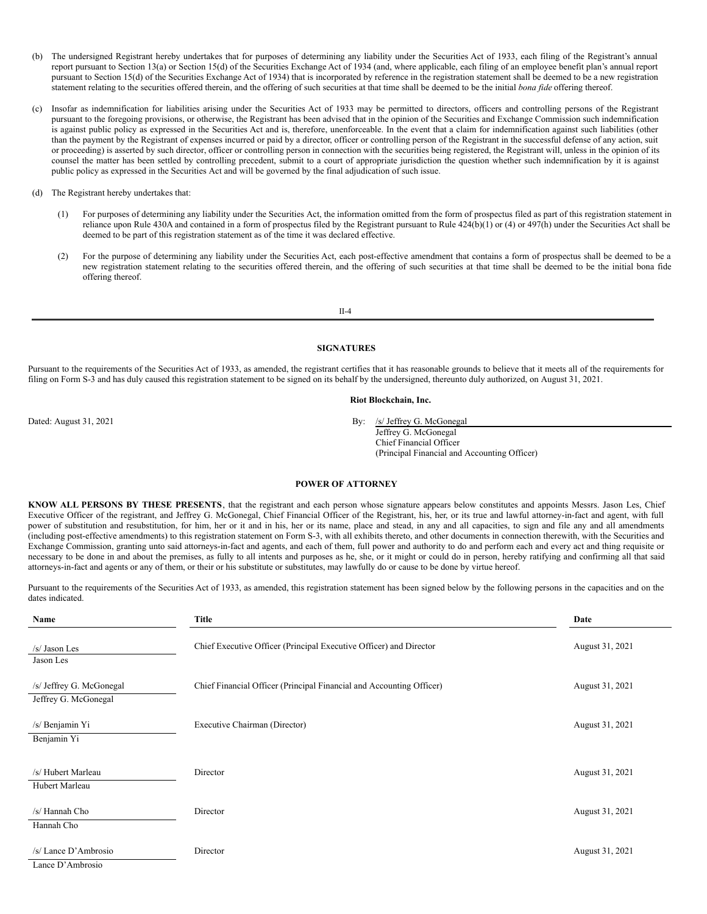(b) The undersigned Registrant hereby undertakes that for purposes of determining any liability under the Securities Act of 1933, each filing of the Registrant's annual report pursuant to Section 13(a) or Section 15(d) of the Securities Exchange Act of 1934 (and, where applicable, each filing of an employee benefit plan's annual report pursuant to Section 15(d) of the Securities Exchange Act of 1934) that is incorporated by reference in the registration statement shall be deemed to be a new registration statement relating to the securities offered therein, and the offering of such securities at that time shall be deemed to be the initial *bona fide* offering thereof.

(c) Insofar as indemnification for liabilities arising under the Securities Act of 1933 may be permitted to directors, officers and controlling persons of the Registrant pursuant to the foregoing provisions, or otherwise, the Registrant has been advised that in the opinion of the Securities and Exchange Commission such indemnification is against public policy as expressed in the Securities Act and is, therefore, unenforceable. In the event that a claim for indemnification against such liabilities (other than the payment by the Registrant of expenses incurred or paid by a director, officer or controlling person of the Registrant in the successful defense of any action, suit or proceeding) is asserted by such director, officer or controlling person in connection with the securities being registered, the Registrant will, unless in the opinion of its counsel the matter has been settled by controlling precedent, submit to a court of appropriate jurisdiction the question whether such indemnification by it is against public policy as expressed in the Securities Act and will be governed by the final adjudication of such issue.

(d) The Registrant hereby undertakes that:

(1) For purposes of determining any liability under the Securities Act, the information omitted from the form of prospectus filed as part of this registration statement in reliance upon Rule 430A and contained in a form of prospectus filed by the Registrant pursuant to Rule 424(b)(1) or (4) or 497(h) under the Securities Act shall be deemed to be part of this registration statement as of the time it was declared effective.

(2) For the purpose of determining any liability under the Securities Act, each post-effective amendment that contains a form of prospectus shall be deemed to be a new registration statement relating to the securities offered therein, and the offering of such securities at that time shall be deemed to be the initial bona fide offering thereof.

## SIGNATURES

Pursuant to the requirements of the Securities Act of 1933, as amended, the registrant certifies that it has reasonable grounds to believe that it meets all of the requirements for filing on Form S-3 and has duly caused this registration statement to be signed on its behalf by the undersigned, thereunto duly authorized, on August 31, 2021.

**Riot Blockchain, Inc.**

Dated: August 31, 2021

By: /s/ Jeffrey G. McGonegal
Jeffrey G. McGonegal
Chief Financial Officer
(Principal Financial and Accounting Officer)

## POWER OF ATTORNEY

**KNOW ALL PERSONS BY THESE PRESENTS**, that the registrant and each person whose signature appears below constitutes and appoints Messrs. Jason Les, Chief Executive Officer of the registrant, and Jeffrey G. McGonegal, Chief Financial Officer of the Registrant, his, her, or its true and lawful attorney-in-fact and agent, with full power of substitution and resubstitution, for him, her or it and in his, her or its name, place and stead, in any and all capacities, to sign and file any and all amendments (including post-effective amendments) to this registration statement on Form S-3, with all exhibits thereto, and other documents in connection therewith, with the Securities and Exchange Commission, granting unto said attorneys-in-fact and agents, and each of them, full power and authority to do and perform each and every act and thing requisite or necessary to be done in and about the premises, as fully to all intents and purposes as he, she, or it might or could do in person, hereby ratifying and confirming all that said attorneys-in-fact and agents or any of them, or their or his substitute or substitutes, may lawfully do or cause to be done by virtue hereof.

Pursuant to the requirements of the Securities Act of 1933, as amended, this registration statement has been signed below by the following persons in the capacities and on the dates indicated.

| Name | Title | Date |
|---|---|---|
| /s/ Jason Les<br>Jason Les | Chief Executive Officer (Principal Executive Officer) and Director | August 31, 2021 |
| /s/ Jeffrey G. McGonegal<br>Jeffrey G. McGonegal | Chief Financial Officer (Principal Financial and Accounting Officer) | August 31, 2021 |
| /s/ Benjamin Yi<br>Benjamin Yi | Executive Chairman (Director) | August 31, 2021 |
| /s/ Hubert Marleau<br>Hubert Marleau | Director | August 31, 2021 |
| /s/ Hannah Cho<br>Hannah Cho | Director | August 31, 2021 |
| /s/ Lance D'Ambrosio<br>Lance D'Ambrosio | Director | August 31, 2021 |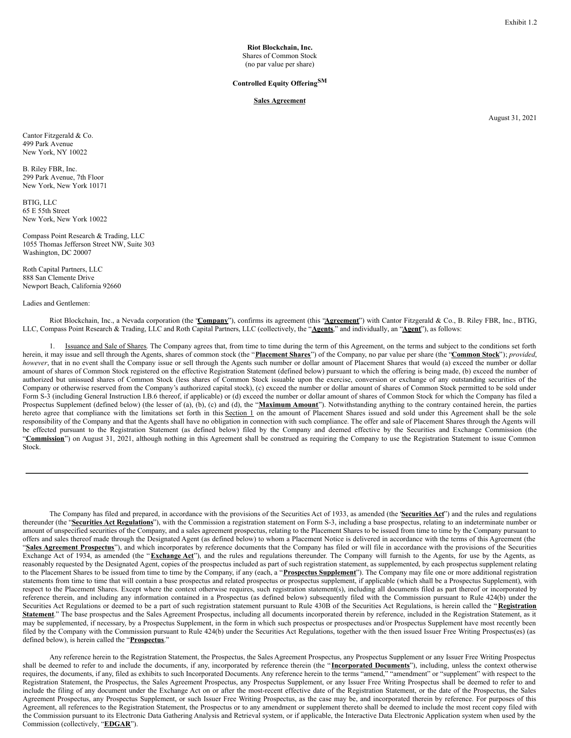Exhibit 1.2

**Riot Blockchain, Inc.**
Shares of Common Stock
(no par value per share)

**Controlled Equity Offering**[SM]

**Sales Agreement**

August 31, 2021

Cantor Fitzgerald & Co.
499 Park Avenue
New York, NY 10022

B. Riley FBR, Inc.
299 Park Avenue, 7th Floor
New York, New York 10171

BTIG, LLC
65 E 55th Street
New York, New York 10022

Compass Point Research & Trading, LLC
1055 Thomas Jefferson Street NW, Suite 303
Washington, DC 20007

Roth Capital Partners, LLC
888 San Clemente Drive
Newport Beach, California 92660

Ladies and Gentlemen:

Riot Blockchain, Inc., a Nevada corporation (the "**Company**"), confirms its agreement (this "**Agreement**") with Cantor Fitzgerald & Co., B. Riley FBR, Inc., BTIG, LLC, Compass Point Research & Trading, LLC and Roth Capital Partners, LLC (collectively, the "**Agents**," and individually, an "**Agent**"), as follows:

1. Issuance and Sale of Shares. The Company agrees that, from time to time during the term of this Agreement, on the terms and subject to the conditions set forth herein, it may issue and sell through the Agents, shares of common stock (the "**Placement Shares**") of the Company, no par value per share (the "**Common Stock**"); *provided*, *however*, that in no event shall the Company issue or sell through the Agents such number or dollar amount of Placement Shares that would (a) exceed the number or dollar amount of shares of Common Stock registered on the effective Registration Statement (defined below) pursuant to which the offering is being made, (b) exceed the number of authorized but unissued shares of Common Stock (less shares of Common Stock issuable upon the exercise, conversion or exchange of any outstanding securities of the Company or otherwise reserved from the Company's authorized capital stock), (c) exceed the number or dollar amount of shares of Common Stock permitted to be sold under Form S-3 (including General Instruction I.B.6 thereof, if applicable) or (d) exceed the number or dollar amount of shares of Common Stock for which the Company has filed a Prospectus Supplement (defined below) (the lesser of (a), (b), (c) and (d), the "**Maximum Amount**"). Notwithstanding anything to the contrary contained herein, the parties hereto agree that compliance with the limitations set forth in this Section 1 on the amount of Placement Shares issued and sold under this Agreement shall be the sole responsibility of the Company and that the Agents shall have no obligation in connection with such compliance. The offer and sale of Placement Shares through the Agents will be effected pursuant to the Registration Statement (as defined below) filed by the Company and deemed effective by the Securities and Exchange Commission (the "**Commission**") on August 31, 2021, although nothing in this Agreement shall be construed as requiring the Company to use the Registration Statement to issue Common Stock.

---

The Company has filed and prepared, in accordance with the provisions of the Securities Act of 1933, as amended (the "**Securities Act**") and the rules and regulations thereunder (the "**Securities Act Regulations**"), with the Commission a registration statement on Form S-3, including a base prospectus, relating to an indeterminate number or amount of unspecified securities of the Company, and a sales agreement prospectus, relating to the Placement Shares to be issued from time to time by the Company pursuant to offers and sales thereof made through the Designated Agent (as defined below) to whom a Placement Notice is delivered in accordance with the terms of this Agreement (the "**Sales Agreement Prospectus**"), and which incorporates by reference documents that the Company has filed or will file in accordance with the provisions of the Securities Exchange Act of 1934, as amended (the "**Exchange Act**"), and the rules and regulations thereunder. The Company will furnish to the Agents, for use by the Agents, as reasonably requested by the Designated Agent, copies of the prospectus included as part of such registration statement, as supplemented, by each prospectus supplement relating to the Placement Shares to be issued from time to time by the Company, if any (each, a "**Prospectus Supplement**"). The Company may file one or more additional registration statements from time to time that will contain a base prospectus and related prospectus or prospectus supplement, if applicable (which shall be a Prospectus Supplement), with respect to the Placement Shares. Except where the context otherwise requires, such registration statement(s), including all documents filed as part thereof or incorporated by reference therein, and including any information contained in a Prospectus (as defined below) subsequently filed with the Commission pursuant to Rule 424(b) under the Securities Act Regulations or deemed to be a part of such registration statement pursuant to Rule 430B of the Securities Act Regulations, is herein called the "**Registration Statement**." The base prospectus and the Sales Agreement Prospectus, including all documents incorporated therein by reference, included in the Registration Statement, as it may be supplemented, if necessary, by a Prospectus Supplement, in the form in which such prospectus or prospectuses and/or Prospectus Supplement have most recently been filed by the Company with the Commission pursuant to Rule 424(b) under the Securities Act Regulations, together with the then issued Issuer Free Writing Prospectus(es) (as defined below), is herein called the "**Prospectus**."

Any reference herein to the Registration Statement, the Prospectus, the Sales Agreement Prospectus, any Prospectus Supplement or any Issuer Free Writing Prospectus shall be deemed to refer to and include the documents, if any, incorporated by reference therein (the "**Incorporated Documents**"), including, unless the context otherwise requires, the documents, if any, filed as exhibits to such Incorporated Documents. Any reference herein to the terms "amend," "amendment" or "supplement" with respect to the Registration Statement, the Prospectus, the Sales Agreement Prospectus, any Prospectus Supplement, or any Issuer Free Writing Prospectus shall be deemed to refer to and include the filing of any document under the Exchange Act on or after the most-recent effective date of the Registration Statement, or the date of the Prospectus, the Sales Agreement Prospectus, any Prospectus Supplement, or such Issuer Free Writing Prospectus, as the case may be, and incorporated therein by reference. For purposes of this Agreement, all references to the Registration Statement, the Prospectus or to any amendment or supplement thereto shall be deemed to include the most recent copy filed with the Commission pursuant to its Electronic Data Gathering Analysis and Retrieval system, or if applicable, the Interactive Data Electronic Application system when used by the Commission (collectively, "**EDGAR**").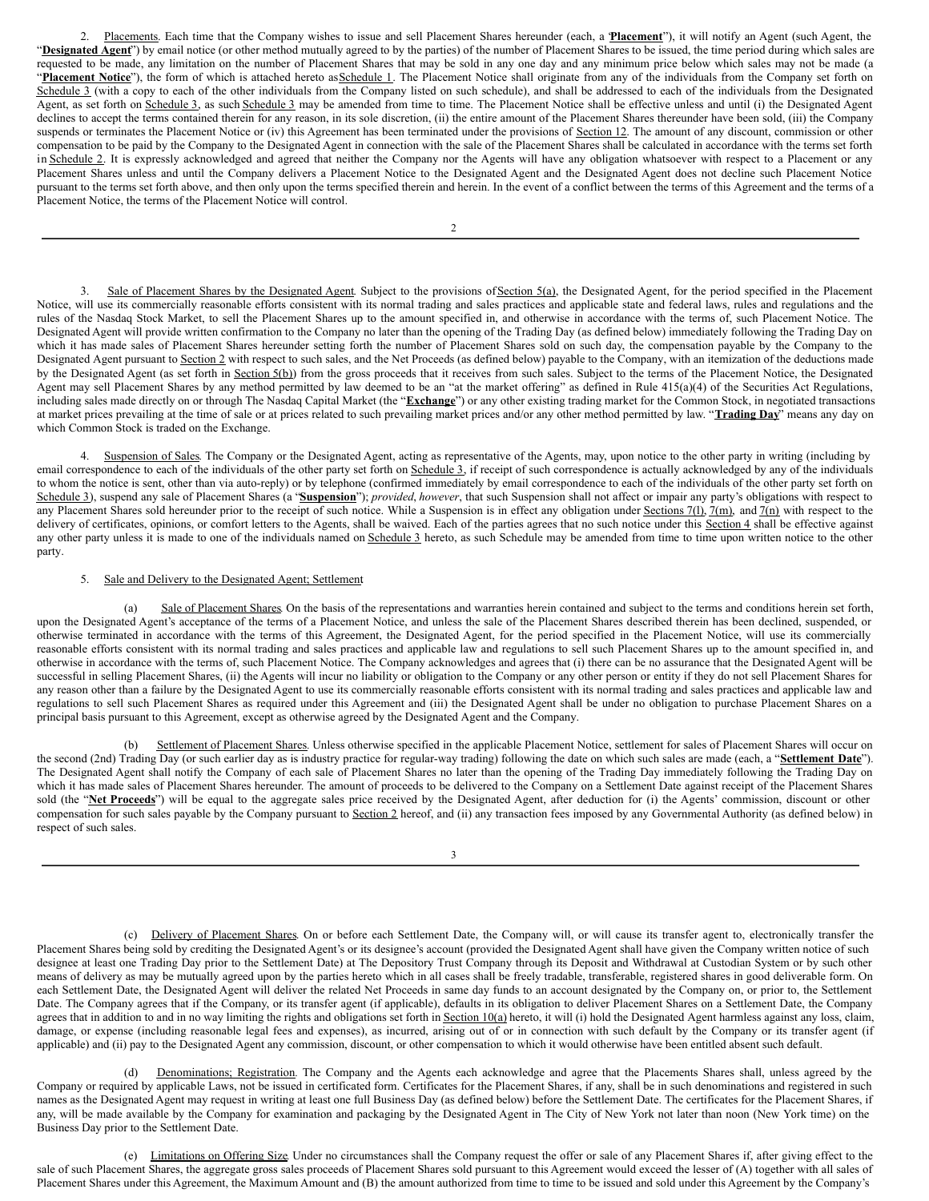2. Placements. Each time that the Company wishes to issue and sell Placement Shares hereunder (each, a "**Placement**"), it will notify an Agent (such Agent, the "**Designated Agent**") by email notice (or other method mutually agreed to by the parties) of the number of Placement Shares to be issued, the time period during which sales are requested to be made, any limitation on the number of Placement Shares that may be sold in any one day and any minimum price below which sales may not be made (a "**Placement Notice**"), the form of which is attached hereto as Schedule 1. The Placement Notice shall originate from any of the individuals from the Company set forth on Schedule 3 (with a copy to each of the other individuals from the Company listed on such schedule), and shall be addressed to each of the individuals from the Designated Agent, as set forth on Schedule 3, as such Schedule 3 may be amended from time to time. The Placement Notice shall be effective unless and until (i) the Designated Agent declines to accept the terms contained therein for any reason, in its sole discretion, (ii) the entire amount of the Placement Shares thereunder have been sold, (iii) the Company suspends or terminates the Placement Notice or (iv) this Agreement has been terminated under the provisions of Section 12. The amount of any discount, commission or other compensation to be paid by the Company to the Designated Agent in connection with the sale of the Placement Shares shall be calculated in accordance with the terms set forth in Schedule 2. It is expressly acknowledged and agreed that neither the Company nor the Agents will have any obligation whatsoever with respect to a Placement or any Placement Shares unless and until the Company delivers a Placement Notice to the Designated Agent and the Designated Agent does not decline such Placement Notice pursuant to the terms set forth above, and then only upon the terms specified therein and herein. In the event of a conflict between the terms of this Agreement and the terms of a Placement Notice, the terms of the Placement Notice will control.

3. Sale of Placement Shares by the Designated Agent. Subject to the provisions of Section 5(a), the Designated Agent, for the period specified in the Placement Notice, will use its commercially reasonable efforts consistent with its normal trading and sales practices and applicable state and federal laws, rules and regulations and the rules of the Nasdaq Stock Market, to sell the Placement Shares up to the amount specified in, and otherwise in accordance with the terms of, such Placement Notice. The Designated Agent will provide written confirmation to the Company no later than the opening of the Trading Day (as defined below) immediately following the Trading Day on which it has made sales of Placement Shares hereunder setting forth the number of Placement Shares sold on such day, the compensation payable by the Company to the Designated Agent pursuant to Section 2 with respect to such sales, and the Net Proceeds (as defined below) payable to the Company, with an itemization of the deductions made by the Designated Agent (as set forth in Section 5(b)) from the gross proceeds that it receives from such sales. Subject to the terms of the Placement Notice, the Designated Agent may sell Placement Shares by any method permitted by law deemed to be an "at the market offering" as defined in Rule 415(a)(4) of the Securities Act Regulations, including sales made directly on or through The Nasdaq Capital Market (the "**Exchange**") or any other existing trading market for the Common Stock, in negotiated transactions at market prices prevailing at the time of sale or at prices related to such prevailing market prices and/or any other method permitted by law. "**Trading Day**" means any day on which Common Stock is traded on the Exchange.

4. Suspension of Sales. The Company or the Designated Agent, acting as representative of the Agents, may, upon notice to the other party in writing (including by email correspondence to each of the individuals of the other party set forth on Schedule 3, if receipt of such correspondence is actually acknowledged by any of the individuals to whom the notice is sent, other than via auto-reply) or by telephone (confirmed immediately by email correspondence to each of the individuals of the other party set forth on Schedule 3), suspend any sale of Placement Shares (a "**Suspension**"); *provided*, *however*, that such Suspension shall not affect or impair any party's obligations with respect to any Placement Shares sold hereunder prior to the receipt of such notice. While a Suspension is in effect any obligation under Sections 7(l), 7(m), and 7(n) with respect to the delivery of certificates, opinions, or comfort letters to the Agents, shall be waived. Each of the parties agrees that no such notice under this Section 4 shall be effective against any other party unless it is made to one of the individuals named on Schedule 3 hereto, as such Schedule may be amended from time to time upon written notice to the other party.

5. Sale and Delivery to the Designated Agent; Settlement

(a) Sale of Placement Shares. On the basis of the representations and warranties herein contained and subject to the terms and conditions herein set forth, upon the Designated Agent's acceptance of the terms of a Placement Notice, and unless the sale of the Placement Shares described therein has been declined, suspended, or otherwise terminated in accordance with the terms of this Agreement, the Designated Agent, for the period specified in the Placement Notice, will use its commercially reasonable efforts consistent with its normal trading and sales practices and applicable law and regulations to sell such Placement Shares up to the amount specified in, and otherwise in accordance with the terms of, such Placement Notice. The Company acknowledges and agrees that (i) there can be no assurance that the Designated Agent will be successful in selling Placement Shares, (ii) the Agents will incur no liability or obligation to the Company or any other person or entity if they do not sell Placement Shares for any reason other than a failure by the Designated Agent to use its commercially reasonable efforts consistent with its normal trading and sales practices and applicable law and regulations to sell such Placement Shares as required under this Agreement and (iii) the Designated Agent shall be under no obligation to purchase Placement Shares on a principal basis pursuant to this Agreement, except as otherwise agreed by the Designated Agent and the Company.

(b) Settlement of Placement Shares. Unless otherwise specified in the applicable Placement Notice, settlement for sales of Placement Shares will occur on the second (2nd) Trading Day (or such earlier day as is industry practice for regular-way trading) following the date on which such sales are made (each, a "**Settlement Date**"). The Designated Agent shall notify the Company of each sale of Placement Shares no later than the opening of the Trading Day immediately following the Trading Day on which it has made sales of Placement Shares hereunder. The amount of proceeds to be delivered to the Company on a Settlement Date against receipt of the Placement Shares sold (the "**Net Proceeds**") will be equal to the aggregate sales price received by the Designated Agent, after deduction for (i) the Agents' commission, discount or other compensation for such sales payable by the Company pursuant to Section 2 hereof, and (ii) any transaction fees imposed by any Governmental Authority (as defined below) in respect of such sales.

(c) Delivery of Placement Shares. On or before each Settlement Date, the Company will, or will cause its transfer agent to, electronically transfer the Placement Shares being sold by crediting the Designated Agent's or its designee's account (provided the Designated Agent shall have given the Company written notice of such designee at least one Trading Day prior to the Settlement Date) at The Depository Trust Company through its Deposit and Withdrawal at Custodian System or by such other means of delivery as may be mutually agreed upon by the parties hereto which in all cases shall be freely tradable, transferable, registered shares in good deliverable form. On each Settlement Date, the Designated Agent will deliver the related Net Proceeds in same day funds to an account designated by the Company on, or prior to, the Settlement Date. The Company agrees that if the Company, or its transfer agent (if applicable), defaults in its obligation to deliver Placement Shares on a Settlement Date, the Company agrees that in addition to and in no way limiting the rights and obligations set forth in Section 10(a) hereto, it will (i) hold the Designated Agent harmless against any loss, claim, damage, or expense (including reasonable legal fees and expenses), as incurred, arising out of or in connection with such default by the Company or its transfer agent (if applicable) and (ii) pay to the Designated Agent any commission, discount, or other compensation to which it would otherwise have been entitled absent such default.

(d) Denominations; Registration. The Company and the Agents each acknowledge and agree that the Placements Shares shall, unless agreed by the Company or required by applicable Laws, not be issued in certificated form. Certificates for the Placement Shares, if any, shall be in such denominations and registered in such names as the Designated Agent may request in writing at least one full Business Day (as defined below) before the Settlement Date. The certificates for the Placement Shares, if any, will be made available by the Company for examination and packaging by the Designated Agent in The City of New York not later than noon (New York time) on the Business Day prior to the Settlement Date.

(e) Limitations on Offering Size. Under no circumstances shall the Company request the offer or sale of any Placement Shares if, after giving effect to the sale of such Placement Shares, the aggregate gross sales proceeds of Placement Shares sold pursuant to this Agreement would exceed the lesser of (A) together with all sales of Placement Shares under this Agreement, the Maximum Amount and (B) the amount authorized from time to time to be issued and sold under this Agreement by the Company's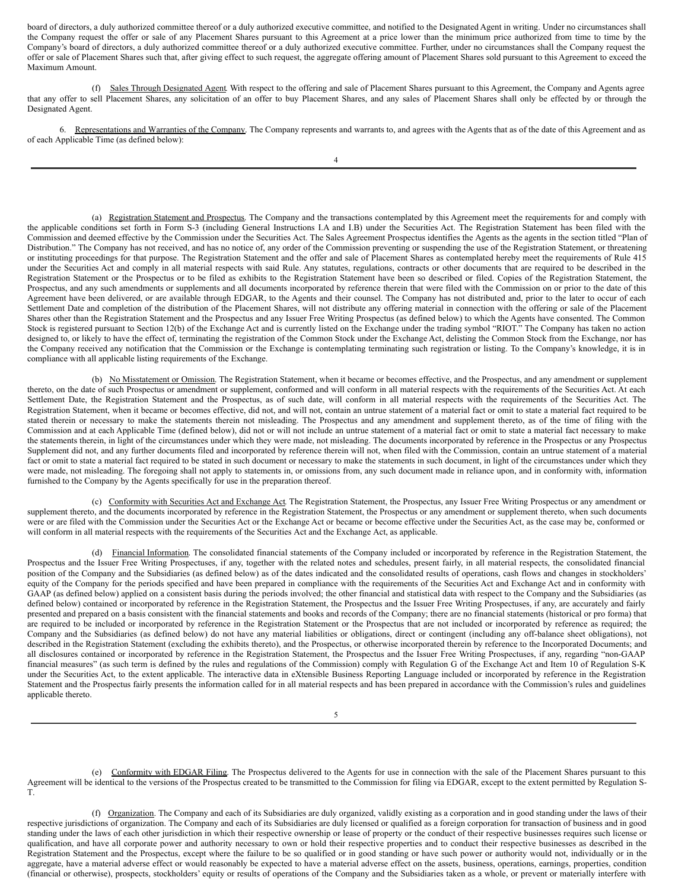board of directors, a duly authorized committee thereof or a duly authorized executive committee, and notified to the Designated Agent in writing. Under no circumstances shall the Company request the offer or sale of any Placement Shares pursuant to this Agreement at a price lower than the minimum price authorized from time to time by the Company's board of directors, a duly authorized committee thereof or a duly authorized executive committee. Further, under no circumstances shall the Company request the offer or sale of Placement Shares such that, after giving effect to such request, the aggregate offering amount of Placement Shares sold pursuant to this Agreement to exceed the Maximum Amount.

(f) Sales Through Designated Agent. With respect to the offering and sale of Placement Shares pursuant to this Agreement, the Company and Agents agree that any offer to sell Placement Shares, any solicitation of an offer to buy Placement Shares, and any sales of Placement Shares shall only be effected by or through the Designated Agent.

6. Representations and Warranties of the Company. The Company represents and warrants to, and agrees with the Agents that as of the date of this Agreement and as of each Applicable Time (as defined below):

(a) Registration Statement and Prospectus. The Company and the transactions contemplated by this Agreement meet the requirements for and comply with the applicable conditions set forth in Form S-3 (including General Instructions I.A and I.B) under the Securities Act. The Registration Statement has been filed with the Commission and deemed effective by the Commission under the Securities Act. The Sales Agreement Prospectus identifies the Agents as the agents in the section titled "Plan of Distribution." The Company has not received, and has no notice of, any order of the Commission preventing or suspending the use of the Registration Statement, or threatening or instituting proceedings for that purpose. The Registration Statement and the offer and sale of Placement Shares as contemplated hereby meet the requirements of Rule 415 under the Securities Act and comply in all material respects with said Rule. Any statutes, regulations, contracts or other documents that are required to be described in the Registration Statement or the Prospectus or to be filed as exhibits to the Registration Statement have been so described or filed. Copies of the Registration Statement, the Prospectus, and any such amendments or supplements and all documents incorporated by reference therein that were filed with the Commission on or prior to the date of this Agreement have been delivered, or are available through EDGAR, to the Agents and their counsel. The Company has not distributed and, prior to the later to occur of each Settlement Date and completion of the distribution of the Placement Shares, will not distribute any offering material in connection with the offering or sale of the Placement Shares other than the Registration Statement and the Prospectus and any Issuer Free Writing Prospectus (as defined below) to which the Agents have consented. The Common Stock is registered pursuant to Section 12(b) of the Exchange Act and is currently listed on the Exchange under the trading symbol "RIOT." The Company has taken no action designed to, or likely to have the effect of, terminating the registration of the Common Stock under the Exchange Act, delisting the Common Stock from the Exchange, nor has the Company received any notification that the Commission or the Exchange is contemplating terminating such registration or listing. To the Company's knowledge, it is in compliance with all applicable listing requirements of the Exchange.

(b) No Misstatement or Omission. The Registration Statement, when it became or becomes effective, and the Prospectus, and any amendment or supplement thereto, on the date of such Prospectus or amendment or supplement, conformed and will conform in all material respects with the requirements of the Securities Act. At each Settlement Date, the Registration Statement and the Prospectus, as of such date, will conform in all material respects with the requirements of the Securities Act. The Registration Statement, when it became or becomes effective, did not, and will not, contain an untrue statement of a material fact or omit to state a material fact required to be stated therein or necessary to make the statements therein not misleading. The Prospectus and any amendment and supplement thereto, as of the time of filing with the Commission and at each Applicable Time (defined below), did not or will not include an untrue statement of a material fact or omit to state a material fact necessary to make the statements therein, in light of the circumstances under which they were made, not misleading. The documents incorporated by reference in the Prospectus or any Prospectus Supplement did not, and any further documents filed and incorporated by reference therein will not, when filed with the Commission, contain an untrue statement of a material fact or omit to state a material fact required to be stated in such document or necessary to make the statements in such document, in light of the circumstances under which they were made, not misleading. The foregoing shall not apply to statements in, or omissions from, any such document made in reliance upon, and in conformity with, information furnished to the Company by the Agents specifically for use in the preparation thereof.

(c) Conformity with Securities Act and Exchange Act. The Registration Statement, the Prospectus, any Issuer Free Writing Prospectus or any amendment or supplement thereto, and the documents incorporated by reference in the Registration Statement, the Prospectus or any amendment or supplement thereto, when such documents were or are filed with the Commission under the Securities Act or the Exchange Act or became or become effective under the Securities Act, as the case may be, conformed or will conform in all material respects with the requirements of the Securities Act and the Exchange Act, as applicable.

(d) Financial Information. The consolidated financial statements of the Company included or incorporated by reference in the Registration Statement, the Prospectus and the Issuer Free Writing Prospectuses, if any, together with the related notes and schedules, present fairly, in all material respects, the consolidated financial position of the Company and the Subsidiaries (as defined below) as of the dates indicated and the consolidated results of operations, cash flows and changes in stockholders' equity of the Company for the periods specified and have been prepared in compliance with the requirements of the Securities Act and Exchange Act and in conformity with GAAP (as defined below) applied on a consistent basis during the periods involved; the other financial and statistical data with respect to the Company and the Subsidiaries (as defined below) contained or incorporated by reference in the Registration Statement, the Prospectus and the Issuer Free Writing Prospectuses, if any, are accurately and fairly presented and prepared on a basis consistent with the financial statements and books and records of the Company; there are no financial statements (historical or pro forma) that are required to be included or incorporated by reference in the Registration Statement or the Prospectus that are not included or incorporated by reference as required; the Company and the Subsidiaries (as defined below) do not have any material liabilities or obligations, direct or contingent (including any off-balance sheet obligations), not described in the Registration Statement (excluding the exhibits thereto), and the Prospectus, or otherwise incorporated therein by reference to the Incorporated Documents; and all disclosures contained or incorporated by reference in the Registration Statement, the Prospectus and the Issuer Free Writing Prospectuses, if any, regarding "non-GAAP financial measures" (as such term is defined by the rules and regulations of the Commission) comply with Regulation G of the Exchange Act and Item 10 of Regulation S-K under the Securities Act, to the extent applicable. The interactive data in eXtensible Business Reporting Language included or incorporated by reference in the Registration Statement and the Prospectus fairly presents the information called for in all material respects and has been prepared in accordance with the Commission's rules and guidelines applicable thereto.

(e) Conformity with EDGAR Filing. The Prospectus delivered to the Agents for use in connection with the sale of the Placement Shares pursuant to this Agreement will be identical to the versions of the Prospectus created to be transmitted to the Commission for filing via EDGAR, except to the extent permitted by Regulation S-T.

(f) Organization. The Company and each of its Subsidiaries are duly organized, validly existing as a corporation and in good standing under the laws of their respective jurisdictions of organization. The Company and each of its Subsidiaries are duly licensed or qualified as a foreign corporation for transaction of business and in good standing under the laws of each other jurisdiction in which their respective ownership or lease of property or the conduct of their respective businesses requires such license or qualification, and have all corporate power and authority necessary to own or hold their respective properties and to conduct their respective businesses as described in the Registration Statement and the Prospectus, except where the failure to be so qualified or in good standing or have such power or authority would not, individually or in the aggregate, have a material adverse effect or would reasonably be expected to have a material adverse effect on the assets, business, operations, earnings, properties, condition (financial or otherwise), prospects, stockholders' equity or results of operations of the Company and the Subsidiaries taken as a whole, or prevent or materially interfere with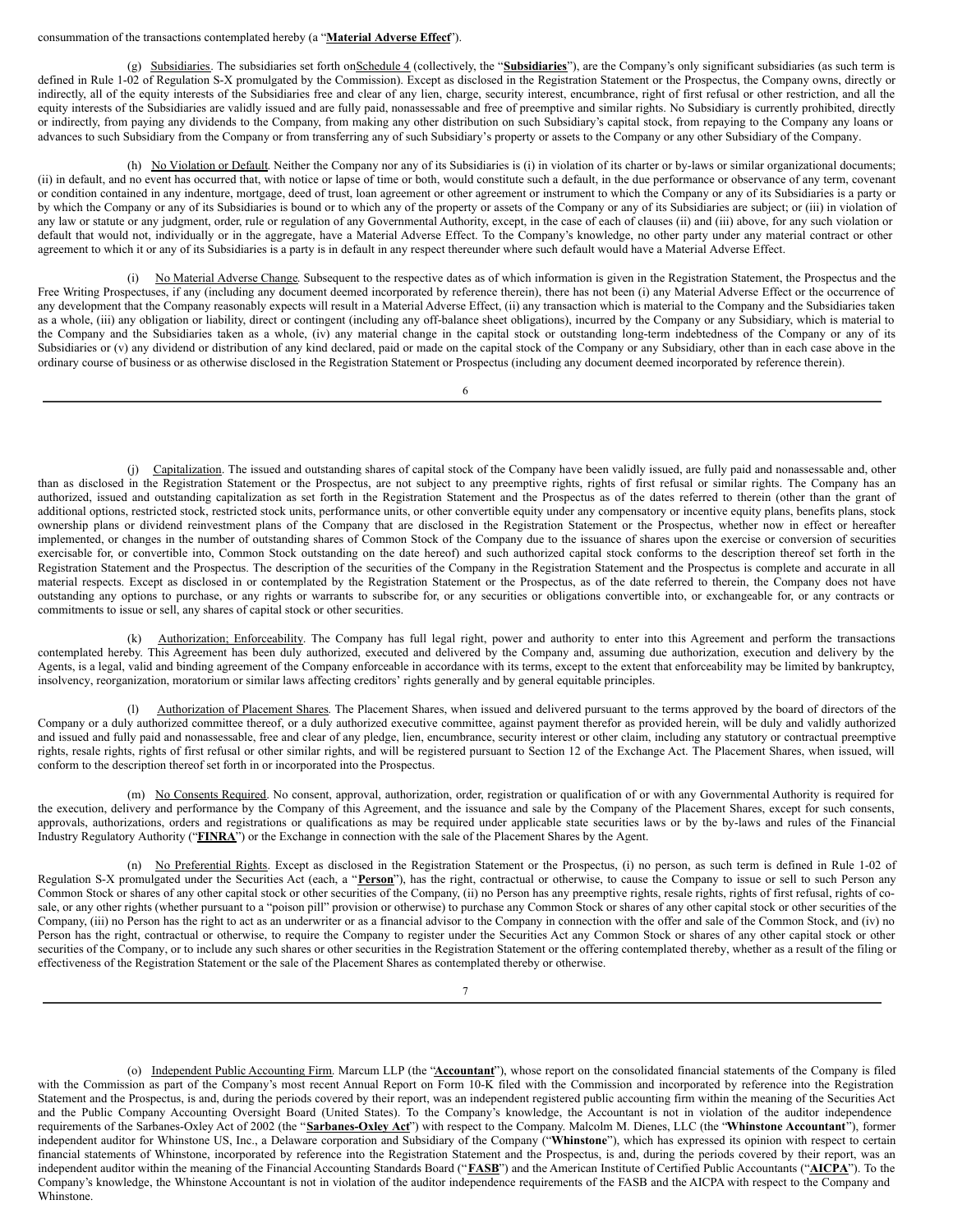consummation of the transactions contemplated hereby (a "**Material Adverse Effect**").

(g) Subsidiaries. The subsidiaries set forth on Schedule 4 (collectively, the "**Subsidiaries**"), are the Company's only significant subsidiaries (as such term is defined in Rule 1-02 of Regulation S-X promulgated by the Commission). Except as disclosed in the Registration Statement or the Prospectus, the Company owns, directly or indirectly, all of the equity interests of the Subsidiaries free and clear of any lien, charge, security interest, encumbrance, right of first refusal or other restriction, and all the equity interests of the Subsidiaries are validly issued and are fully paid, nonassessable and free of preemptive and similar rights. No Subsidiary is currently prohibited, directly or indirectly, from paying any dividends to the Company, from making any other distribution on such Subsidiary's capital stock, from repaying to the Company any loans or advances to such Subsidiary from the Company or from transferring any of such Subsidiary's property or assets to the Company or any other Subsidiary of the Company.

(h) No Violation or Default. Neither the Company nor any of its Subsidiaries is (i) in violation of its charter or by-laws or similar organizational documents; (ii) in default, and no event has occurred that, with notice or lapse of time or both, would constitute such a default, in the due performance or observance of any term, covenant or condition contained in any indenture, mortgage, deed of trust, loan agreement or other agreement or instrument to which the Company or any of its Subsidiaries is a party or by which the Company or any of its Subsidiaries is bound or to which any of the property or assets of the Company or any of its Subsidiaries are subject; or (iii) in violation of any law or statute or any judgment, order, rule or regulation of any Governmental Authority, except, in the case of each of clauses (ii) and (iii) above, for any such violation or default that would not, individually or in the aggregate, have a Material Adverse Effect. To the Company's knowledge, no other party under any material contract or other agreement to which it or any of its Subsidiaries is a party is in default in any respect thereunder where such default would have a Material Adverse Effect.

(i) No Material Adverse Change. Subsequent to the respective dates as of which information is given in the Registration Statement, the Prospectus and the Free Writing Prospectuses, if any (including any document deemed incorporated by reference therein), there has not been (i) any Material Adverse Effect or the occurrence of any development that the Company reasonably expects will result in a Material Adverse Effect, (ii) any transaction which is material to the Company and the Subsidiaries taken as a whole, (iii) any obligation or liability, direct or contingent (including any off-balance sheet obligations), incurred by the Company or any Subsidiary, which is material to the Company and the Subsidiaries taken as a whole, (iv) any material change in the capital stock or outstanding long-term indebtedness of the Company or any of its Subsidiaries or (v) any dividend or distribution of any kind declared, paid or made on the capital stock of the Company or any Subsidiary, other than in each case above in the ordinary course of business or as otherwise disclosed in the Registration Statement or Prospectus (including any document deemed incorporated by reference therein).

(j) Capitalization. The issued and outstanding shares of capital stock of the Company have been validly issued, are fully paid and nonassessable and, other than as disclosed in the Registration Statement or the Prospectus, are not subject to any preemptive rights, rights of first refusal or similar rights. The Company has an authorized, issued and outstanding capitalization as set forth in the Registration Statement and the Prospectus as of the dates referred to therein (other than the grant of additional options, restricted stock, restricted stock units, performance units, or other convertible equity under any compensatory or incentive equity plans, benefits plans, stock ownership plans or dividend reinvestment plans of the Company that are disclosed in the Registration Statement or the Prospectus, whether now in effect or hereafter implemented, or changes in the number of outstanding shares of Common Stock of the Company due to the issuance of shares upon the exercise or conversion of securities exercisable for, or convertible into, Common Stock outstanding on the date hereof) and such authorized capital stock conforms to the description thereof set forth in the Registration Statement and the Prospectus. The description of the securities of the Company in the Registration Statement and the Prospectus is complete and accurate in all material respects. Except as disclosed in or contemplated by the Registration Statement or the Prospectus, as of the date referred to therein, the Company does not have outstanding any options to purchase, or any rights or warrants to subscribe for, or any securities or obligations convertible into, or exchangeable for, or any contracts or commitments to issue or sell, any shares of capital stock or other securities.

(k) Authorization; Enforceability. The Company has full legal right, power and authority to enter into this Agreement and perform the transactions contemplated hereby. This Agreement has been duly authorized, executed and delivered by the Company and, assuming due authorization, execution and delivery by the Agents, is a legal, valid and binding agreement of the Company enforceable in accordance with its terms, except to the extent that enforceability may be limited by bankruptcy, insolvency, reorganization, moratorium or similar laws affecting creditors' rights generally and by general equitable principles.

(l) Authorization of Placement Shares. The Placement Shares, when issued and delivered pursuant to the terms approved by the board of directors of the Company or a duly authorized committee thereof, or a duly authorized executive committee, against payment therefor as provided herein, will be duly and validly authorized and issued and fully paid and nonassessable, free and clear of any pledge, lien, encumbrance, security interest or other claim, including any statutory or contractual preemptive rights, resale rights, rights of first refusal or other similar rights, and will be registered pursuant to Section 12 of the Exchange Act. The Placement Shares, when issued, will conform to the description thereof set forth in or incorporated into the Prospectus.

(m) No Consents Required. No consent, approval, authorization, order, registration or qualification of or with any Governmental Authority is required for the execution, delivery and performance by the Company of this Agreement, and the issuance and sale by the Company of the Placement Shares, except for such consents, approvals, authorizations, orders and registrations or qualifications as may be required under applicable state securities laws or by the by-laws and rules of the Financial Industry Regulatory Authority ("**FINRA**") or the Exchange in connection with the sale of the Placement Shares by the Agent.

(n) No Preferential Rights. Except as disclosed in the Registration Statement or the Prospectus, (i) no person, as such term is defined in Rule 1-02 of Regulation S-X promulgated under the Securities Act (each, a "**Person**"), has the right, contractual or otherwise, to cause the Company to issue or sell to such Person any Common Stock or shares of any other capital stock or other securities of the Company, (ii) no Person has any preemptive rights, resale rights, rights of first refusal, rights of co-sale, or any other rights (whether pursuant to a "poison pill" provision or otherwise) to purchase any Common Stock or shares of any other capital stock or other securities of the Company, (iii) no Person has the right to act as an underwriter or as a financial advisor to the Company in connection with the offer and sale of the Common Stock, and (iv) no Person has the right, contractual or otherwise, to require the Company to register under the Securities Act any Common Stock or shares of any other capital stock or other securities of the Company, or to include any such shares or other securities in the Registration Statement or the offering contemplated thereby, whether as a result of the filing or effectiveness of the Registration Statement or the sale of the Placement Shares as contemplated thereby or otherwise.

(o) Independent Public Accounting Firm. Marcum LLP (the "**Accountant**"), whose report on the consolidated financial statements of the Company is filed with the Commission as part of the Company's most recent Annual Report on Form 10-K filed with the Commission and incorporated by reference into the Registration Statement and the Prospectus, is and, during the periods covered by their report, was an independent registered public accounting firm within the meaning of the Securities Act and the Public Company Accounting Oversight Board (United States). To the Company's knowledge, the Accountant is not in violation of the auditor independence requirements of the Sarbanes-Oxley Act of 2002 (the "**Sarbanes-Oxley Act**") with respect to the Company. Malcolm M. Dienes, LLC (the "**Whinstone Accountant**"), former independent auditor for Whinstone US, Inc., a Delaware corporation and Subsidiary of the Company ("**Whinstone**"), which has expressed its opinion with respect to certain financial statements of Whinstone, incorporated by reference into the Registration Statement and the Prospectus, is and, during the periods covered by their report, was an independent auditor within the meaning of the Financial Accounting Standards Board ("**FASB**") and the American Institute of Certified Public Accountants ("**AICPA**"). To the Company's knowledge, the Whinstone Accountant is not in violation of the auditor independence requirements of the FASB and the AICPA with respect to the Company and Whinstone.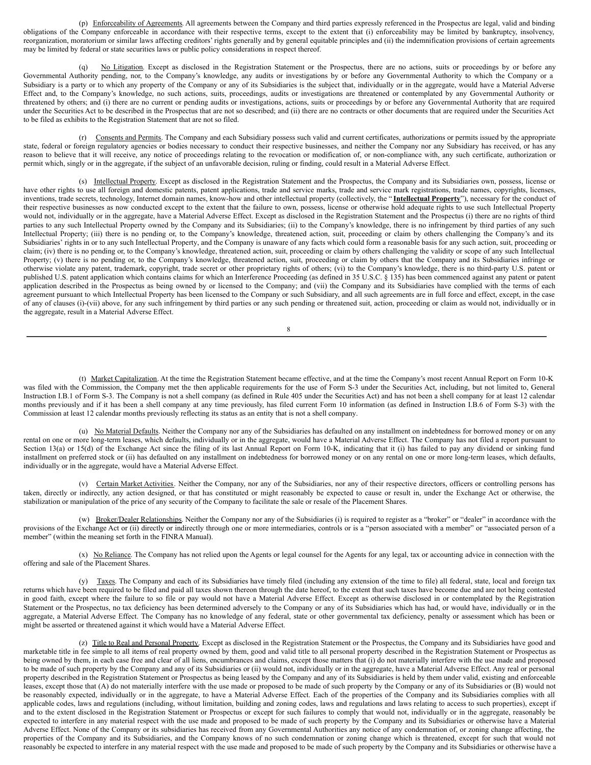(p) Enforceability of Agreements. All agreements between the Company and third parties expressly referenced in the Prospectus are legal, valid and binding obligations of the Company enforceable in accordance with their respective terms, except to the extent that (i) enforceability may be limited by bankruptcy, insolvency, reorganization, moratorium or similar laws affecting creditors' rights generally and by general equitable principles and (ii) the indemnification provisions of certain agreements may be limited by federal or state securities laws or public policy considerations in respect thereof.

(q) No Litigation. Except as disclosed in the Registration Statement or the Prospectus, there are no actions, suits or proceedings by or before any Governmental Authority pending, nor, to the Company's knowledge, any audits or investigations by or before any Governmental Authority to which the Company or a Subsidiary is a party or to which any property of the Company or any of its Subsidiaries is the subject that, individually or in the aggregate, would have a Material Adverse Effect and, to the Company's knowledge, no such actions, suits, proceedings, audits or investigations are threatened or contemplated by any Governmental Authority or threatened by others; and (i) there are no current or pending audits or investigations, actions, suits or proceedings by or before any Governmental Authority that are required under the Securities Act to be described in the Prospectus that are not so described; and (ii) there are no contracts or other documents that are required under the Securities Act to be filed as exhibits to the Registration Statement that are not so filed.

(r) Consents and Permits. The Company and each Subsidiary possess such valid and current certificates, authorizations or permits issued by the appropriate state, federal or foreign regulatory agencies or bodies necessary to conduct their respective businesses, and neither the Company nor any Subsidiary has received, or has any reason to believe that it will receive, any notice of proceedings relating to the revocation or modification of, or non-compliance with, any such certificate, authorization or permit which, singly or in the aggregate, if the subject of an unfavorable decision, ruling or finding, could result in a Material Adverse Effect.

(s) Intellectual Property. Except as disclosed in the Registration Statement and the Prospectus, the Company and its Subsidiaries own, possess, license or have other rights to use all foreign and domestic patents, patent applications, trade and service marks, trade and service mark registrations, trade names, copyrights, licenses, inventions, trade secrets, technology, Internet domain names, know-how and other intellectual property (collectively, the "**Intellectual Property**"), necessary for the conduct of their respective businesses as now conducted except to the extent that the failure to own, possess, license or otherwise hold adequate rights to use such Intellectual Property would not, individually or in the aggregate, have a Material Adverse Effect. Except as disclosed in the Registration Statement and the Prospectus (i) there are no rights of third parties to any such Intellectual Property owned by the Company and its Subsidiaries; (ii) to the Company's knowledge, there is no infringement by third parties of any such Intellectual Property; (iii) there is no pending or, to the Company's knowledge, threatened action, suit, proceeding or claim by others challenging the Company's and its Subsidiaries' rights in or to any such Intellectual Property, and the Company is unaware of any facts which could form a reasonable basis for any such action, suit, proceeding or claim; (iv) there is no pending or, to the Company's knowledge, threatened action, suit, proceeding or claim by others challenging the validity or scope of any such Intellectual Property; (v) there is no pending or, to the Company's knowledge, threatened action, suit, proceeding or claim by others that the Company and its Subsidiaries infringe or otherwise violate any patent, trademark, copyright, trade secret or other proprietary rights of others; (vi) to the Company's knowledge, there is no third-party U.S. patent or published U.S. patent application which contains claims for which an Interference Proceeding (as defined in 35 U.S.C. § 135) has been commenced against any patent or patent application described in the Prospectus as being owned by or licensed to the Company; and (vii) the Company and its Subsidiaries have complied with the terms of each agreement pursuant to which Intellectual Property has been licensed to the Company or such Subsidiary, and all such agreements are in full force and effect, except, in the case of any of clauses (i)-(vii) above, for any such infringement by third parties or any such pending or threatened suit, action, proceeding or claim as would not, individually or in the aggregate, result in a Material Adverse Effect.

(t) Market Capitalization. At the time the Registration Statement became effective, and at the time the Company's most recent Annual Report on Form 10-K was filed with the Commission, the Company met the then applicable requirements for the use of Form S-3 under the Securities Act, including, but not limited to, General Instruction I.B.1 of Form S-3. The Company is not a shell company (as defined in Rule 405 under the Securities Act) and has not been a shell company for at least 12 calendar months previously and if it has been a shell company at any time previously, has filed current Form 10 information (as defined in Instruction I.B.6 of Form S-3) with the Commission at least 12 calendar months previously reflecting its status as an entity that is not a shell company.

(u) No Material Defaults. Neither the Company nor any of the Subsidiaries has defaulted on any installment on indebtedness for borrowed money or on any rental on one or more long-term leases, which defaults, individually or in the aggregate, would have a Material Adverse Effect. The Company has not filed a report pursuant to Section 13(a) or 15(d) of the Exchange Act since the filing of its last Annual Report on Form 10-K, indicating that it (i) has failed to pay any dividend or sinking fund installment on preferred stock or (ii) has defaulted on any installment on indebtedness for borrowed money or on any rental on one or more long-term leases, which defaults, individually or in the aggregate, would have a Material Adverse Effect.

(v) Certain Market Activities. Neither the Company, nor any of the Subsidiaries, nor any of their respective directors, officers or controlling persons has taken, directly or indirectly, any action designed, or that has constituted or might reasonably be expected to cause or result in, under the Exchange Act or otherwise, the stabilization or manipulation of the price of any security of the Company to facilitate the sale or resale of the Placement Shares.

(w) Broker/Dealer Relationships. Neither the Company nor any of the Subsidiaries (i) is required to register as a "broker" or "dealer" in accordance with the provisions of the Exchange Act or (ii) directly or indirectly through one or more intermediaries, controls or is a "person associated with a member" or "associated person of a member" (within the meaning set forth in the FINRA Manual).

(x) No Reliance. The Company has not relied upon the Agents or legal counsel for the Agents for any legal, tax or accounting advice in connection with the offering and sale of the Placement Shares.

(y) Taxes. The Company and each of its Subsidiaries have timely filed (including any extension of the time to file) all federal, state, local and foreign tax returns which have been required to be filed and paid all taxes shown thereon through the date hereof, to the extent that such taxes have become due and are not being contested in good faith, except where the failure to so file or pay would not have a Material Adverse Effect. Except as otherwise disclosed in or contemplated by the Registration Statement or the Prospectus, no tax deficiency has been determined adversely to the Company or any of its Subsidiaries which has had, or would have, individually or in the aggregate, a Material Adverse Effect. The Company has no knowledge of any federal, state or other governmental tax deficiency, penalty or assessment which has been or might be asserted or threatened against it which would have a Material Adverse Effect.

(z) Title to Real and Personal Property. Except as disclosed in the Registration Statement or the Prospectus, the Company and its Subsidiaries have good and marketable title in fee simple to all items of real property owned by them, good and valid title to all personal property described in the Registration Statement or Prospectus as being owned by them, in each case free and clear of all liens, encumbrances and claims, except those matters that (i) do not materially interfere with the use made and proposed to be made of such property by the Company and any of its Subsidiaries or (ii) would not, individually or in the aggregate, have a Material Adverse Effect. Any real or personal property described in the Registration Statement or Prospectus as being leased by the Company and any of its Subsidiaries is held by them under valid, existing and enforceable leases, except those that (A) do not materially interfere with the use made or proposed to be made of such property by the Company or any of its Subsidiaries or (B) would not be reasonably expected, individually or in the aggregate, to have a Material Adverse Effect. Each of the properties of the Company and its Subsidiaries complies with all applicable codes, laws and regulations (including, without limitation, building and zoning codes, laws and regulations and laws relating to access to such properties), except if and to the extent disclosed in the Registration Statement or Prospectus or except for such failures to comply that would not, individually or in the aggregate, reasonably be expected to interfere in any material respect with the use made and proposed to be made of such property by the Company and its Subsidiaries or otherwise have a Material Adverse Effect. None of the Company or its subsidiaries has received from any Governmental Authorities any notice of any condemnation of, or zoning change affecting, the properties of the Company and its Subsidiaries, and the Company knows of no such condemnation or zoning change which is threatened, except for such that would not reasonably be expected to interfere in any material respect with the use made and proposed to be made of such property by the Company and its Subsidiaries or otherwise have a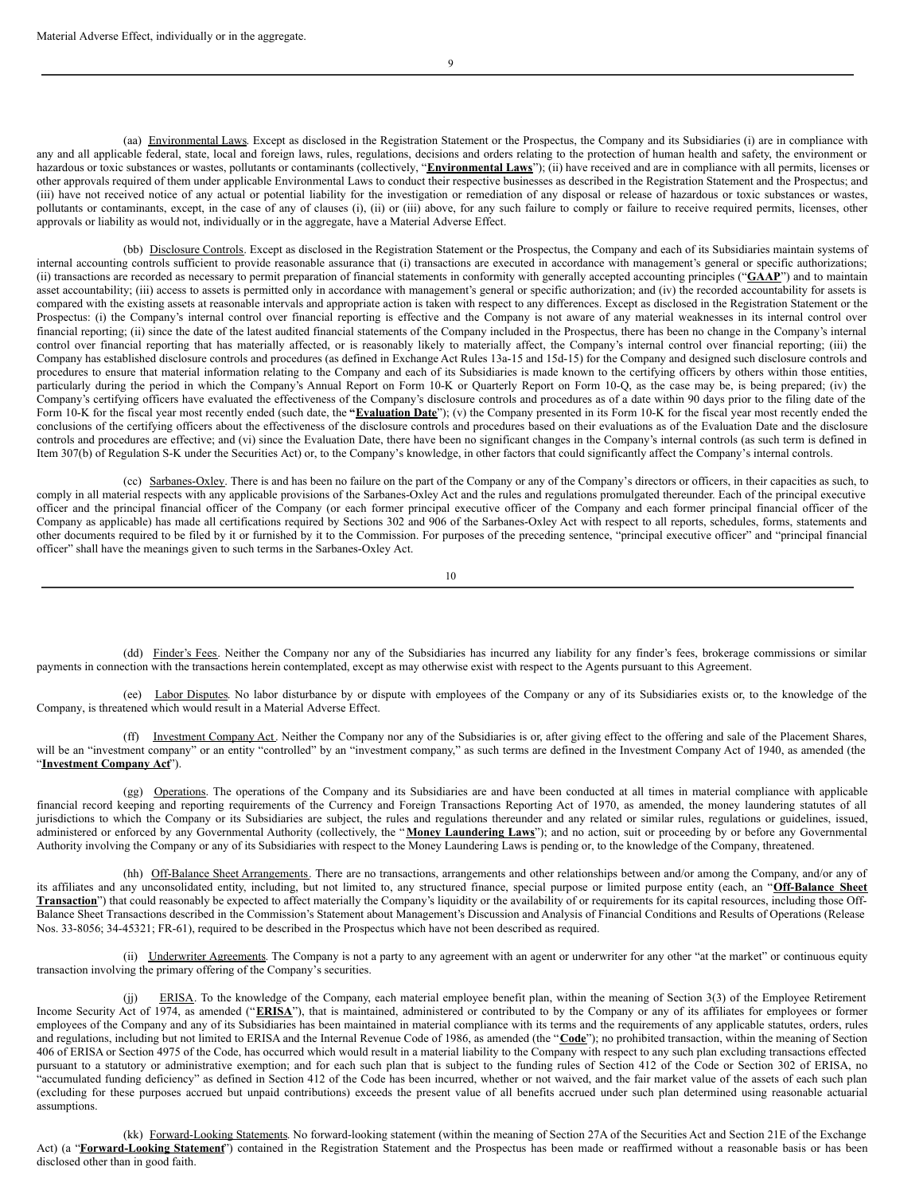Material Adverse Effect, individually or in the aggregate.

(aa) Environmental Laws. Except as disclosed in the Registration Statement or the Prospectus, the Company and its Subsidiaries (i) are in compliance with any and all applicable federal, state, local and foreign laws, rules, regulations, decisions and orders relating to the protection of human health and safety, the environment or hazardous or toxic substances or wastes, pollutants or contaminants (collectively, "**Environmental Laws**"); (ii) have received and are in compliance with all permits, licenses or other approvals required of them under applicable Environmental Laws to conduct their respective businesses as described in the Registration Statement and the Prospectus; and (iii) have not received notice of any actual or potential liability for the investigation or remediation of any disposal or release of hazardous or toxic substances or wastes, pollutants or contaminants, except, in the case of any of clauses (i), (ii) or (iii) above, for any such failure to comply or failure to receive required permits, licenses, other approvals or liability as would not, individually or in the aggregate, have a Material Adverse Effect.

(bb) Disclosure Controls. Except as disclosed in the Registration Statement or the Prospectus, the Company and each of its Subsidiaries maintain systems of internal accounting controls sufficient to provide reasonable assurance that (i) transactions are executed in accordance with management's general or specific authorizations; (ii) transactions are recorded as necessary to permit preparation of financial statements in conformity with generally accepted accounting principles ("**GAAP**") and to maintain asset accountability; (iii) access to assets is permitted only in accordance with management's general or specific authorization; and (iv) the recorded accountability for assets is compared with the existing assets at reasonable intervals and appropriate action is taken with respect to any differences. Except as disclosed in the Registration Statement or the Prospectus: (i) the Company's internal control over financial reporting is effective and the Company is not aware of any material weaknesses in its internal control over financial reporting; (ii) since the date of the latest audited financial statements of the Company included in the Prospectus, there has been no change in the Company's internal control over financial reporting that has materially affected, or is reasonably likely to materially affect, the Company's internal control over financial reporting; (iii) the Company has established disclosure controls and procedures (as defined in Exchange Act Rules 13a-15 and 15d-15) for the Company and designed such disclosure controls and procedures to ensure that material information relating to the Company and each of its Subsidiaries is made known to the certifying officers by others within those entities, particularly during the period in which the Company's Annual Report on Form 10-K or Quarterly Report on Form 10-Q, as the case may be, is being prepared; (iv) the Company's certifying officers have evaluated the effectiveness of the Company's disclosure controls and procedures as of a date within 90 days prior to the filing date of the Form 10-K for the fiscal year most recently ended (such date, the "**Evaluation Date**"); (v) the Company presented in its Form 10-K for the fiscal year most recently ended the conclusions of the certifying officers about the effectiveness of the disclosure controls and procedures based on their evaluations as of the Evaluation Date and the disclosure controls and procedures are effective; and (vi) since the Evaluation Date, there have been no significant changes in the Company's internal controls (as such term is defined in Item 307(b) of Regulation S-K under the Securities Act) or, to the Company's knowledge, in other factors that could significantly affect the Company's internal controls.

(cc) Sarbanes-Oxley. There is and has been no failure on the part of the Company or any of the Company's directors or officers, in their capacities as such, to comply in all material respects with any applicable provisions of the Sarbanes-Oxley Act and the rules and regulations promulgated thereunder. Each of the principal executive officer and the principal financial officer of the Company (or each former principal executive officer of the Company and each former principal financial officer of the Company as applicable) has made all certifications required by Sections 302 and 906 of the Sarbanes-Oxley Act with respect to all reports, schedules, forms, statements and other documents required to be filed by it or furnished by it to the Commission. For purposes of the preceding sentence, "principal executive officer" and "principal financial officer" shall have the meanings given to such terms in the Sarbanes-Oxley Act.

(dd) Finder's Fees. Neither the Company nor any of the Subsidiaries has incurred any liability for any finder's fees, brokerage commissions or similar payments in connection with the transactions herein contemplated, except as may otherwise exist with respect to the Agents pursuant to this Agreement.

(ee) Labor Disputes. No labor disturbance by or dispute with employees of the Company or any of its Subsidiaries exists or, to the knowledge of the Company, is threatened which would result in a Material Adverse Effect.

(ff) Investment Company Act. Neither the Company nor any of the Subsidiaries is or, after giving effect to the offering and sale of the Placement Shares, will be an "investment company" or an entity "controlled" by an "investment company," as such terms are defined in the Investment Company Act of 1940, as amended (the "**Investment Company Act**").

(gg) Operations. The operations of the Company and its Subsidiaries are and have been conducted at all times in material compliance with applicable financial record keeping and reporting requirements of the Currency and Foreign Transactions Reporting Act of 1970, as amended, the money laundering statutes of all jurisdictions to which the Company or its Subsidiaries are subject, the rules and regulations thereunder and any related or similar rules, regulations or guidelines, issued, administered or enforced by any Governmental Authority (collectively, the "**Money Laundering Laws**"); and no action, suit or proceeding by or before any Governmental Authority involving the Company or any of its Subsidiaries with respect to the Money Laundering Laws is pending or, to the knowledge of the Company, threatened.

(hh) Off-Balance Sheet Arrangements. There are no transactions, arrangements and other relationships between and/or among the Company, and/or any of its affiliates and any unconsolidated entity, including, but not limited to, any structured finance, special purpose or limited purpose entity (each, an "**Off-Balance Sheet Transaction**") that could reasonably be expected to affect materially the Company's liquidity or the availability of or requirements for its capital resources, including those Off-Balance Sheet Transactions described in the Commission's Statement about Management's Discussion and Analysis of Financial Conditions and Results of Operations (Release Nos. 33-8056; 34-45321; FR-61), required to be described in the Prospectus which have not been described as required.

(ii) Underwriter Agreements. The Company is not a party to any agreement with an agent or underwriter for any other "at the market" or continuous equity transaction involving the primary offering of the Company's securities.

(jj) ERISA. To the knowledge of the Company, each material employee benefit plan, within the meaning of Section 3(3) of the Employee Retirement Income Security Act of 1974, as amended ("**ERISA**"), that is maintained, administered or contributed to by the Company or any of its affiliates for employees or former employees of the Company and any of its Subsidiaries has been maintained in material compliance with its terms and the requirements of any applicable statutes, orders, rules and regulations, including but not limited to ERISA and the Internal Revenue Code of 1986, as amended (the "**Code**"); no prohibited transaction, within the meaning of Section 406 of ERISA or Section 4975 of the Code, has occurred which would result in a material liability to the Company with respect to any such plan excluding transactions effected pursuant to a statutory or administrative exemption; and for each such plan that is subject to the funding rules of Section 412 of the Code or Section 302 of ERISA, no "accumulated funding deficiency" as defined in Section 412 of the Code has been incurred, whether or not waived, and the fair market value of the assets of each such plan (excluding for these purposes accrued but unpaid contributions) exceeds the present value of all benefits accrued under such plan determined using reasonable actuarial assumptions.

(kk) Forward-Looking Statements. No forward-looking statement (within the meaning of Section 27A of the Securities Act and Section 21E of the Exchange Act) (a "**Forward-Looking Statement**") contained in the Registration Statement and the Prospectus has been made or reaffirmed without a reasonable basis or has been disclosed other than in good faith.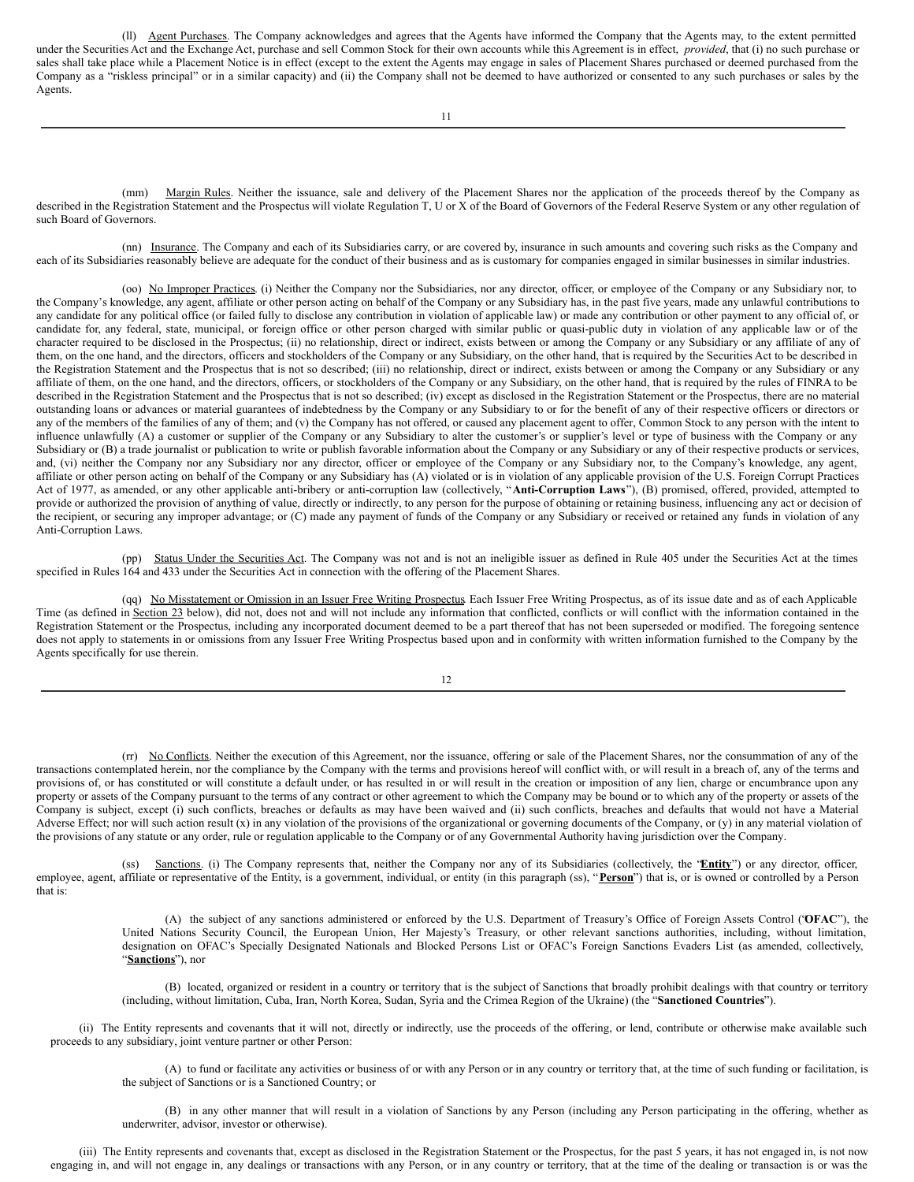(ll) Agent Purchases. The Company acknowledges and agrees that the Agents have informed the Company that the Agents may, to the extent permitted under the Securities Act and the Exchange Act, purchase and sell Common Stock for their own accounts while this Agreement is in effect, *provided*, that (i) no such purchase or sales shall take place while a Placement Notice is in effect (except to the extent the Agents may engage in sales of Placement Shares purchased or deemed purchased from the Company as a "riskless principal" or in a similar capacity) and (ii) the Company shall not be deemed to have authorized or consented to any such purchases or sales by the Agents.

(mm) Margin Rules. Neither the issuance, sale and delivery of the Placement Shares nor the application of the proceeds thereof by the Company as described in the Registration Statement and the Prospectus will violate Regulation T, U or X of the Board of Governors of the Federal Reserve System or any other regulation of such Board of Governors.

(nn) Insurance. The Company and each of its Subsidiaries carry, or are covered by, insurance in such amounts and covering such risks as the Company and each of its Subsidiaries reasonably believe are adequate for the conduct of their business and as is customary for companies engaged in similar businesses in similar industries.

(oo) No Improper Practices. (i) Neither the Company nor the Subsidiaries, nor any director, officer, or employee of the Company or any Subsidiary nor, to the Company's knowledge, any agent, affiliate or other person acting on behalf of the Company or any Subsidiary has, in the past five years, made any unlawful contributions to any candidate for any political office (or failed fully to disclose any contribution in violation of applicable law) or made any contribution or other payment to any official of, or candidate for, any federal, state, municipal, or foreign office or other person charged with similar public or quasi-public duty in violation of any applicable law or of the character required to be disclosed in the Prospectus; (ii) no relationship, direct or indirect, exists between or among the Company or any Subsidiary or any affiliate of any of them, on the one hand, and the directors, officers and stockholders of the Company or any Subsidiary, on the other hand, that is required by the Securities Act to be described in the Registration Statement and the Prospectus that is not so described; (iii) no relationship, direct or indirect, exists between or among the Company or any Subsidiary or any affiliate of them, on the one hand, and the directors, officers, or stockholders of the Company or any Subsidiary, on the other hand, that is required by the rules of FINRA to be described in the Registration Statement and the Prospectus that is not so described; (iv) except as disclosed in the Registration Statement or the Prospectus, there are no material outstanding loans or advances or material guarantees of indebtedness by the Company or any Subsidiary to or for the benefit of any of their respective officers or directors or any of the members of the families of any of them; and (v) the Company has not offered, or caused any placement agent to offer, Common Stock to any person with the intent to influence unlawfully (A) a customer or supplier of the Company or any Subsidiary to alter the customer's or supplier's level or type of business with the Company or any Subsidiary or (B) a trade journalist or publication to write or publish favorable information about the Company or any Subsidiary or any of their respective products or services, and, (vi) neither the Company nor any Subsidiary nor any director, officer or employee of the Company or any Subsidiary nor, to the Company's knowledge, any agent, affiliate or other person acting on behalf of the Company or any Subsidiary has (A) violated or is in violation of any applicable provision of the U.S. Foreign Corrupt Practices Act of 1977, as amended, or any other applicable anti-bribery or anti-corruption law (collectively, "**Anti-Corruption Laws**"), (B) promised, offered, provided, attempted to provide or authorized the provision of anything of value, directly or indirectly, to any person for the purpose of obtaining or retaining business, influencing any act or decision of the recipient, or securing any improper advantage; or (C) made any payment of funds of the Company or any Subsidiary or received or retained any funds in violation of any Anti-Corruption Laws.

(pp) Status Under the Securities Act. The Company was not and is not an ineligible issuer as defined in Rule 405 under the Securities Act at the times specified in Rules 164 and 433 under the Securities Act in connection with the offering of the Placement Shares.

(qq) No Misstatement or Omission in an Issuer Free Writing Prospectus. Each Issuer Free Writing Prospectus, as of its issue date and as of each Applicable Time (as defined in Section 23 below), did not, does not and will not include any information that conflicted, conflicts or will conflict with the information contained in the Registration Statement or the Prospectus, including any incorporated document deemed to be a part thereof that has not been superseded or modified. The foregoing sentence does not apply to statements in or omissions from any Issuer Free Writing Prospectus based upon and in conformity with written information furnished to the Company by the Agents specifically for use therein.

(rr) No Conflicts. Neither the execution of this Agreement, nor the issuance, offering or sale of the Placement Shares, nor the consummation of any of the transactions contemplated herein, nor the compliance by the Company with the terms and provisions hereof will conflict with, or will result in a breach of, any of the terms and provisions of, or has constituted or will constitute a default under, or has resulted in or will result in the creation or imposition of any lien, charge or encumbrance upon any property or assets of the Company pursuant to the terms of any contract or other agreement to which the Company may be bound or to which any of the property or assets of the Company is subject, except (i) such conflicts, breaches or defaults as may have been waived and (ii) such conflicts, breaches and defaults that would not have a Material Adverse Effect; nor will such action result (x) in any violation of the provisions of the organizational or governing documents of the Company, or (y) in any material violation of the provisions of any statute or any order, rule or regulation applicable to the Company or of any Governmental Authority having jurisdiction over the Company.

(ss) Sanctions. (i) The Company represents that, neither the Company nor any of its Subsidiaries (collectively, the "**Entity**") or any director, officer, employee, agent, affiliate or representative of the Entity, is a government, individual, or entity (in this paragraph (ss), "**Person**") that is, or is owned or controlled by a Person that is:

(A) the subject of any sanctions administered or enforced by the U.S. Department of Treasury's Office of Foreign Assets Control ("**OFAC**"), the United Nations Security Council, the European Union, Her Majesty's Treasury, or other relevant sanctions authorities, including, without limitation, designation on OFAC's Specially Designated Nationals and Blocked Persons List or OFAC's Foreign Sanctions Evaders List (as amended, collectively, "**Sanctions**"), nor

(B) located, organized or resident in a country or territory that is the subject of Sanctions that broadly prohibit dealings with that country or territory (including, without limitation, Cuba, Iran, North Korea, Sudan, Syria and the Crimea Region of the Ukraine) (the "**Sanctioned Countries**").

(ii) The Entity represents and covenants that it will not, directly or indirectly, use the proceeds of the offering, or lend, contribute or otherwise make available such proceeds to any subsidiary, joint venture partner or other Person:

(A) to fund or facilitate any activities or business of or with any Person or in any country or territory that, at the time of such funding or facilitation, is the subject of Sanctions or is a Sanctioned Country; or

(B) in any other manner that will result in a violation of Sanctions by any Person (including any Person participating in the offering, whether as underwriter, advisor, investor or otherwise).

(iii) The Entity represents and covenants that, except as disclosed in the Registration Statement or the Prospectus, for the past 5 years, it has not engaged in, is not now engaging in, and will not engage in, any dealings or transactions with any Person, or in any country or territory, that at the time of the dealing or transaction is or was the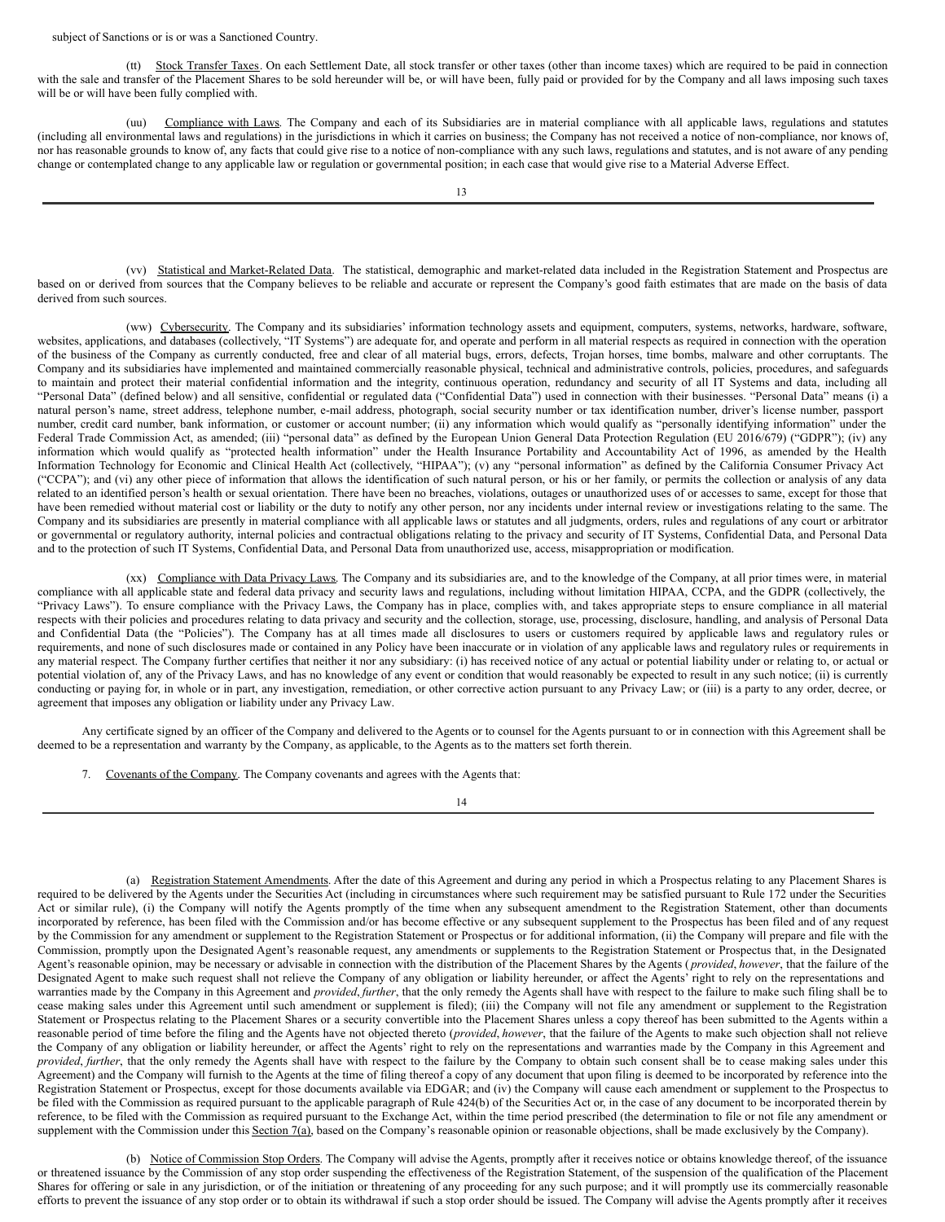subject of Sanctions or is or was a Sanctioned Country.

(tt) Stock Transfer Taxes. On each Settlement Date, all stock transfer or other taxes (other than income taxes) which are required to be paid in connection with the sale and transfer of the Placement Shares to be sold hereunder will be, or will have been, fully paid or provided for by the Company and all laws imposing such taxes will be or will have been fully complied with.

(uu) Compliance with Laws. The Company and each of its Subsidiaries are in material compliance with all applicable laws, regulations and statutes (including all environmental laws and regulations) in the jurisdictions in which it carries on business; the Company has not received a notice of non-compliance, nor knows of, nor has reasonable grounds to know of, any facts that could give rise to a notice of non-compliance with any such laws, regulations and statutes, and is not aware of any pending change or contemplated change to any applicable law or regulation or governmental position; in each case that would give rise to a Material Adverse Effect.

(vv) Statistical and Market-Related Data. The statistical, demographic and market-related data included in the Registration Statement and Prospectus are based on or derived from sources that the Company believes to be reliable and accurate or represent the Company's good faith estimates that are made on the basis of data derived from such sources.

(ww) Cybersecurity. The Company and its subsidiaries' information technology assets and equipment, computers, systems, networks, hardware, software, websites, applications, and databases (collectively, "IT Systems") are adequate for, and operate and perform in all material respects as required in connection with the operation of the business of the Company as currently conducted, free and clear of all material bugs, errors, defects, Trojan horses, time bombs, malware and other corruptants. The Company and its subsidiaries have implemented and maintained commercially reasonable physical, technical and administrative controls, policies, procedures, and safeguards to maintain and protect their material confidential information and the integrity, continuous operation, redundancy and security of all IT Systems and data, including all "Personal Data" (defined below) and all sensitive, confidential or regulated data ("Confidential Data") used in connection with their businesses. "Personal Data" means (i) a natural person's name, street address, telephone number, e-mail address, photograph, social security number or tax identification number, driver's license number, passport number, credit card number, bank information, or customer or account number; (ii) any information which would qualify as "personally identifying information" under the Federal Trade Commission Act, as amended; (iii) "personal data" as defined by the European Union General Data Protection Regulation (EU 2016/679) ("GDPR"); (iv) any information which would qualify as "protected health information" under the Health Insurance Portability and Accountability Act of 1996, as amended by the Health Information Technology for Economic and Clinical Health Act (collectively, "HIPAA"); (v) any "personal information" as defined by the California Consumer Privacy Act ("CCPA"); and (vi) any other piece of information that allows the identification of such natural person, or his or her family, or permits the collection or analysis of any data related to an identified person's health or sexual orientation. There have been no breaches, violations, outages or unauthorized uses of or accesses to same, except for those that have been remedied without material cost or liability or the duty to notify any other person, nor any incidents under internal review or investigations relating to the same. The Company and its subsidiaries are presently in material compliance with all applicable laws or statutes and all judgments, orders, rules and regulations of any court or arbitrator or governmental or regulatory authority, internal policies and contractual obligations relating to the privacy and security of IT Systems, Confidential Data, and Personal Data and to the protection of such IT Systems, Confidential Data, and Personal Data from unauthorized use, access, misappropriation or modification.

(xx) Compliance with Data Privacy Laws. The Company and its subsidiaries are, and to the knowledge of the Company, at all prior times were, in material compliance with all applicable state and federal data privacy and security laws and regulations, including without limitation HIPAA, CCPA, and the GDPR (collectively, the "Privacy Laws"). To ensure compliance with the Privacy Laws, the Company has in place, complies with, and takes appropriate steps to ensure compliance in all material respects with their policies and procedures relating to data privacy and security and the collection, storage, use, processing, disclosure, handling, and analysis of Personal Data and Confidential Data (the "Policies"). The Company has at all times made all disclosures to users or customers required by applicable laws and regulatory rules or requirements, and none of such disclosures made or contained in any Policy have been inaccurate or in violation of any applicable laws and regulatory rules or requirements in any material respect. The Company further certifies that neither it nor any subsidiary: (i) has received notice of any actual or potential liability under or relating to, or actual or potential violation of, any of the Privacy Laws, and has no knowledge of any event or condition that would reasonably be expected to result in any such notice; (ii) is currently conducting or paying for, in whole or in part, any investigation, remediation, or other corrective action pursuant to any Privacy Law; or (iii) is a party to any order, decree, or agreement that imposes any obligation or liability under any Privacy Law.

Any certificate signed by an officer of the Company and delivered to the Agents or to counsel for the Agents pursuant to or in connection with this Agreement shall be deemed to be a representation and warranty by the Company, as applicable, to the Agents as to the matters set forth therein.

7. Covenants of the Company. The Company covenants and agrees with the Agents that:

(a) Registration Statement Amendments. After the date of this Agreement and during any period in which a Prospectus relating to any Placement Shares is required to be delivered by the Agents under the Securities Act (including in circumstances where such requirement may be satisfied pursuant to Rule 172 under the Securities Act or similar rule), (i) the Company will notify the Agents promptly of the time when any subsequent amendment to the Registration Statement, other than documents incorporated by reference, has been filed with the Commission and/or has become effective or any subsequent supplement to the Prospectus has been filed and of any request by the Commission for any amendment or supplement to the Registration Statement or Prospectus or for additional information, (ii) the Company will prepare and file with the Commission, promptly upon the Designated Agent's reasonable request, any amendments or supplements to the Registration Statement or Prospectus that, in the Designated Agent's reasonable opinion, may be necessary or advisable in connection with the distribution of the Placement Shares by the Agents (*provided*, *however*, that the failure of the Designated Agent to make such request shall not relieve the Company of any obligation or liability hereunder, or affect the Agents' right to rely on the representations and warranties made by the Company in this Agreement and *provided*, *further*, that the only remedy the Agents shall have with respect to the failure to make such filing shall be to cease making sales under this Agreement until such amendment or supplement is filed); (iii) the Company will not file any amendment or supplement to the Registration Statement or Prospectus relating to the Placement Shares or a security convertible into the Placement Shares unless a copy thereof has been submitted to the Agents within a reasonable period of time before the filing and the Agents have not objected thereto (*provided*, *however*, that the failure of the Agents to make such objection shall not relieve the Company of any obligation or liability hereunder, or affect the Agents' right to rely on the representations and warranties made by the Company in this Agreement and *provided*, *further*, that the only remedy the Agents shall have with respect to the failure by the Company to obtain such consent shall be to cease making sales under this Agreement) and the Company will furnish to the Agents at the time of filing thereof a copy of any document that upon filing is deemed to be incorporated by reference into the Registration Statement or Prospectus, except for those documents available via EDGAR; and (iv) the Company will cause each amendment or supplement to the Prospectus to be filed with the Commission as required pursuant to the applicable paragraph of Rule 424(b) of the Securities Act or, in the case of any document to be incorporated therein by reference, to be filed with the Commission as required pursuant to the Exchange Act, within the time period prescribed (the determination to file or not file any amendment or supplement with the Commission under this Section 7(a), based on the Company's reasonable opinion or reasonable objections, shall be made exclusively by the Company).

(b) Notice of Commission Stop Orders. The Company will advise the Agents, promptly after it receives notice or obtains knowledge thereof, of the issuance or threatened issuance by the Commission of any stop order suspending the effectiveness of the Registration Statement, of the suspension of the qualification of the Placement Shares for offering or sale in any jurisdiction, or of the initiation or threatening of any proceeding for any such purpose; and it will promptly use its commercially reasonable efforts to prevent the issuance of any stop order or to obtain its withdrawal if such a stop order should be issued. The Company will advise the Agents promptly after it receives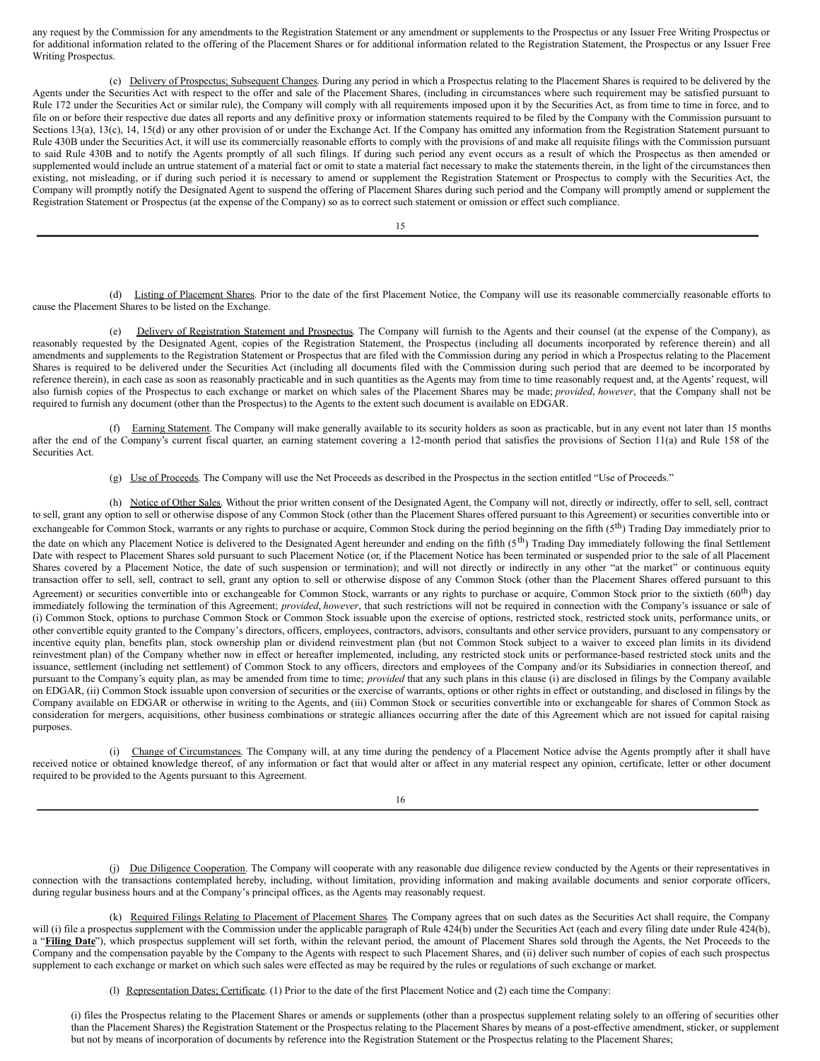any request by the Commission for any amendments to the Registration Statement or any amendment or supplements to the Prospectus or any Issuer Free Writing Prospectus or for additional information related to the offering of the Placement Shares or for additional information related to the Registration Statement, the Prospectus or any Issuer Free Writing Prospectus.

(c) Delivery of Prospectus; Subsequent Changes. During any period in which a Prospectus relating to the Placement Shares is required to be delivered by the Agents under the Securities Act with respect to the offer and sale of the Placement Shares, (including in circumstances where such requirement may be satisfied pursuant to Rule 172 under the Securities Act or similar rule), the Company will comply with all requirements imposed upon it by the Securities Act, as from time to time in force, and to file on or before their respective due dates all reports and any definitive proxy or information statements required to be filed by the Company with the Commission pursuant to Sections 13(a), 13(c), 14, 15(d) or any other provision of or under the Exchange Act. If the Company has omitted any information from the Registration Statement pursuant to Rule 430B under the Securities Act, it will use its commercially reasonable efforts to comply with the provisions of and make all requisite filings with the Commission pursuant to said Rule 430B and to notify the Agents promptly of all such filings. If during such period any event occurs as a result of which the Prospectus as then amended or supplemented would include an untrue statement of a material fact or omit to state a material fact necessary to make the statements therein, in the light of the circumstances then existing, not misleading, or if during such period it is necessary to amend or supplement the Registration Statement or Prospectus to comply with the Securities Act, the Company will promptly notify the Designated Agent to suspend the offering of Placement Shares during such period and the Company will promptly amend or supplement the Registration Statement or Prospectus (at the expense of the Company) so as to correct such statement or omission or effect such compliance.

(d) Listing of Placement Shares. Prior to the date of the first Placement Notice, the Company will use its reasonable commercially reasonable efforts to cause the Placement Shares to be listed on the Exchange.

(e) Delivery of Registration Statement and Prospectus. The Company will furnish to the Agents and their counsel (at the expense of the Company), as reasonably requested by the Designated Agent, copies of the Registration Statement, the Prospectus (including all documents incorporated by reference therein) and all amendments and supplements to the Registration Statement or Prospectus that are filed with the Commission during any period in which a Prospectus relating to the Placement Shares is required to be delivered under the Securities Act (including all documents filed with the Commission during such period that are deemed to be incorporated by reference therein), in each case as soon as reasonably practicable and in such quantities as the Agents may from time to time reasonably request and, at the Agents' request, will also furnish copies of the Prospectus to each exchange or market on which sales of the Placement Shares may be made; *provided*, *however*, that the Company shall not be required to furnish any document (other than the Prospectus) to the Agents to the extent such document is available on EDGAR.

(f) Earning Statement. The Company will make generally available to its security holders as soon as practicable, but in any event not later than 15 months after the end of the Company's current fiscal quarter, an earning statement covering a 12-month period that satisfies the provisions of Section 11(a) and Rule 158 of the Securities Act.

(g) Use of Proceeds. The Company will use the Net Proceeds as described in the Prospectus in the section entitled "Use of Proceeds."

(h) Notice of Other Sales. Without the prior written consent of the Designated Agent, the Company will not, directly or indirectly, offer to sell, sell, contract to sell, grant any option to sell or otherwise dispose of any Common Stock (other than the Placement Shares offered pursuant to this Agreement) or securities convertible into or exchangeable for Common Stock, warrants or any rights to purchase or acquire, Common Stock during the period beginning on the fifth (5th) Trading Day immediately prior to the date on which any Placement Notice is delivered to the Designated Agent hereunder and ending on the fifth (5th) Trading Day immediately following the final Settlement Date with respect to Placement Shares sold pursuant to such Placement Notice (or, if the Placement Notice has been terminated or suspended prior to the sale of all Placement Shares covered by a Placement Notice, the date of such suspension or termination); and will not directly or indirectly in any other "at the market" or continuous equity transaction offer to sell, sell, contract to sell, grant any option to sell or otherwise dispose of any Common Stock (other than the Placement Shares offered pursuant to this Agreement) or securities convertible into or exchangeable for Common Stock, warrants or any rights to purchase or acquire, Common Stock prior to the sixtieth (60th) day immediately following the termination of this Agreement; *provided*, *however*, that such restrictions will not be required in connection with the Company's issuance or sale of (i) Common Stock, options to purchase Common Stock or Common Stock issuable upon the exercise of options, restricted stock, restricted stock units, performance units, or other convertible equity granted to the Company's directors, officers, employees, contractors, advisors, consultants and other service providers, pursuant to any compensatory or incentive equity plan, benefits plan, stock ownership plan or dividend reinvestment plan (but not Common Stock subject to a waiver to exceed plan limits in its dividend reinvestment plan) of the Company whether now in effect or hereafter implemented, including, any restricted stock units or performance-based restricted stock units and the issuance, settlement (including net settlement) of Common Stock to any officers, directors and employees of the Company and/or its Subsidiaries in connection thereof, and pursuant to the Company's equity plan, as may be amended from time to time; *provided* that any such plans in this clause (i) are disclosed in filings by the Company available on EDGAR, (ii) Common Stock issuable upon conversion of securities or the exercise of warrants, options or other rights in effect or outstanding, and disclosed in filings by the Company available on EDGAR or otherwise in writing to the Agents, and (iii) Common Stock or securities convertible into or exchangeable for shares of Common Stock as consideration for mergers, acquisitions, other business combinations or strategic alliances occurring after the date of this Agreement which are not issued for capital raising purposes.

(i) Change of Circumstances. The Company will, at any time during the pendency of a Placement Notice advise the Agents promptly after it shall have received notice or obtained knowledge thereof, of any information or fact that would alter or affect in any material respect any opinion, certificate, letter or other document required to be provided to the Agents pursuant to this Agreement.

(j) Due Diligence Cooperation. The Company will cooperate with any reasonable due diligence review conducted by the Agents or their representatives in connection with the transactions contemplated hereby, including, without limitation, providing information and making available documents and senior corporate officers, during regular business hours and at the Company's principal offices, as the Agents may reasonably request.

(k) Required Filings Relating to Placement of Placement Shares. The Company agrees that on such dates as the Securities Act shall require, the Company will (i) file a prospectus supplement with the Commission under the applicable paragraph of Rule 424(b) under the Securities Act (each and every filing date under Rule 424(b), a "**Filing Date**"), which prospectus supplement will set forth, within the relevant period, the amount of Placement Shares sold through the Agents, the Net Proceeds to the Company and the compensation payable by the Company to the Agents with respect to such Placement Shares, and (ii) deliver such number of copies of each such prospectus supplement to each exchange or market on which such sales were effected as may be required by the rules or regulations of such exchange or market.

(l) Representation Dates; Certificate. (1) Prior to the date of the first Placement Notice and (2) each time the Company:

(i) files the Prospectus relating to the Placement Shares or amends or supplements (other than a prospectus supplement relating solely to an offering of securities other than the Placement Shares) the Registration Statement or the Prospectus relating to the Placement Shares by means of a post-effective amendment, sticker, or supplement but not by means of incorporation of documents by reference into the Registration Statement or the Prospectus relating to the Placement Shares;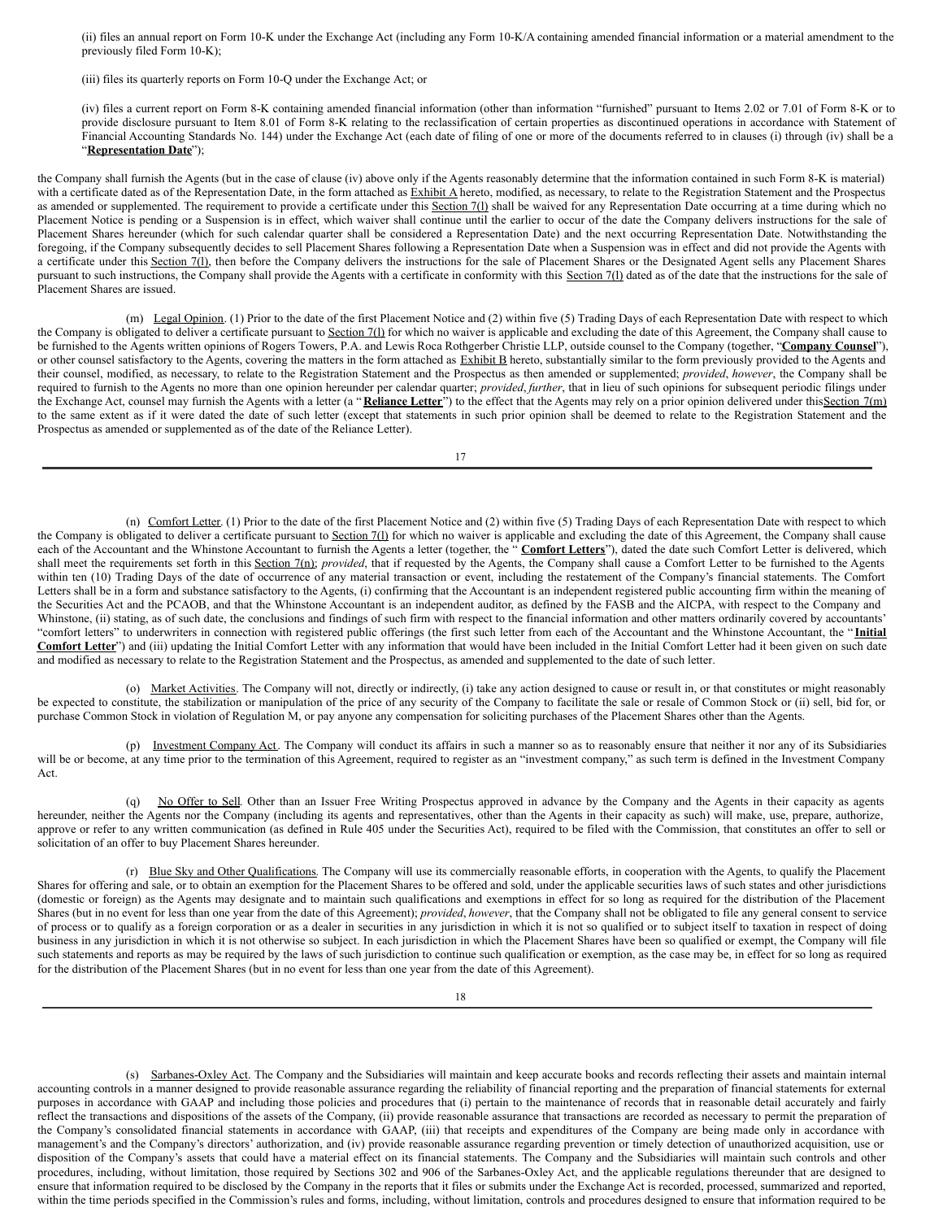(ii) files an annual report on Form 10-K under the Exchange Act (including any Form 10-K/A containing amended financial information or a material amendment to the previously filed Form 10-K);

(iii) files its quarterly reports on Form 10-Q under the Exchange Act; or

(iv) files a current report on Form 8-K containing amended financial information (other than information "furnished" pursuant to Items 2.02 or 7.01 of Form 8-K or to provide disclosure pursuant to Item 8.01 of Form 8-K relating to the reclassification of certain properties as discontinued operations in accordance with Statement of Financial Accounting Standards No. 144) under the Exchange Act (each date of filing of one or more of the documents referred to in clauses (i) through (iv) shall be a "**Representation Date**");

the Company shall furnish the Agents (but in the case of clause (iv) above only if the Agents reasonably determine that the information contained in such Form 8-K is material) with a certificate dated as of the Representation Date, in the form attached as Exhibit A hereto, modified, as necessary, to relate to the Registration Statement and the Prospectus as amended or supplemented. The requirement to provide a certificate under this Section 7(l) shall be waived for any Representation Date occurring at a time during which no Placement Notice is pending or a Suspension is in effect, which waiver shall continue until the earlier to occur of the date the Company delivers instructions for the sale of Placement Shares hereunder (which for such calendar quarter shall be considered a Representation Date) and the next occurring Representation Date. Notwithstanding the foregoing, if the Company subsequently decides to sell Placement Shares following a Representation Date when a Suspension was in effect and did not provide the Agents with a certificate under this Section 7(l), then before the Company delivers the instructions for the sale of Placement Shares or the Designated Agent sells any Placement Shares pursuant to such instructions, the Company shall provide the Agents with a certificate in conformity with this Section 7(l) dated as of the date that the instructions for the sale of Placement Shares are issued.

(m) Legal Opinion. (1) Prior to the date of the first Placement Notice and (2) within five (5) Trading Days of each Representation Date with respect to which the Company is obligated to deliver a certificate pursuant to Section 7(l) for which no waiver is applicable and excluding the date of this Agreement, the Company shall cause to be furnished to the Agents written opinions of Rogers Towers, P.A. and Lewis Roca Rothgerber Christie LLP, outside counsel to the Company (together, "**Company Counsel**"), or other counsel satisfactory to the Agents, covering the matters in the form attached as Exhibit B hereto, substantially similar to the form previously provided to the Agents and their counsel, modified, as necessary, to relate to the Registration Statement and the Prospectus as then amended or supplemented; *provided*, *however*, the Company shall be required to furnish to the Agents no more than one opinion hereunder per calendar quarter; *provided*, *further*, that in lieu of such opinions for subsequent periodic filings under the Exchange Act, counsel may furnish the Agents with a letter (a "**Reliance Letter**") to the effect that the Agents may rely on a prior opinion delivered under this Section 7(m) to the same extent as if it were dated the date of such letter (except that statements in such prior opinion shall be deemed to relate to the Registration Statement and the Prospectus as amended or supplemented as of the date of the Reliance Letter).

(n) Comfort Letter. (1) Prior to the date of the first Placement Notice and (2) within five (5) Trading Days of each Representation Date with respect to which the Company is obligated to deliver a certificate pursuant to Section 7(l) for which no waiver is applicable and excluding the date of this Agreement, the Company shall cause each of the Accountant and the Whinstone Accountant to furnish the Agents a letter (together, the "**Comfort Letters**"), dated the date such Comfort Letter is delivered, which shall meet the requirements set forth in this Section 7(n); *provided*, that if requested by the Agents, the Company shall cause a Comfort Letter to be furnished to the Agents within ten (10) Trading Days of the date of occurrence of any material transaction or event, including the restatement of the Company's financial statements. The Comfort Letters shall be in a form and substance satisfactory to the Agents, (i) confirming that the Accountant is an independent registered public accounting firm within the meaning of the Securities Act and the PCAOB, and that the Whinstone Accountant is an independent auditor, as defined by the FASB and the AICPA, with respect to the Company and Whinstone, (ii) stating, as of such date, the conclusions and findings of such firm with respect to the financial information and other matters ordinarily covered by accountants' "comfort letters" to underwriters in connection with registered public offerings (the first such letter from each of the Accountant and the Whinstone Accountant, the "**Initial Comfort Letter**") and (iii) updating the Initial Comfort Letter with any information that would have been included in the Initial Comfort Letter had it been given on such date and modified as necessary to relate to the Registration Statement and the Prospectus, as amended and supplemented to the date of such letter.

(o) Market Activities. The Company will not, directly or indirectly, (i) take any action designed to cause or result in, or that constitutes or might reasonably be expected to constitute, the stabilization or manipulation of the price of any security of the Company to facilitate the sale or resale of Common Stock or (ii) sell, bid for, or purchase Common Stock in violation of Regulation M, or pay anyone any compensation for soliciting purchases of the Placement Shares other than the Agents.

(p) Investment Company Act. The Company will conduct its affairs in such a manner so as to reasonably ensure that neither it nor any of its Subsidiaries will be or become, at any time prior to the termination of this Agreement, required to register as an "investment company," as such term is defined in the Investment Company Act.

(q) No Offer to Sell. Other than an Issuer Free Writing Prospectus approved in advance by the Company and the Agents in their capacity as agents hereunder, neither the Agents nor the Company (including its agents and representatives, other than the Agents in their capacity as such) will make, use, prepare, authorize, approve or refer to any written communication (as defined in Rule 405 under the Securities Act), required to be filed with the Commission, that constitutes an offer to sell or solicitation of an offer to buy Placement Shares hereunder.

(r) Blue Sky and Other Qualifications. The Company will use its commercially reasonable efforts, in cooperation with the Agents, to qualify the Placement Shares for offering and sale, or to obtain an exemption for the Placement Shares to be offered and sold, under the applicable securities laws of such states and other jurisdictions (domestic or foreign) as the Agents may designate and to maintain such qualifications and exemptions in effect for so long as required for the distribution of the Placement Shares (but in no event for less than one year from the date of this Agreement); *provided*, *however*, that the Company shall not be obligated to file any general consent to service of process or to qualify as a foreign corporation or as a dealer in securities in any jurisdiction in which it is not so qualified or to subject itself to taxation in respect of doing business in any jurisdiction in which it is not otherwise so subject. In each jurisdiction in which the Placement Shares have been so qualified or exempt, the Company will file such statements and reports as may be required by the laws of such jurisdiction to continue such qualification or exemption, as the case may be, in effect for so long as required for the distribution of the Placement Shares (but in no event for less than one year from the date of this Agreement).

(s) Sarbanes-Oxley Act. The Company and the Subsidiaries will maintain and keep accurate books and records reflecting their assets and maintain internal accounting controls in a manner designed to provide reasonable assurance regarding the reliability of financial reporting and the preparation of financial statements for external purposes in accordance with GAAP and including those policies and procedures that (i) pertain to the maintenance of records that in reasonable detail accurately and fairly reflect the transactions and dispositions of the assets of the Company, (ii) provide reasonable assurance that transactions are recorded as necessary to permit the preparation of the Company's consolidated financial statements in accordance with GAAP, (iii) that receipts and expenditures of the Company are being made only in accordance with management's and the Company's directors' authorization, and (iv) provide reasonable assurance regarding prevention or timely detection of unauthorized acquisition, use or disposition of the Company's assets that could have a material effect on its financial statements. The Company and the Subsidiaries will maintain such controls and other procedures, including, without limitation, those required by Sections 302 and 906 of the Sarbanes-Oxley Act, and the applicable regulations thereunder that are designed to ensure that information required to be disclosed by the Company in the reports that it files or submits under the Exchange Act is recorded, processed, summarized and reported, within the time periods specified in the Commission's rules and forms, including, without limitation, controls and procedures designed to ensure that information required to be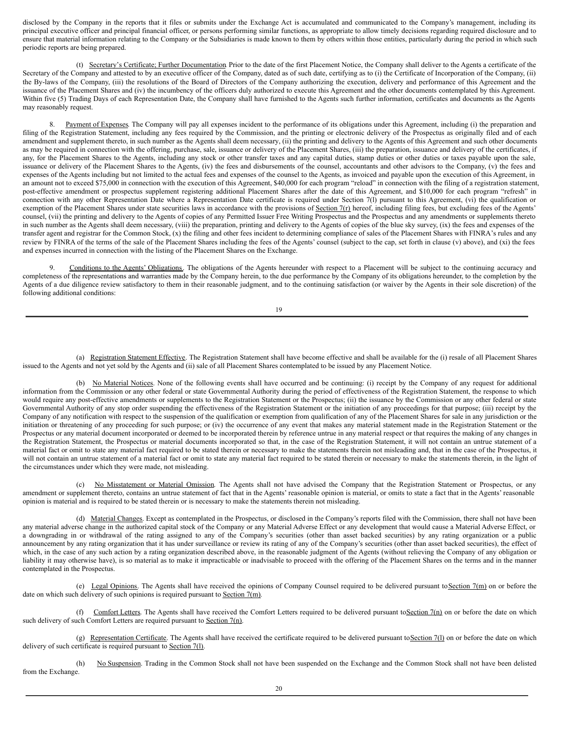disclosed by the Company in the reports that it files or submits under the Exchange Act is accumulated and communicated to the Company's management, including its principal executive officer and principal financial officer, or persons performing similar functions, as appropriate to allow timely decisions regarding required disclosure and to ensure that material information relating to the Company or the Subsidiaries is made known to them by others within those entities, particularly during the period in which such periodic reports are being prepared.

(t) Secretary's Certificate; Further Documentation. Prior to the date of the first Placement Notice, the Company shall deliver to the Agents a certificate of the Secretary of the Company and attested to by an executive officer of the Company, dated as of such date, certifying as to (i) the Certificate of Incorporation of the Company, (ii) the By-laws of the Company, (iii) the resolutions of the Board of Directors of the Company authorizing the execution, delivery and performance of this Agreement and the issuance of the Placement Shares and (iv) the incumbency of the officers duly authorized to execute this Agreement and the other documents contemplated by this Agreement. Within five (5) Trading Days of each Representation Date, the Company shall have furnished to the Agents such further information, certificates and documents as the Agents may reasonably request.

8. Payment of Expenses. The Company will pay all expenses incident to the performance of its obligations under this Agreement, including (i) the preparation and filing of the Registration Statement, including any fees required by the Commission, and the printing or electronic delivery of the Prospectus as originally filed and of each amendment and supplement thereto, in such number as the Agents shall deem necessary, (ii) the printing and delivery to the Agents of this Agreement and such other documents as may be required in connection with the offering, purchase, sale, issuance or delivery of the Placement Shares, (iii) the preparation, issuance and delivery of the certificates, if any, for the Placement Shares to the Agents, including any stock or other transfer taxes and any capital duties, stamp duties or other duties or taxes payable upon the sale, issuance or delivery of the Placement Shares to the Agents, (iv) the fees and disbursements of the counsel, accountants and other advisors to the Company, (v) the fees and expenses of the Agents including but not limited to the actual fees and expenses of the counsel to the Agents, as invoiced and payable upon the execution of this Agreement, in an amount not to exceed $75,000 in connection with the execution of this Agreement, $40,000 for each program "reload" in connection with the filing of a registration statement, post-effective amendment or prospectus supplement registering additional Placement Shares after the date of this Agreement, and $10,000 for each program "refresh" in connection with any other Representation Date where a Representation Date certificate is required under Section 7(l) pursuant to this Agreement, (vi) the qualification or exemption of the Placement Shares under state securities laws in accordance with the provisions of Section 7(r) hereof, including filing fees, but excluding fees of the Agents' counsel, (vii) the printing and delivery to the Agents of copies of any Permitted Issuer Free Writing Prospectus and the Prospectus and any amendments or supplements thereto in such number as the Agents shall deem necessary, (viii) the preparation, printing and delivery to the Agents of copies of the blue sky survey, (ix) the fees and expenses of the transfer agent and registrar for the Common Stock, (x) the filing and other fees incident to determining compliance of sales of the Placement Shares with FINRA's rules and any review by FINRA of the terms of the sale of the Placement Shares including the fees of the Agents' counsel (subject to the cap, set forth in clause (v) above), and (xi) the fees and expenses incurred in connection with the listing of the Placement Shares on the Exchange.

9. Conditions to the Agents' Obligations. The obligations of the Agents hereunder with respect to a Placement will be subject to the continuing accuracy and completeness of the representations and warranties made by the Company herein, to the due performance by the Company of its obligations hereunder, to the completion by the Agents of a due diligence review satisfactory to them in their reasonable judgment, and to the continuing satisfaction (or waiver by the Agents in their sole discretion) of the following additional conditions:

(a) Registration Statement Effective. The Registration Statement shall have become effective and shall be available for the (i) resale of all Placement Shares issued to the Agents and not yet sold by the Agents and (ii) sale of all Placement Shares contemplated to be issued by any Placement Notice.

(b) No Material Notices. None of the following events shall have occurred and be continuing: (i) receipt by the Company of any request for additional information from the Commission or any other federal or state Governmental Authority during the period of effectiveness of the Registration Statement, the response to which would require any post-effective amendments or supplements to the Registration Statement or the Prospectus; (ii) the issuance by the Commission or any other federal or state Governmental Authority of any stop order suspending the effectiveness of the Registration Statement or the initiation of any proceedings for that purpose; (iii) receipt by the Company of any notification with respect to the suspension of the qualification or exemption from qualification of any of the Placement Shares for sale in any jurisdiction or the initiation or threatening of any proceeding for such purpose; or (iv) the occurrence of any event that makes any material statement made in the Registration Statement or the Prospectus or any material document incorporated or deemed to be incorporated therein by reference untrue in any material respect or that requires the making of any changes in the Registration Statement, the Prospectus or material documents incorporated so that, in the case of the Registration Statement, it will not contain an untrue statement of a material fact or omit to state any material fact required to be stated therein or necessary to make the statements therein not misleading and, that in the case of the Prospectus, it will not contain an untrue statement of a material fact or omit to state any material fact required to be stated therein or necessary to make the statements therein, in the light of the circumstances under which they were made, not misleading.

(c) No Misstatement or Material Omission. The Agents shall not have advised the Company that the Registration Statement or Prospectus, or any amendment or supplement thereto, contains an untrue statement of fact that in the Agents' reasonable opinion is material, or omits to state a fact that in the Agents' reasonable opinion is material and is required to be stated therein or is necessary to make the statements therein not misleading.

(d) Material Changes. Except as contemplated in the Prospectus, or disclosed in the Company's reports filed with the Commission, there shall not have been any material adverse change in the authorized capital stock of the Company or any Material Adverse Effect or any development that would cause a Material Adverse Effect, or a downgrading in or withdrawal of the rating assigned to any of the Company's securities (other than asset backed securities) by any rating organization or a public announcement by any rating organization that it has under surveillance or review its rating of any of the Company's securities (other than asset backed securities), the effect of which, in the case of any such action by a rating organization described above, in the reasonable judgment of the Agents (without relieving the Company of any obligation or liability it may otherwise have), is so material as to make it impracticable or inadvisable to proceed with the offering of the Placement Shares on the terms and in the manner contemplated in the Prospectus.

(e) Legal Opinions. The Agents shall have received the opinions of Company Counsel required to be delivered pursuant to Section 7(m) on or before the date on which such delivery of such opinions is required pursuant to Section 7(m).

(f) Comfort Letters. The Agents shall have received the Comfort Letters required to be delivered pursuant to Section 7(n) on or before the date on which such delivery of such Comfort Letters are required pursuant to Section 7(n).

(g) Representation Certificate. The Agents shall have received the certificate required to be delivered pursuant to Section 7(l) on or before the date on which delivery of such certificate is required pursuant to Section 7(l).

(h) No Suspension. Trading in the Common Stock shall not have been suspended on the Exchange and the Common Stock shall not have been delisted from the Exchange.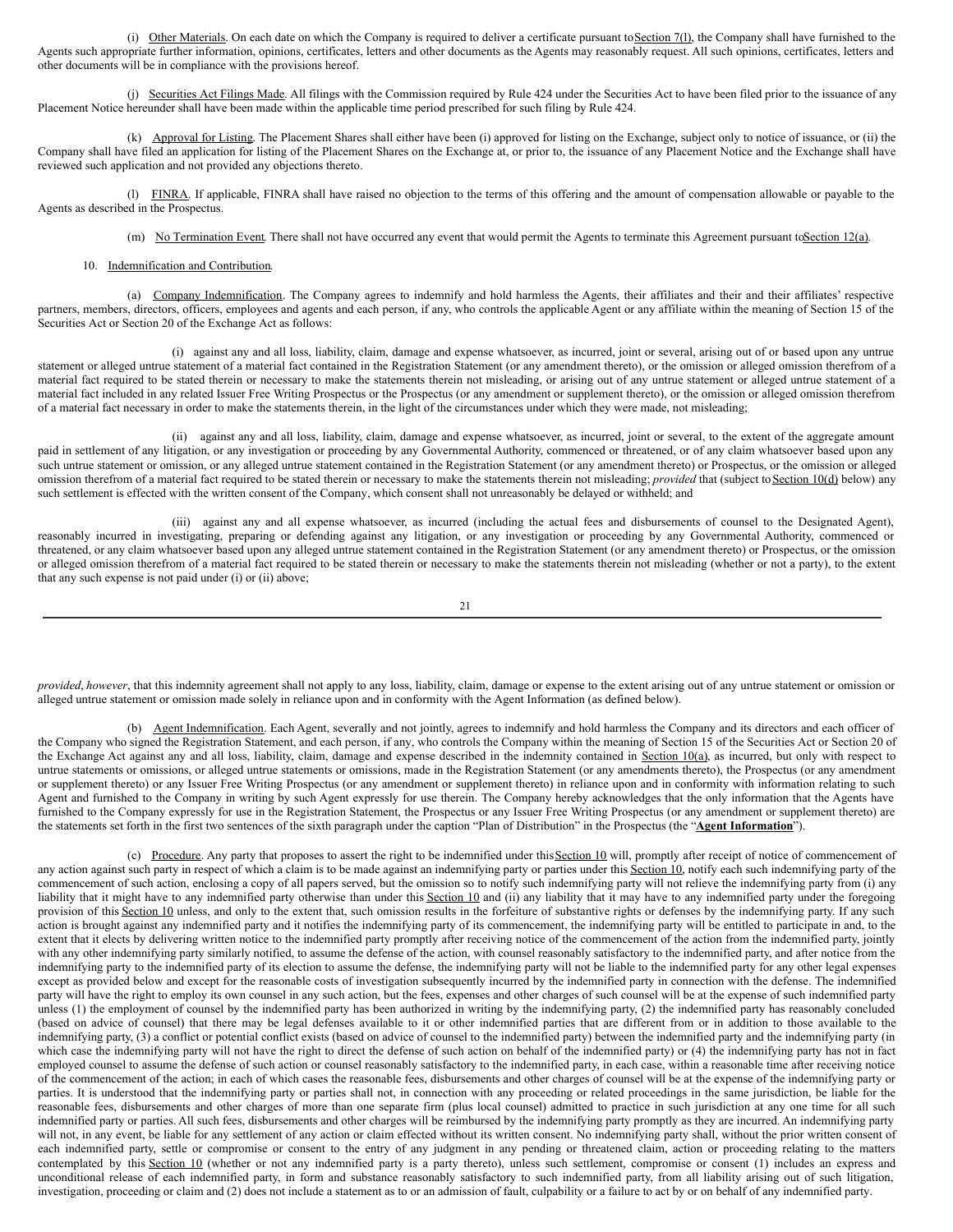(i) Other Materials. On each date on which the Company is required to deliver a certificate pursuant to Section 7(l), the Company shall have furnished to the Agents such appropriate further information, opinions, certificates, letters and other documents as the Agents may reasonably request. All such opinions, certificates, letters and other documents will be in compliance with the provisions hereof.

(j) Securities Act Filings Made. All filings with the Commission required by Rule 424 under the Securities Act to have been filed prior to the issuance of any Placement Notice hereunder shall have been made within the applicable time period prescribed for such filing by Rule 424.

(k) Approval for Listing. The Placement Shares shall either have been (i) approved for listing on the Exchange, subject only to notice of issuance, or (ii) the Company shall have filed an application for listing of the Placement Shares on the Exchange at, or prior to, the issuance of any Placement Notice and the Exchange shall have reviewed such application and not provided any objections thereto.

(l) FINRA. If applicable, FINRA shall have raised no objection to the terms of this offering and the amount of compensation allowable or payable to the Agents as described in the Prospectus.

(m) No Termination Event. There shall not have occurred any event that would permit the Agents to terminate this Agreement pursuant to Section 12(a).

10. Indemnification and Contribution.

(a) Company Indemnification. The Company agrees to indemnify and hold harmless the Agents, their affiliates and their and their affiliates' respective partners, members, directors, officers, employees and agents and each person, if any, who controls the applicable Agent or any affiliate within the meaning of Section 15 of the Securities Act or Section 20 of the Exchange Act as follows:

(i) against any and all loss, liability, claim, damage and expense whatsoever, as incurred, joint or several, arising out of or based upon any untrue statement or alleged untrue statement of a material fact contained in the Registration Statement (or any amendment thereto), or the omission or alleged omission therefrom of a material fact required to be stated therein or necessary to make the statements therein not misleading, or arising out of any untrue statement or alleged untrue statement of a material fact included in any related Issuer Free Writing Prospectus or the Prospectus (or any amendment or supplement thereto), or the omission or alleged omission therefrom of a material fact necessary in order to make the statements therein, in the light of the circumstances under which they were made, not misleading;

(ii) against any and all loss, liability, claim, damage and expense whatsoever, as incurred, joint or several, to the extent of the aggregate amount paid in settlement of any litigation, or any investigation or proceeding by any Governmental Authority, commenced or threatened, or of any claim whatsoever based upon any such untrue statement or omission, or any such alleged untrue statement contained in the Registration Statement (or any amendment thereto) or Prospectus, or the omission or alleged omission therefrom of a material fact required to be stated therein or necessary to make the statements therein not misleading; *provided* that (subject to Section 10(d) below) any such settlement is effected with the written consent of the Company, which consent shall not unreasonably be delayed or withheld; and

(iii) against any and all expense whatsoever, as incurred (including the actual fees and disbursements of counsel to the Designated Agent), reasonably incurred in investigating, preparing or defending against any litigation, or any investigation or proceeding by any Governmental Authority, commenced or threatened, or any claim whatsoever based upon any alleged untrue statement contained in the Registration Statement (or any amendment thereto) or Prospectus, or the omission or alleged omission therefrom of a material fact required to be stated therein or necessary to make the statements therein not misleading (whether or not a party), to the extent that any such expense is not paid under (i) or (ii) above;

*provided*, *however*, that this indemnity agreement shall not apply to any loss, liability, claim, damage or expense to the extent arising out of any untrue statement or omission or alleged untrue statement or omission made solely in reliance upon and in conformity with the Agent Information (as defined below).

(b) Agent Indemnification. Each Agent, severally and not jointly, agrees to indemnify and hold harmless the Company and its directors and each officer of the Company who signed the Registration Statement, and each person, if any, who controls the Company within the meaning of Section 15 of the Securities Act or Section 20 of the Exchange Act against any and all loss, liability, claim, damage and expense described in the indemnity contained in Section 10(a), as incurred, but only with respect to untrue statements or omissions, or alleged untrue statements or omissions, made in the Registration Statement (or any amendments thereto), the Prospectus (or any amendment or supplement thereto) or any Issuer Free Writing Prospectus (or any amendment or supplement thereto) in reliance upon and in conformity with information relating to such Agent and furnished to the Company in writing by such Agent expressly for use therein. The Company hereby acknowledges that the only information that the Agents have furnished to the Company expressly for use in the Registration Statement, the Prospectus or any Issuer Free Writing Prospectus (or any amendment or supplement thereto) are the statements set forth in the first two sentences of the sixth paragraph under the caption "Plan of Distribution" in the Prospectus (the "**Agent Information**").

(c) Procedure. Any party that proposes to assert the right to be indemnified under this Section 10 will, promptly after receipt of notice of commencement of any action against such party in respect of which a claim is to be made against an indemnifying party or parties under this Section 10, notify each such indemnifying party of the commencement of such action, enclosing a copy of all papers served, but the omission so to notify such indemnifying party will not relieve the indemnifying party from (i) any liability that it might have to any indemnified party otherwise than under this Section 10 and (ii) any liability that it may have to any indemnified party under the foregoing provision of this Section 10 unless, and only to the extent that, such omission results in the forfeiture of substantive rights or defenses by the indemnifying party. If any such action is brought against any indemnified party and it notifies the indemnifying party of its commencement, the indemnifying party will be entitled to participate in and, to the extent that it elects by delivering written notice to the indemnified party promptly after receiving notice of the commencement of the action from the indemnified party, jointly with any other indemnifying party similarly notified, to assume the defense of the action, with counsel reasonably satisfactory to the indemnified party, and after notice from the indemnifying party to the indemnified party of its election to assume the defense, the indemnifying party will not be liable to the indemnified party for any other legal expenses except as provided below and except for the reasonable costs of investigation subsequently incurred by the indemnified party in connection with the defense. The indemnified party will have the right to employ its own counsel in any such action, but the fees, expenses and other charges of such counsel will be at the expense of such indemnified party unless (1) the employment of counsel by the indemnified party has been authorized in writing by the indemnifying party, (2) the indemnified party has reasonably concluded (based on advice of counsel) that there may be legal defenses available to it or other indemnified parties that are different from or in addition to those available to the indemnifying party, (3) a conflict or potential conflict exists (based on advice of counsel to the indemnified party) between the indemnified party and the indemnifying party (in which case the indemnifying party will not have the right to direct the defense of such action on behalf of the indemnified party) or (4) the indemnifying party has not in fact employed counsel to assume the defense of such action or counsel reasonably satisfactory to the indemnified party, in each case, within a reasonable time after receiving notice of the commencement of the action; in each of which cases the reasonable fees, disbursements and other charges of counsel will be at the expense of the indemnifying party or parties. It is understood that the indemnifying party or parties shall not, in connection with any proceeding or related proceedings in the same jurisdiction, be liable for the reasonable fees, disbursements and other charges of more than one separate firm (plus local counsel) admitted to practice in such jurisdiction at any one time for all such indemnified party or parties. All such fees, disbursements and other charges will be reimbursed by the indemnifying party promptly as they are incurred. An indemnifying party will not, in any event, be liable for any settlement of any action or claim effected without its written consent. No indemnifying party shall, without the prior written consent of each indemnified party, settle or compromise or consent to the entry of any judgment in any pending or threatened claim, action or proceeding relating to the matters contemplated by this Section 10 (whether or not any indemnified party is a party thereto), unless such settlement, compromise or consent (1) includes an express and unconditional release of each indemnified party, in form and substance reasonably satisfactory to such indemnified party, from all liability arising out of such litigation, investigation, proceeding or claim and (2) does not include a statement as to or an admission of fault, culpability or a failure to act by or on behalf of any indemnified party.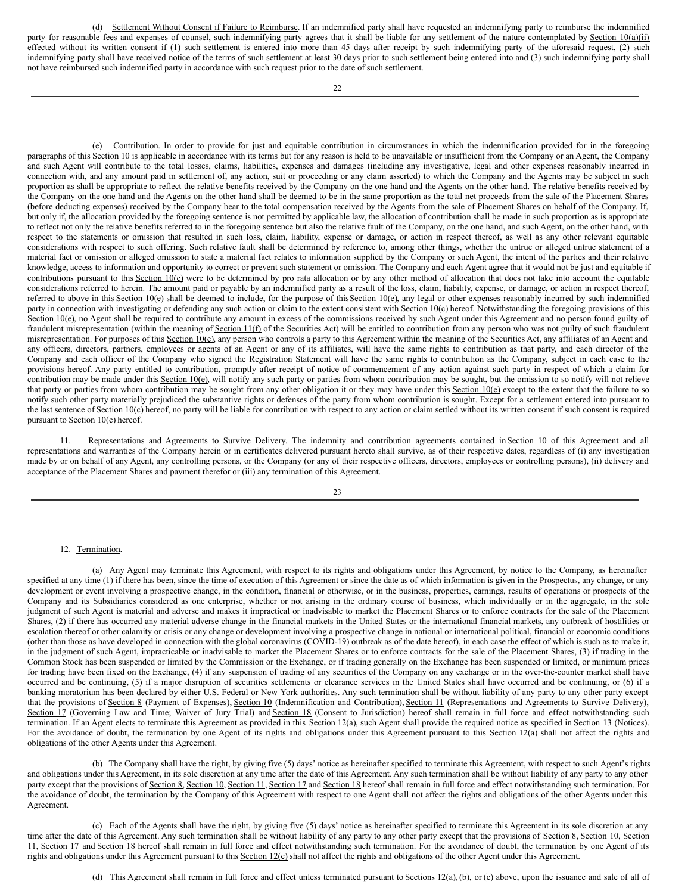(d) Settlement Without Consent if Failure to Reimburse. If an indemnified party shall have requested an indemnifying party to reimburse the indemnified party for reasonable fees and expenses of counsel, such indemnifying party agrees that it shall be liable for any settlement of the nature contemplated by Section 10(a)(ii) effected without its written consent if (1) such settlement is entered into more than 45 days after receipt by such indemnifying party of the aforesaid request, (2) such indemnifying party shall have received notice of the terms of such settlement at least 30 days prior to such settlement being entered into and (3) such indemnifying party shall not have reimbursed such indemnified party in accordance with such request prior to the date of such settlement.

(e) Contribution. In order to provide for just and equitable contribution in circumstances in which the indemnification provided for in the foregoing paragraphs of this Section 10 is applicable in accordance with its terms but for any reason is held to be unavailable or insufficient from the Company or an Agent, the Company and such Agent will contribute to the total losses, claims, liabilities, expenses and damages (including any investigative, legal and other expenses reasonably incurred in connection with, and any amount paid in settlement of, any action, suit or proceeding or any claim asserted) to which the Company and the Agents may be subject in such proportion as shall be appropriate to reflect the relative benefits received by the Company on the one hand and the Agents on the other hand. The relative benefits received by the Company on the one hand and the Agents on the other hand shall be deemed to be in the same proportion as the total net proceeds from the sale of the Placement Shares (before deducting expenses) received by the Company bear to the total compensation received by the Agents from the sale of Placement Shares on behalf of the Company. If, but only if, the allocation provided by the foregoing sentence is not permitted by applicable law, the allocation of contribution shall be made in such proportion as is appropriate to reflect not only the relative benefits referred to in the foregoing sentence but also the relative fault of the Company, on the one hand, and such Agent, on the other hand, with respect to the statements or omission that resulted in such loss, claim, liability, expense or damage, or action in respect thereof, as well as any other relevant equitable considerations with respect to such offering. Such relative fault shall be determined by reference to, among other things, whether the untrue or alleged untrue statement of a material fact or omission or alleged omission to state a material fact relates to information supplied by the Company or such Agent, the intent of the parties and their relative knowledge, access to information and opportunity to correct or prevent such statement or omission. The Company and each Agent agree that it would not be just and equitable if contributions pursuant to this Section 10(e) were to be determined by pro rata allocation or by any other method of allocation that does not take into account the equitable considerations referred to herein. The amount paid or payable by an indemnified party as a result of the loss, claim, liability, expense, or damage, or action in respect thereof, referred to above in this Section 10(e) shall be deemed to include, for the purpose of this Section 10(e), any legal or other expenses reasonably incurred by such indemnified party in connection with investigating or defending any such action or claim to the extent consistent with Section 10(c) hereof. Notwithstanding the foregoing provisions of this Section 10(e), no Agent shall be required to contribute any amount in excess of the commissions received by such Agent under this Agreement and no person found guilty of fraudulent misrepresentation (within the meaning of Section 11(f) of the Securities Act) will be entitled to contribution from any person who was not guilty of such fraudulent misrepresentation. For purposes of this Section 10(e), any person who controls a party to this Agreement within the meaning of the Securities Act, any affiliates of an Agent and any officers, directors, partners, employees or agents of an Agent or any of its affiliates, will have the same rights to contribution as that party, and each director of the Company and each officer of the Company who signed the Registration Statement will have the same rights to contribution as the Company, subject in each case to the provisions hereof. Any party entitled to contribution, promptly after receipt of notice of commencement of any action against such party in respect of which a claim for contribution may be made under this Section 10(e), will notify any such party or parties from whom contribution may be sought, but the omission to so notify will not relieve that party or parties from whom contribution may be sought from any other obligation it or they may have under this Section 10(e) except to the extent that the failure to so notify such other party materially prejudiced the substantive rights or defenses of the party from whom contribution is sought. Except for a settlement entered into pursuant to the last sentence of Section 10(c) hereof, no party will be liable for contribution with respect to any action or claim settled without its written consent if such consent is required pursuant to Section 10(c) hereof.

11. Representations and Agreements to Survive Delivery. The indemnity and contribution agreements contained in Section 10 of this Agreement and all representations and warranties of the Company herein or in certificates delivered pursuant hereto shall survive, as of their respective dates, regardless of (i) any investigation made by or on behalf of any Agent, any controlling persons, or the Company (or any of their respective officers, directors, employees or controlling persons), (ii) delivery and acceptance of the Placement Shares and payment therefor or (iii) any termination of this Agreement.

12. Termination.

(a) Any Agent may terminate this Agreement, with respect to its rights and obligations under this Agreement, by notice to the Company, as hereinafter specified at any time (1) if there has been, since the time of execution of this Agreement or since the date as of which information is given in the Prospectus, any change, or any development or event involving a prospective change, in the condition, financial or otherwise, or in the business, properties, earnings, results of operations or prospects of the Company and its Subsidiaries considered as one enterprise, whether or not arising in the ordinary course of business, which individually or in the aggregate, in the sole judgment of such Agent is material and adverse and makes it impractical or inadvisable to market the Placement Shares or to enforce contracts for the sale of the Placement Shares, (2) if there has occurred any material adverse change in the financial markets in the United States or the international financial markets, any outbreak of hostilities or escalation thereof or other calamity or crisis or any change or development involving a prospective change in national or international political, financial or economic conditions (other than those as have developed in connection with the global coronavirus (COVID-19) outbreak as of the date hereof), in each case the effect of which is such as to make it, in the judgment of such Agent, impracticable or inadvisable to market the Placement Shares or to enforce contracts for the sale of the Placement Shares, (3) if trading in the Common Stock has been suspended or limited by the Commission or the Exchange, or if trading generally on the Exchange has been suspended or limited, or minimum prices for trading have been fixed on the Exchange, (4) if any suspension of trading of any securities of the Company on any exchange or in the over-the-counter market shall have occurred and be continuing, (5) if a major disruption of securities settlements or clearance services in the United States shall have occurred and be continuing, or (6) if a banking moratorium has been declared by either U.S. Federal or New York authorities. Any such termination shall be without liability of any party to any other party except that the provisions of Section 8 (Payment of Expenses), Section 10 (Indemnification and Contribution), Section 11 (Representations and Agreements to Survive Delivery), Section 17 (Governing Law and Time; Waiver of Jury Trial) and Section 18 (Consent to Jurisdiction) hereof shall remain in full force and effect notwithstanding such termination. If an Agent elects to terminate this Agreement as provided in this Section 12(a), such Agent shall provide the required notice as specified in Section 13 (Notices). For the avoidance of doubt, the termination by one Agent of its rights and obligations under this Agreement pursuant to this Section 12(a) shall not affect the rights and obligations of the other Agents under this Agreement.

(b) The Company shall have the right, by giving five (5) days' notice as hereinafter specified to terminate this Agreement, with respect to such Agent's rights and obligations under this Agreement, in its sole discretion at any time after the date of this Agreement. Any such termination shall be without liability of any party to any other party except that the provisions of Section 8, Section 10, Section 11, Section 17 and Section 18 hereof shall remain in full force and effect notwithstanding such termination. For the avoidance of doubt, the termination by the Company of this Agreement with respect to one Agent shall not affect the rights and obligations of the other Agents under this Agreement.

(c) Each of the Agents shall have the right, by giving five (5) days' notice as hereinafter specified to terminate this Agreement in its sole discretion at any time after the date of this Agreement. Any such termination shall be without liability of any party to any other party except that the provisions of Section 8, Section 10, Section 11, Section 17 and Section 18 hereof shall remain in full force and effect notwithstanding such termination. For the avoidance of doubt, the termination by one Agent of its rights and obligations under this Agreement pursuant to this Section 12(c) shall not affect the rights and obligations of the other Agent under this Agreement.

(d) This Agreement shall remain in full force and effect unless terminated pursuant to Sections 12(a), (b), or (c) above, upon the issuance and sale of all of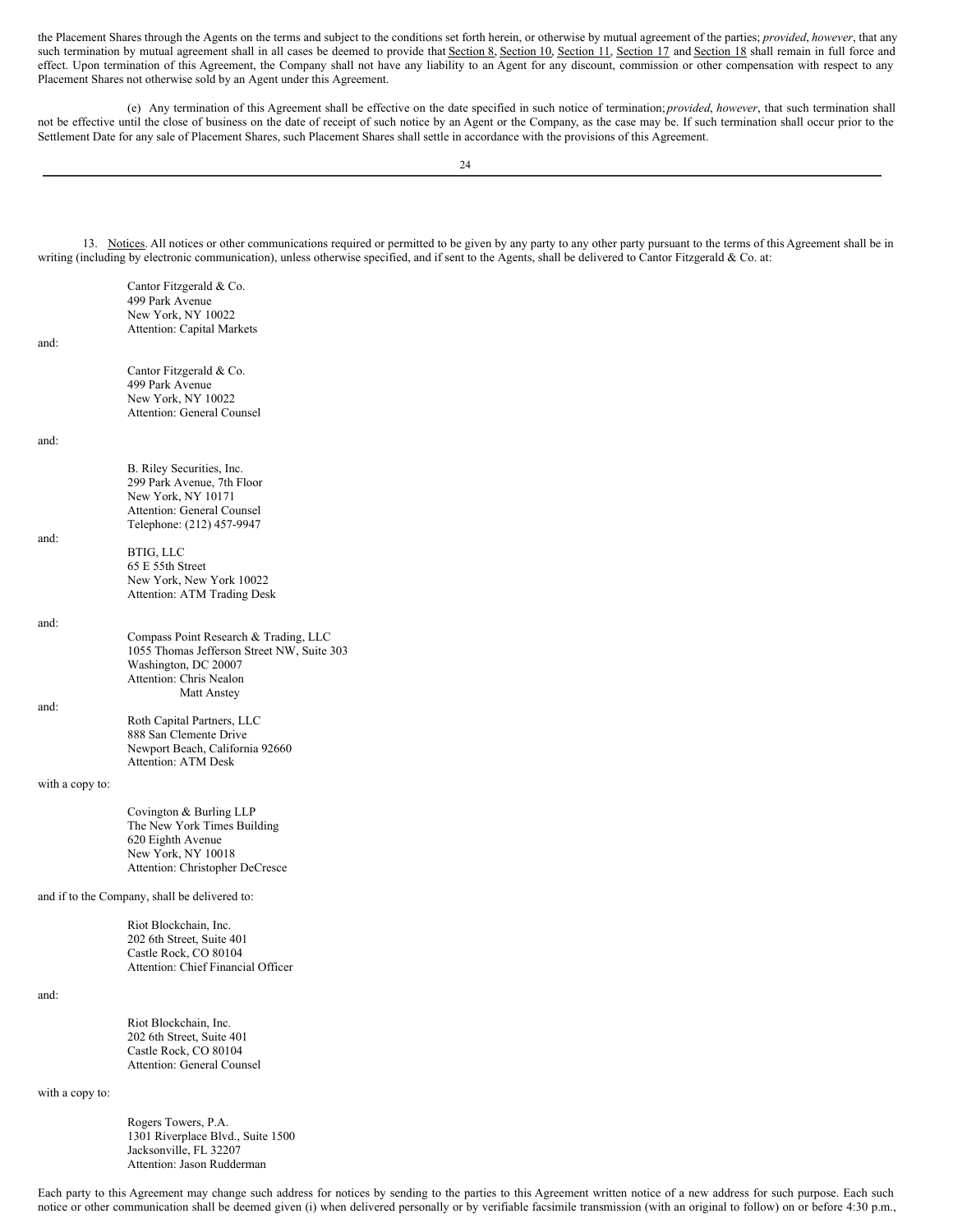the Placement Shares through the Agents on the terms and subject to the conditions set forth herein, or otherwise by mutual agreement of the parties; *provided*, *however*, that any such termination by mutual agreement shall in all cases be deemed to provide that Section 8, Section 10, Section 11, Section 17 and Section 18 shall remain in full force and effect. Upon termination of this Agreement, the Company shall not have any liability to an Agent for any discount, commission or other compensation with respect to any Placement Shares not otherwise sold by an Agent under this Agreement.

(e) Any termination of this Agreement shall be effective on the date specified in such notice of termination; *provided*, *however*, that such termination shall not be effective until the close of business on the date of receipt of such notice by an Agent or the Company, as the case may be. If such termination shall occur prior to the Settlement Date for any sale of Placement Shares, such Placement Shares shall settle in accordance with the provisions of this Agreement.

13. Notices. All notices or other communications required or permitted to be given by any party to any other party pursuant to the terms of this Agreement shall be in writing (including by electronic communication), unless otherwise specified, and if sent to the Agents, shall be delivered to Cantor Fitzgerald & Co. at:

Cantor Fitzgerald & Co.
499 Park Avenue
New York, NY 10022
Attention: Capital Markets

and:

Cantor Fitzgerald & Co.
499 Park Avenue
New York, NY 10022
Attention: General Counsel

and:

B. Riley Securities, Inc.
299 Park Avenue, 7th Floor
New York, NY 10171
Attention: General Counsel
Telephone: (212) 457-9947

and:

BTIG, LLC
65 E 55th Street
New York, New York 10022
Attention: ATM Trading Desk

and:

Compass Point Research & Trading, LLC
1055 Thomas Jefferson Street NW, Suite 303
Washington, DC 20007
Attention: Chris Nealon
Matt Anstey

and:

Roth Capital Partners, LLC
888 San Clemente Drive
Newport Beach, California 92660
Attention: ATM Desk

with a copy to:

Covington & Burling LLP
The New York Times Building
620 Eighth Avenue
New York, NY 10018
Attention: Christopher DeCresce

and if to the Company, shall be delivered to:

Riot Blockchain, Inc.
202 6th Street, Suite 401
Castle Rock, CO 80104
Attention: Chief Financial Officer

and:

Riot Blockchain, Inc.
202 6th Street, Suite 401
Castle Rock, CO 80104
Attention: General Counsel

with a copy to:

Rogers Towers, P.A.
1301 Riverplace Blvd., Suite 1500
Jacksonville, FL 32207
Attention: Jason Rudderman

Each party to this Agreement may change such address for notices by sending to the parties to this Agreement written notice of a new address for such purpose. Each such notice or other communication shall be deemed given (i) when delivered personally or by verifiable facsimile transmission (with an original to follow) on or before 4:30 p.m.,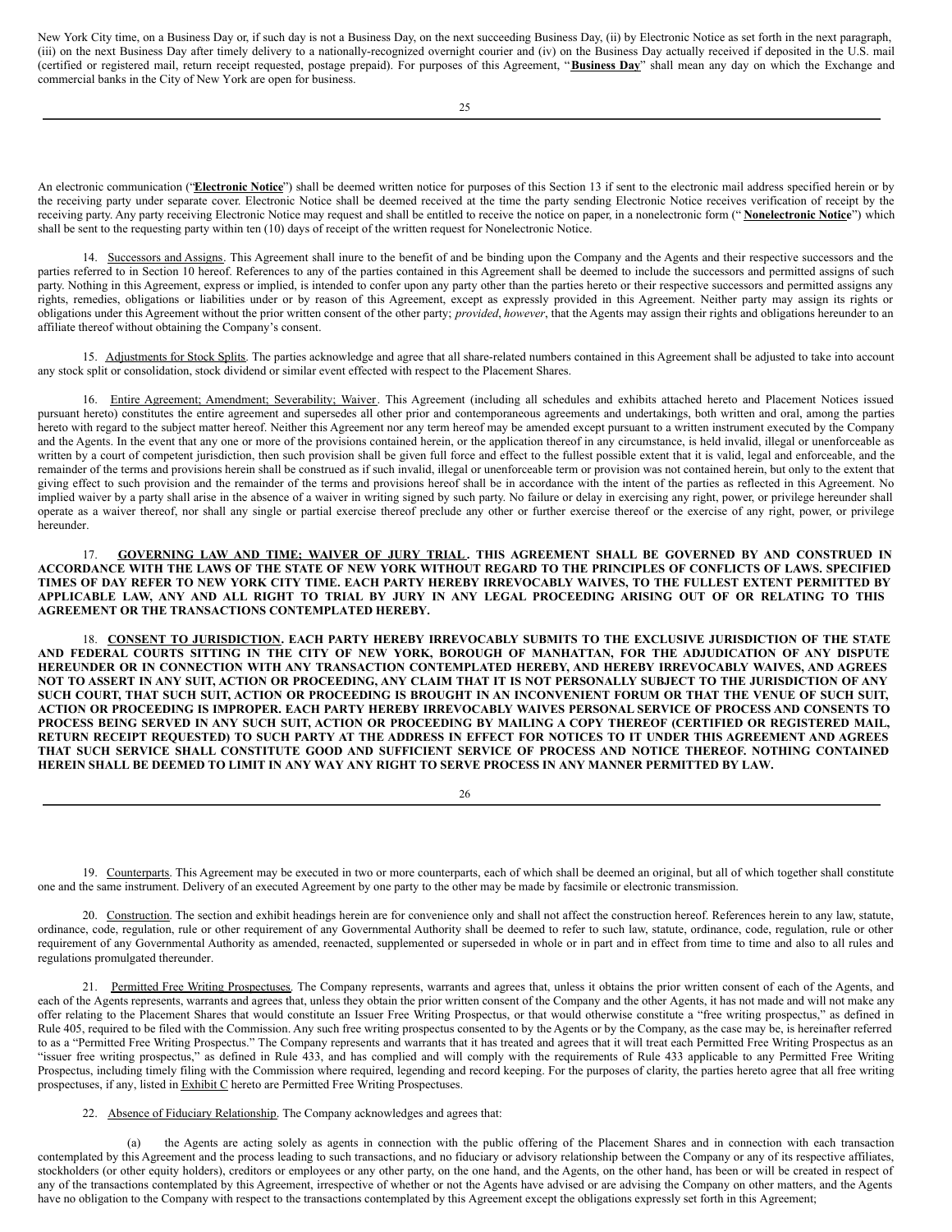New York City time, on a Business Day or, if such day is not a Business Day, on the next succeeding Business Day, (ii) by Electronic Notice as set forth in the next paragraph, (iii) on the next Business Day after timely delivery to a nationally-recognized overnight courier and (iv) on the Business Day actually received if deposited in the U.S. mail (certified or registered mail, return receipt requested, postage prepaid). For purposes of this Agreement, "**Business Day**" shall mean any day on which the Exchange and commercial banks in the City of New York are open for business.

An electronic communication ("**Electronic Notice**") shall be deemed written notice for purposes of this Section 13 if sent to the electronic mail address specified herein or by the receiving party under separate cover. Electronic Notice shall be deemed received at the time the party sending Electronic Notice receives verification of receipt by the receiving party. Any party receiving Electronic Notice may request and shall be entitled to receive the notice on paper, in a nonelectronic form ("**Nonelectronic Notice**") which shall be sent to the requesting party within ten (10) days of receipt of the written request for Nonelectronic Notice.

14. Successors and Assigns. This Agreement shall inure to the benefit of and be binding upon the Company and the Agents and their respective successors and the parties referred to in Section 10 hereof. References to any of the parties contained in this Agreement shall be deemed to include the successors and permitted assigns of such party. Nothing in this Agreement, express or implied, is intended to confer upon any party other than the parties hereto or their respective successors and permitted assigns any rights, remedies, obligations or liabilities under or by reason of this Agreement, except as expressly provided in this Agreement. Neither party may assign its rights or obligations under this Agreement without the prior written consent of the other party; *provided*, *however*, that the Agents may assign their rights and obligations hereunder to an affiliate thereof without obtaining the Company's consent.

15. Adjustments for Stock Splits. The parties acknowledge and agree that all share-related numbers contained in this Agreement shall be adjusted to take into account any stock split or consolidation, stock dividend or similar event effected with respect to the Placement Shares.

16. Entire Agreement; Amendment; Severability; Waiver. This Agreement (including all schedules and exhibits attached hereto and Placement Notices issued pursuant hereto) constitutes the entire agreement and supersedes all other prior and contemporaneous agreements and undertakings, both written and oral, among the parties hereto with regard to the subject matter hereof. Neither this Agreement nor any term hereof may be amended except pursuant to a written instrument executed by the Company and the Agents. In the event that any one or more of the provisions contained herein, or the application thereof in any circumstance, is held invalid, illegal or unenforceable as written by a court of competent jurisdiction, then such provision shall be given full force and effect to the fullest possible extent that it is valid, legal and enforceable, and the remainder of the terms and provisions herein shall be construed as if such invalid, illegal or unenforceable term or provision was not contained herein, but only to the extent that giving effect to such provision and the remainder of the terms and provisions hereof shall be in accordance with the intent of the parties as reflected in this Agreement. No implied waiver by a party shall arise in the absence of a waiver in writing signed by such party. No failure or delay in exercising any right, power, or privilege hereunder shall operate as a waiver thereof, nor shall any single or partial exercise thereof preclude any other or further exercise thereof or the exercise of any right, power, or privilege hereunder.

**17. GOVERNING LAW AND TIME; WAIVER OF JURY TRIAL. THIS AGREEMENT SHALL BE GOVERNED BY AND CONSTRUED IN ACCORDANCE WITH THE LAWS OF THE STATE OF NEW YORK WITHOUT REGARD TO THE PRINCIPLES OF CONFLICTS OF LAWS. SPECIFIED TIMES OF DAY REFER TO NEW YORK CITY TIME. EACH PARTY HEREBY IRREVOCABLY WAIVES, TO THE FULLEST EXTENT PERMITTED BY APPLICABLE LAW, ANY AND ALL RIGHT TO TRIAL BY JURY IN ANY LEGAL PROCEEDING ARISING OUT OF OR RELATING TO THIS AGREEMENT OR THE TRANSACTIONS CONTEMPLATED HEREBY.**

**18. CONSENT TO JURISDICTION. EACH PARTY HEREBY IRREVOCABLY SUBMITS TO THE EXCLUSIVE JURISDICTION OF THE STATE AND FEDERAL COURTS SITTING IN THE CITY OF NEW YORK, BOROUGH OF MANHATTAN, FOR THE ADJUDICATION OF ANY DISPUTE HEREUNDER OR IN CONNECTION WITH ANY TRANSACTION CONTEMPLATED HEREBY, AND HEREBY IRREVOCABLY WAIVES, AND AGREES NOT TO ASSERT IN ANY SUIT, ACTION OR PROCEEDING, ANY CLAIM THAT IT IS NOT PERSONALLY SUBJECT TO THE JURISDICTION OF ANY SUCH COURT, THAT SUCH SUIT, ACTION OR PROCEEDING IS BROUGHT IN AN INCONVENIENT FORUM OR THAT THE VENUE OF SUCH SUIT, ACTION OR PROCEEDING IS IMPROPER. EACH PARTY HEREBY IRREVOCABLY WAIVES PERSONAL SERVICE OF PROCESS AND CONSENTS TO PROCESS BEING SERVED IN ANY SUCH SUIT, ACTION OR PROCEEDING BY MAILING A COPY THEREOF (CERTIFIED OR REGISTERED MAIL, RETURN RECEIPT REQUESTED) TO SUCH PARTY AT THE ADDRESS IN EFFECT FOR NOTICES TO IT UNDER THIS AGREEMENT AND AGREES THAT SUCH SERVICE SHALL CONSTITUTE GOOD AND SUFFICIENT SERVICE OF PROCESS AND NOTICE THEREOF. NOTHING CONTAINED HEREIN SHALL BE DEEMED TO LIMIT IN ANY WAY ANY RIGHT TO SERVE PROCESS IN ANY MANNER PERMITTED BY LAW.**

19. Counterparts. This Agreement may be executed in two or more counterparts, each of which shall be deemed an original, but all of which together shall constitute one and the same instrument. Delivery of an executed Agreement by one party to the other may be made by facsimile or electronic transmission.

20. Construction. The section and exhibit headings herein are for convenience only and shall not affect the construction hereof. References herein to any law, statute, ordinance, code, regulation, rule or other requirement of any Governmental Authority shall be deemed to refer to such law, statute, ordinance, code, regulation, rule or other requirement of any Governmental Authority as amended, reenacted, supplemented or superseded in whole or in part and in effect from time to time and also to all rules and regulations promulgated thereunder.

21. Permitted Free Writing Prospectuses. The Company represents, warrants and agrees that, unless it obtains the prior written consent of each of the Agents, and each of the Agents represents, warrants and agrees that, unless they obtain the prior written consent of the Company and the other Agents, it has not made and will not make any offer relating to the Placement Shares that would constitute an Issuer Free Writing Prospectus, or that would otherwise constitute a "free writing prospectus," as defined in Rule 405, required to be filed with the Commission. Any such free writing prospectus consented to by the Agents or by the Company, as the case may be, is hereinafter referred to as a "Permitted Free Writing Prospectus." The Company represents and warrants that it has treated and agrees that it will treat each Permitted Free Writing Prospectus as an "issuer free writing prospectus," as defined in Rule 433, and has complied and will comply with the requirements of Rule 433 applicable to any Permitted Free Writing Prospectus, including timely filing with the Commission where required, legending and record keeping. For the purposes of clarity, the parties hereto agree that all free writing prospectuses, if any, listed in Exhibit C hereto are Permitted Free Writing Prospectuses.

22. Absence of Fiduciary Relationship. The Company acknowledges and agrees that:

(a) the Agents are acting solely as agents in connection with the public offering of the Placement Shares and in connection with each transaction contemplated by this Agreement and the process leading to such transactions, and no fiduciary or advisory relationship between the Company or any of its respective affiliates, stockholders (or other equity holders), creditors or employees or any other party, on the one hand, and the Agents, on the other hand, has been or will be created in respect of any of the transactions contemplated by this Agreement, irrespective of whether or not the Agents have advised or are advising the Company on other matters, and the Agents have no obligation to the Company with respect to the transactions contemplated by this Agreement except the obligations expressly set forth in this Agreement;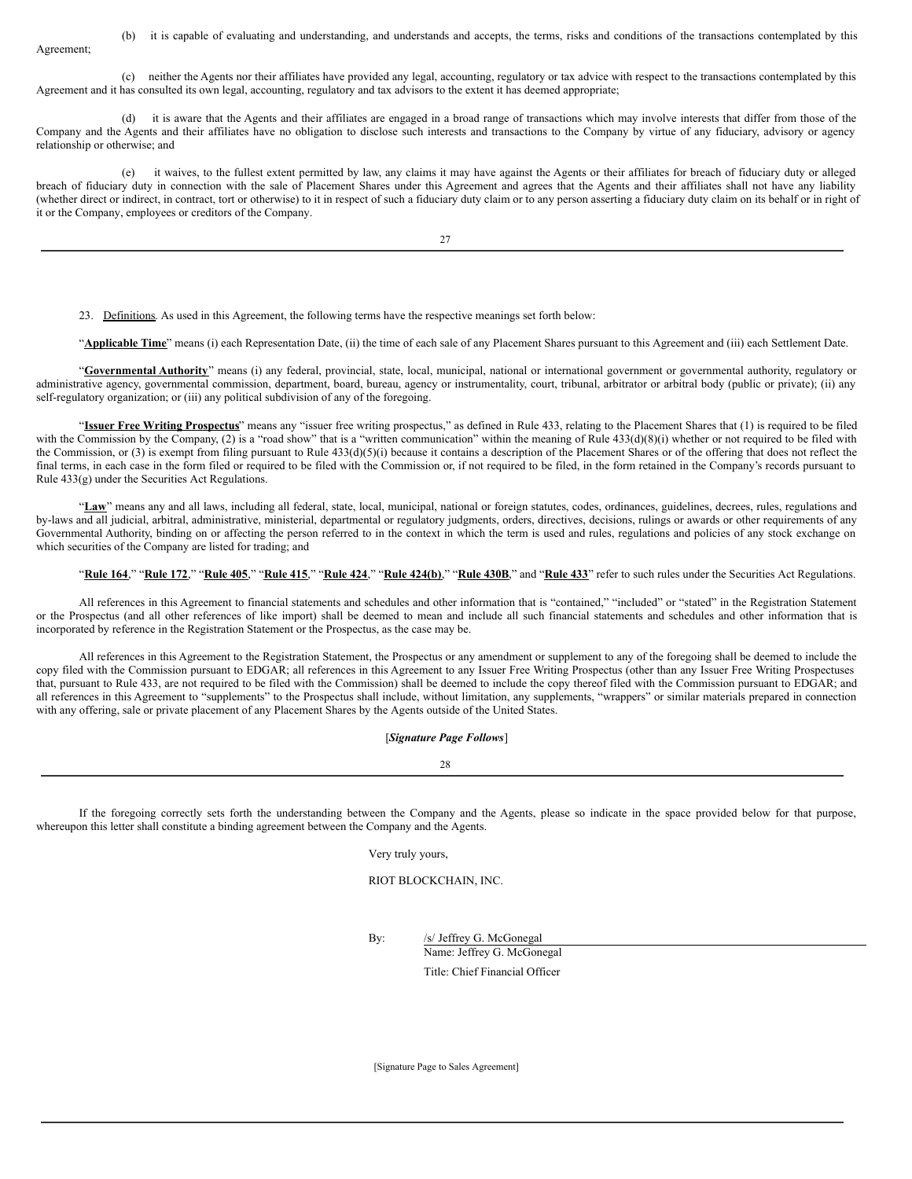(b) it is capable of evaluating and understanding, and understands and accepts, the terms, risks and conditions of the transactions contemplated by this Agreement;

(c) neither the Agents nor their affiliates have provided any legal, accounting, regulatory or tax advice with respect to the transactions contemplated by this Agreement and it has consulted its own legal, accounting, regulatory and tax advisors to the extent it has deemed appropriate;

(d) it is aware that the Agents and their affiliates are engaged in a broad range of transactions which may involve interests that differ from those of the Company and the Agents and their affiliates have no obligation to disclose such interests and transactions to the Company by virtue of any fiduciary, advisory or agency relationship or otherwise; and

(e) it waives, to the fullest extent permitted by law, any claims it may have against the Agents or their affiliates for breach of fiduciary duty or alleged breach of fiduciary duty in connection with the sale of Placement Shares under this Agreement and agrees that the Agents and their affiliates shall not have any liability (whether direct or indirect, in contract, tort or otherwise) to it in respect of such a fiduciary duty claim or to any person asserting a fiduciary duty claim on its behalf or in right of it or the Company, employees or creditors of the Company.

23. Definitions. As used in this Agreement, the following terms have the respective meanings set forth below:

"**Applicable Time**" means (i) each Representation Date, (ii) the time of each sale of any Placement Shares pursuant to this Agreement and (iii) each Settlement Date.

"**Governmental Authority**" means (i) any federal, provincial, state, local, municipal, national or international government or governmental authority, regulatory or administrative agency, governmental commission, department, board, bureau, agency or instrumentality, court, tribunal, arbitrator or arbitral body (public or private); (ii) any self-regulatory organization; or (iii) any political subdivision of any of the foregoing.

"**Issuer Free Writing Prospectus**" means any "issuer free writing prospectus," as defined in Rule 433, relating to the Placement Shares that (1) is required to be filed with the Commission by the Company, (2) is a "road show" that is a "written communication" within the meaning of Rule 433(d)(8)(i) whether or not required to be filed with the Commission, or (3) is exempt from filing pursuant to Rule 433(d)(5)(i) because it contains a description of the Placement Shares or of the offering that does not reflect the final terms, in each case in the form filed or required to be filed with the Commission or, if not required to be filed, in the form retained in the Company's records pursuant to Rule 433(g) under the Securities Act Regulations.

"**Law**" means any and all laws, including all federal, state, local, municipal, national or foreign statutes, codes, ordinances, guidelines, decrees, rules, regulations and by-laws and all judicial, arbitral, administrative, ministerial, departmental or regulatory judgments, orders, directives, decisions, rulings or awards or other requirements of any Governmental Authority, binding on or affecting the person referred to in the context in which the term is used and rules, regulations and policies of any stock exchange on which securities of the Company are listed for trading; and

"**Rule 164**," "**Rule 172**," "**Rule 405**," "**Rule 415**," "**Rule 424**," "**Rule 424(b)**," "**Rule 430B**," and "**Rule 433**" refer to such rules under the Securities Act Regulations.

All references in this Agreement to financial statements and schedules and other information that is "contained," "included" or "stated" in the Registration Statement or the Prospectus (and all other references of like import) shall be deemed to mean and include all such financial statements and schedules and other information that is incorporated by reference in the Registration Statement or the Prospectus, as the case may be.

All references in this Agreement to the Registration Statement, the Prospectus or any amendment or supplement to any of the foregoing shall be deemed to include the copy filed with the Commission pursuant to EDGAR; all references in this Agreement to any Issuer Free Writing Prospectus (other than any Issuer Free Writing Prospectuses that, pursuant to Rule 433, are not required to be filed with the Commission) shall be deemed to include the copy thereof filed with the Commission pursuant to EDGAR; and all references in this Agreement to "supplements" to the Prospectus shall include, without limitation, any supplements, "wrappers" or similar materials prepared in connection with any offering, sale or private placement of any Placement Shares by the Agents outside of the United States.

[*Signature Page Follows*]

If the foregoing correctly sets forth the understanding between the Company and the Agents, please so indicate in the space provided below for that purpose, whereupon this letter shall constitute a binding agreement between the Company and the Agents.

Very truly yours,

RIOT BLOCKCHAIN, INC.

By: /s/ Jeffrey G. McGonegal
Name: Jeffrey G. McGonegal
Title: Chief Financial Officer

[Signature Page to Sales Agreement]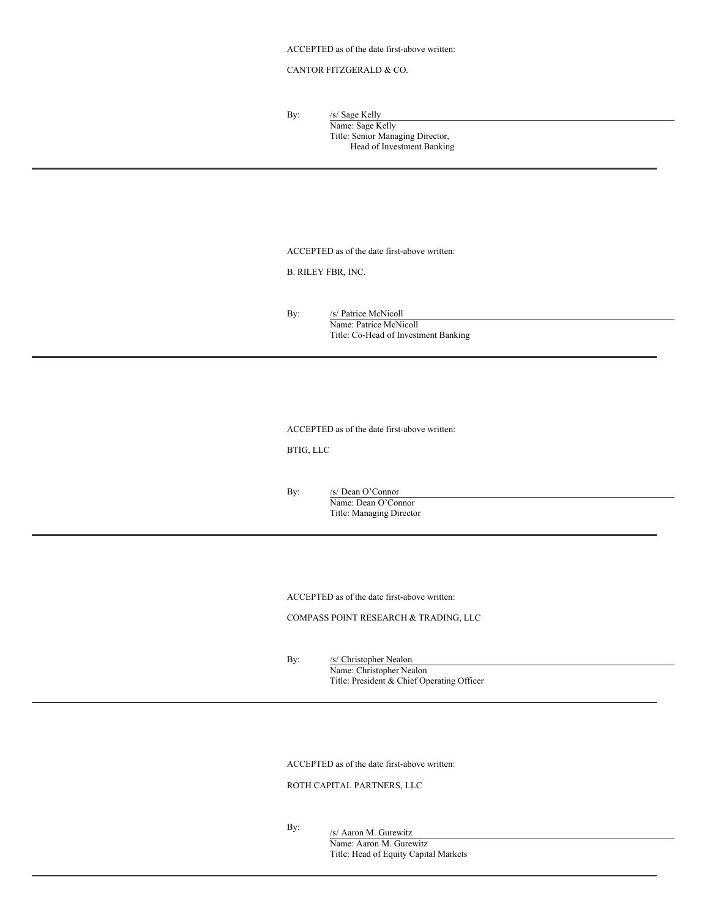ACCEPTED as of the date first-above written:

CANTOR FITZGERALD & CO.

By: /s/ Sage Kelly
Name: Sage Kelly
Title: Senior Managing Director,
Head of Investment Banking

---

ACCEPTED as of the date first-above written:

B. RILEY FBR, INC.

By: /s/ Patrice McNicoll
Name: Patrice McNicoll
Title: Co-Head of Investment Banking

---

ACCEPTED as of the date first-above written:

BTIG, LLC

By: /s/ Dean O'Connor
Name: Dean O'Connor
Title: Managing Director

---

ACCEPTED as of the date first-above written:

COMPASS POINT RESEARCH & TRADING, LLC

By: /s/ Christopher Nealon
Name: Christopher Nealon
Title: President & Chief Operating Officer

---

ACCEPTED as of the date first-above written:

ROTH CAPITAL PARTNERS, LLC

By: /s/ Aaron M. Gurewitz
Name: Aaron M. Gurewitz
Title: Head of Equity Capital Markets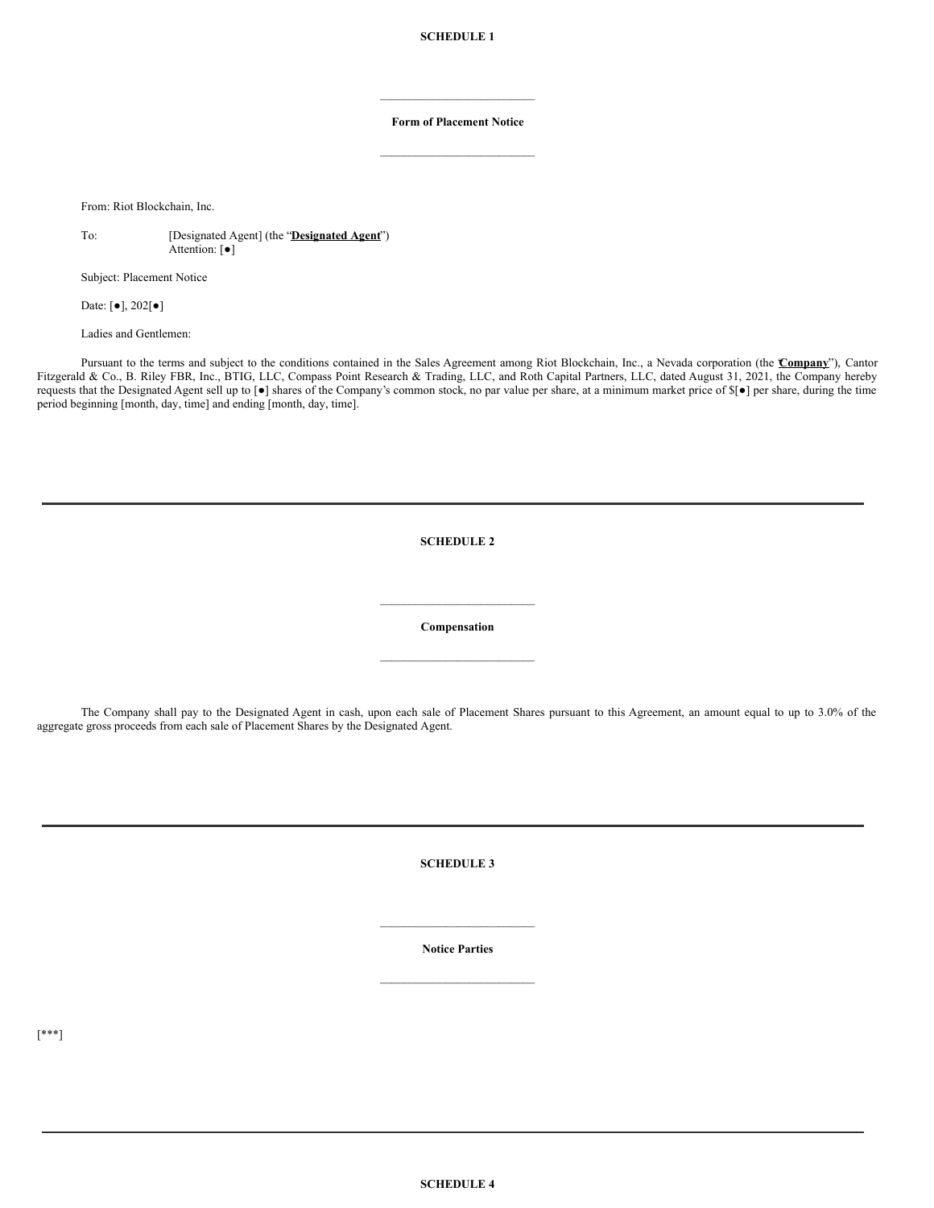# SCHEDULE 1

---

**Form of Placement Notice**

---

From: Riot Blockchain, Inc.

To: [Designated Agent] (the "**Designated Agent**")
Attention: [●]

Subject: Placement Notice

Date: [●], 202[●]

Ladies and Gentlemen:

Pursuant to the terms and subject to the conditions contained in the Sales Agreement among Riot Blockchain, Inc., a Nevada corporation (the "**Company**"), Cantor Fitzgerald & Co., B. Riley FBR, Inc., BTIG, LLC, Compass Point Research & Trading, LLC, and Roth Capital Partners, LLC, dated August 31, 2021, the Company hereby requests that the Designated Agent sell up to [●] shares of the Company's common stock, no par value per share, at a minimum market price of $[●] per share, during the time period beginning [month, day, time] and ending [month, day, time].

---

# SCHEDULE 2

---

**Compensation**

---

The Company shall pay to the Designated Agent in cash, upon each sale of Placement Shares pursuant to this Agreement, an amount equal to up to 3.0% of the aggregate gross proceeds from each sale of Placement Shares by the Designated Agent.

---

# SCHEDULE 3

---

**Notice Parties**

---

[***]

---

# SCHEDULE 4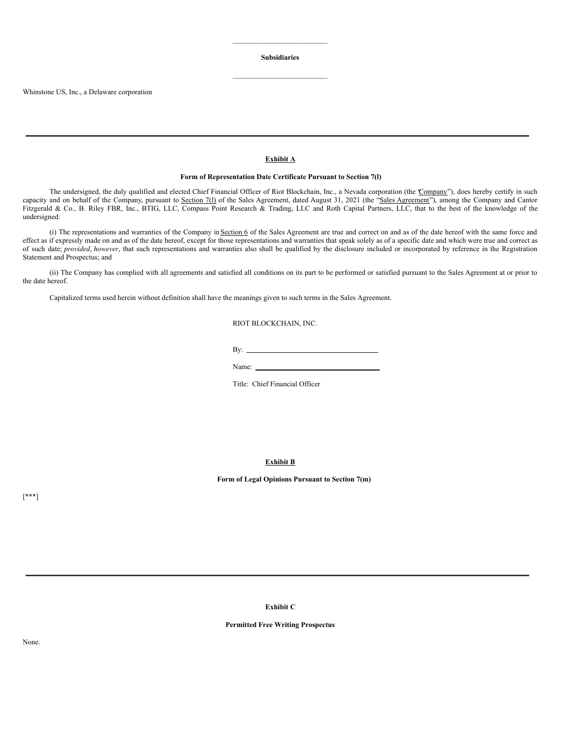**Subsidiaries**

Whinstone US, Inc., a Delaware corporation

---

**Exhibit A**

**Form of Representation Date Certificate Pursuant to Section 7(l)**

The undersigned, the duly qualified and elected Chief Financial Officer of Riot Blockchain, Inc., a Nevada corporation (the "Company"), does hereby certify in such capacity and on behalf of the Company, pursuant to Section 7(l) of the Sales Agreement, dated August 31, 2021 (the "Sales Agreement"), among the Company and Cantor Fitzgerald & Co., B. Riley FBR, Inc., BTIG, LLC, Compass Point Research & Trading, LLC and Roth Capital Partners, LLC, that to the best of the knowledge of the undersigned:

(i) The representations and warranties of the Company in Section 6 of the Sales Agreement are true and correct on and as of the date hereof with the same force and effect as if expressly made on and as of the date hereof, except for those representations and warranties that speak solely as of a specific date and which were true and correct as of such date; *provided*, *however*, that such representations and warranties also shall be qualified by the disclosure included or incorporated by reference in the Registration Statement and Prospectus; and

(ii) The Company has complied with all agreements and satisfied all conditions on its part to be performed or satisfied pursuant to the Sales Agreement at or prior to the date hereof.

Capitalized terms used herein without definition shall have the meanings given to such terms in the Sales Agreement.

RIOT BLOCKCHAIN, INC.

By: ______________________________

Name: ______________________________

Title: Chief Financial Officer

**Exhibit B**

**Form of Legal Opinions Pursuant to Section 7(m)**

[***]

---

**Exhibit C**

**Permitted Free Writing Prospectus**

None.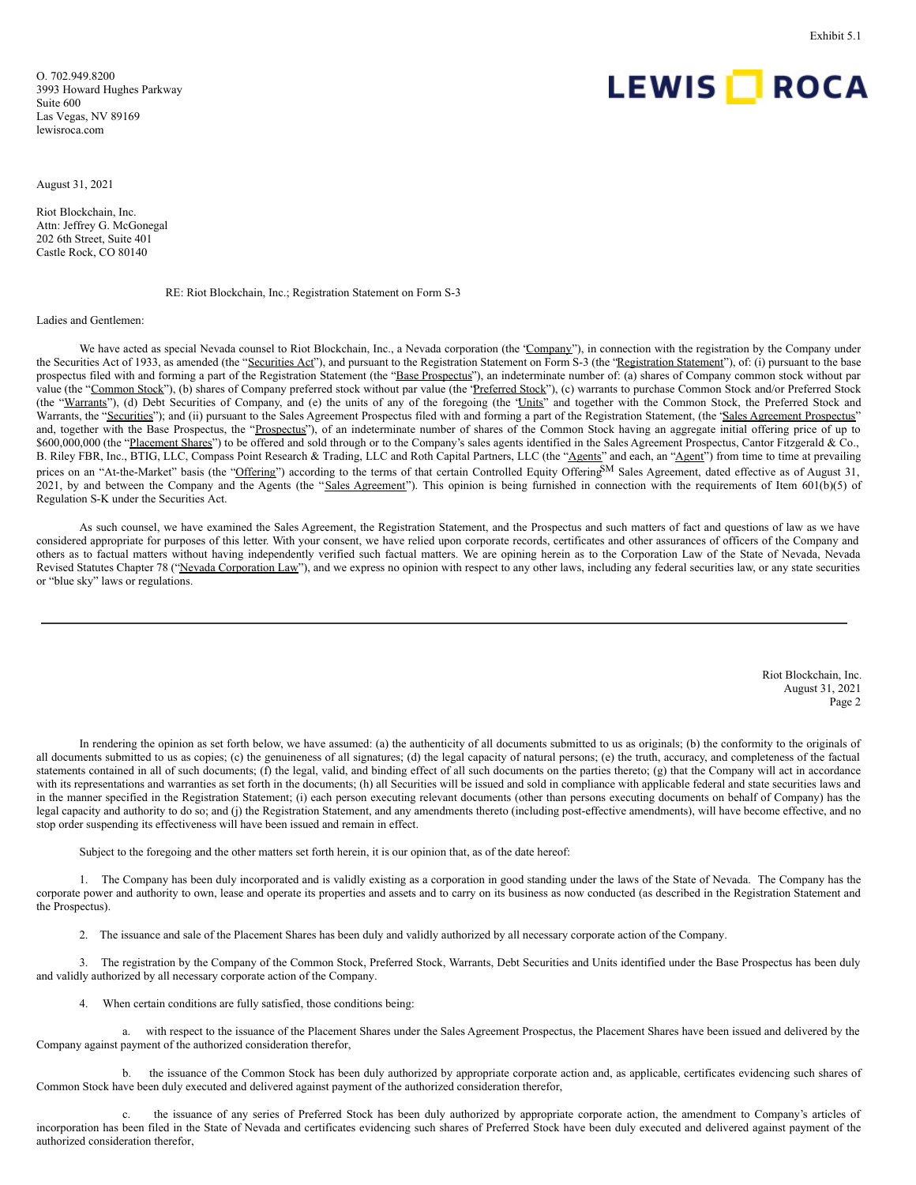Exhibit 5.1

O. 702.949.8200
3993 Howard Hughes Parkway
Suite 600
Las Vegas, NV 89169
lewisroca.com

LEWIS ROCA

August 31, 2021

Riot Blockchain, Inc.
Attn: Jeffrey G. McGonegal
202 6th Street, Suite 401
Castle Rock, CO 80140

RE: Riot Blockchain, Inc.; Registration Statement on Form S-3

Ladies and Gentlemen:

We have acted as special Nevada counsel to Riot Blockchain, Inc., a Nevada corporation (the "Company"), in connection with the registration by the Company under the Securities Act of 1933, as amended (the "Securities Act"), and pursuant to the Registration Statement on Form S-3 (the "Registration Statement"), of: (i) pursuant to the base prospectus filed with and forming a part of the Registration Statement (the "Base Prospectus"), an indeterminate number of: (a) shares of Company common stock without par value (the "Common Stock"), (b) shares of Company preferred stock without par value (the "Preferred Stock"), (c) warrants to purchase Common Stock and/or Preferred Stock (the "Warrants"), (d) Debt Securities of Company, and (e) the units of any of the foregoing (the "Units" and together with the Common Stock, the Preferred Stock and Warrants, the "Securities"); and (ii) pursuant to the Sales Agreement Prospectus filed with and forming a part of the Registration Statement, (the "Sales Agreement Prospectus" and, together with the Base Prospectus, the "Prospectus"), of an indeterminate number of shares of the Common Stock having an aggregate initial offering price of up to $600,000,000 (the "Placement Shares") to be offered and sold through or to the Company's sales agents identified in the Sales Agreement Prospectus, Cantor Fitzgerald & Co., B. Riley FBR, Inc., BTIG, LLC, Compass Point Research & Trading, LLC and Roth Capital Partners, LLC (the "Agents" and each, an "Agent") from time to time at prevailing prices on an "At-the-Market" basis (the "Offering") according to the terms of that certain Controlled Equity Offering[SM] Sales Agreement, dated effective as of August 31, 2021, by and between the Company and the Agents (the "Sales Agreement"). This opinion is being furnished in connection with the requirements of Item 601(b)(5) of Regulation S-K under the Securities Act.

As such counsel, we have examined the Sales Agreement, the Registration Statement, and the Prospectus and such matters of fact and questions of law as we have considered appropriate for purposes of this letter. With your consent, we have relied upon corporate records, certificates and other assurances of officers of the Company and others as to factual matters without having independently verified such factual matters. We are opining herein as to the Corporation Law of the State of Nevada, Nevada Revised Statutes Chapter 78 ("Nevada Corporation Law"), and we express no opinion with respect to any other laws, including any federal securities law, or any state securities or "blue sky" laws or regulations.

---

Riot Blockchain, Inc.
August 31, 2021
Page 2

In rendering the opinion as set forth below, we have assumed: (a) the authenticity of all documents submitted to us as originals; (b) the conformity to the originals of all documents submitted to us as copies; (c) the genuineness of all signatures; (d) the legal capacity of natural persons; (e) the truth, accuracy, and completeness of the factual statements contained in all of such documents; (f) the legal, valid, and binding effect of all such documents on the parties thereto; (g) that the Company will act in accordance with its representations and warranties as set forth in the documents; (h) all Securities will be issued and sold in compliance with applicable federal and state securities laws and in the manner specified in the Registration Statement; (i) each person executing relevant documents (other than persons executing documents on behalf of Company) has the legal capacity and authority to do so; and (j) the Registration Statement, and any amendments thereto (including post-effective amendments), will have become effective, and no stop order suspending its effectiveness will have been issued and remain in effect.

Subject to the foregoing and the other matters set forth herein, it is our opinion that, as of the date hereof:

1. The Company has been duly incorporated and is validly existing as a corporation in good standing under the laws of the State of Nevada. The Company has the corporate power and authority to own, lease and operate its properties and assets and to carry on its business as now conducted (as described in the Registration Statement and the Prospectus).

2. The issuance and sale of the Placement Shares has been duly and validly authorized by all necessary corporate action of the Company.

3. The registration by the Company of the Common Stock, Preferred Stock, Warrants, Debt Securities and Units identified under the Base Prospectus has been duly and validly authorized by all necessary corporate action of the Company.

4. When certain conditions are fully satisfied, those conditions being:

a. with respect to the issuance of the Placement Shares under the Sales Agreement Prospectus, the Placement Shares have been issued and delivered by the Company against payment of the authorized consideration therefor,

b. the issuance of the Common Stock has been duly authorized by appropriate corporate action and, as applicable, certificates evidencing such shares of Common Stock have been duly executed and delivered against payment of the authorized consideration therefor,

c. the issuance of any series of Preferred Stock has been duly authorized by appropriate corporate action, the amendment to Company's articles of incorporation has been filed in the State of Nevada and certificates evidencing such shares of Preferred Stock have been duly executed and delivered against payment of the authorized consideration therefor,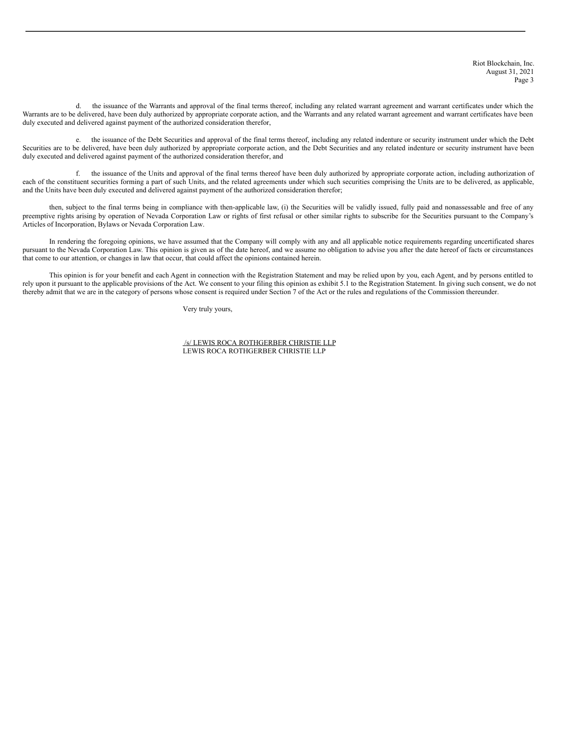d. the issuance of the Warrants and approval of the final terms thereof, including any related warrant agreement and warrant certificates under which the Warrants are to be delivered, have been duly authorized by appropriate corporate action, and the Warrants and any related warrant agreement and warrant certificates have been duly executed and delivered against payment of the authorized consideration therefor,

e. the issuance of the Debt Securities and approval of the final terms thereof, including any related indenture or security instrument under which the Debt Securities are to be delivered, have been duly authorized by appropriate corporate action, and the Debt Securities and any related indenture or security instrument have been duly executed and delivered against payment of the authorized consideration therefor, and

f. the issuance of the Units and approval of the final terms thereof have been duly authorized by appropriate corporate action, including authorization of each of the constituent securities forming a part of such Units, and the related agreements under which such securities comprising the Units are to be delivered, as applicable, and the Units have been duly executed and delivered against payment of the authorized consideration therefor;

then, subject to the final terms being in compliance with then-applicable law, (i) the Securities will be validly issued, fully paid and nonassessable and free of any preemptive rights arising by operation of Nevada Corporation Law or rights of first refusal or other similar rights to subscribe for the Securities pursuant to the Company's Articles of Incorporation, Bylaws or Nevada Corporation Law.

In rendering the foregoing opinions, we have assumed that the Company will comply with any and all applicable notice requirements regarding uncertificated shares pursuant to the Nevada Corporation Law. This opinion is given as of the date hereof, and we assume no obligation to advise you after the date hereof of facts or circumstances that come to our attention, or changes in law that occur, that could affect the opinions contained herein.

This opinion is for your benefit and each Agent in connection with the Registration Statement and may be relied upon by you, each Agent, and by persons entitled to rely upon it pursuant to the applicable provisions of the Act. We consent to your filing this opinion as exhibit 5.1 to the Registration Statement. In giving such consent, we do not thereby admit that we are in the category of persons whose consent is required under Section 7 of the Act or the rules and regulations of the Commission thereunder.

Very truly yours,

/s/ LEWIS ROCA ROTHGERBER CHRISTIE LLP
LEWIS ROCA ROTHGERBER CHRISTIE LLP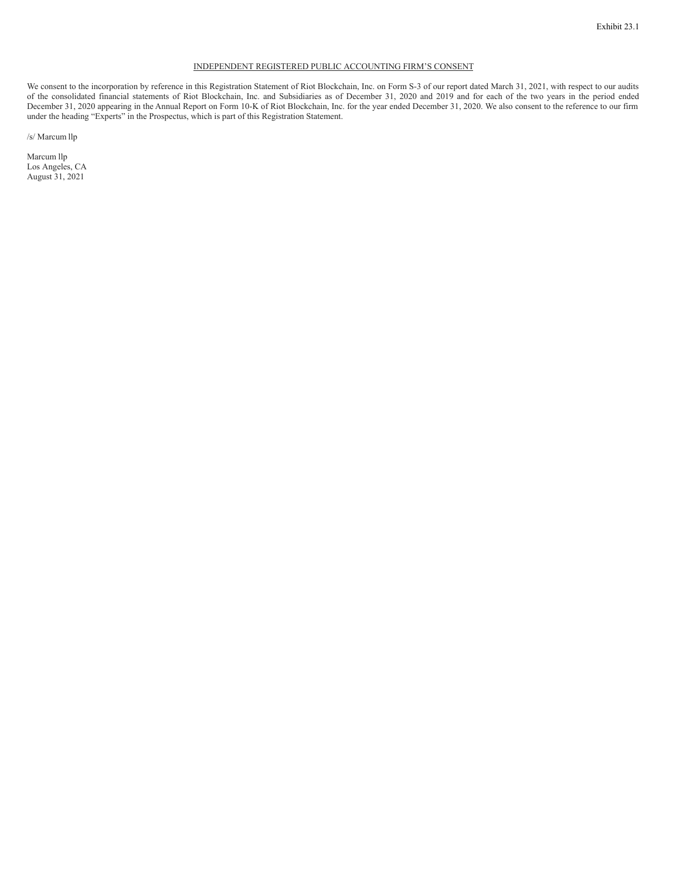Exhibit 23.1

INDEPENDENT REGISTERED PUBLIC ACCOUNTING FIRM'S CONSENT

We consent to the incorporation by reference in this Registration Statement of Riot Blockchain, Inc. on Form S-3 of our report dated March 31, 2021, with respect to our audits of the consolidated financial statements of Riot Blockchain, Inc. and Subsidiaries as of December 31, 2020 and 2019 and for each of the two years in the period ended December 31, 2020 appearing in the Annual Report on Form 10-K of Riot Blockchain, Inc. for the year ended December 31, 2020. We also consent to the reference to our firm under the heading "Experts" in the Prospectus, which is part of this Registration Statement.

/s/ Marcum llp

Marcum llp
Los Angeles, CA
August 31, 2021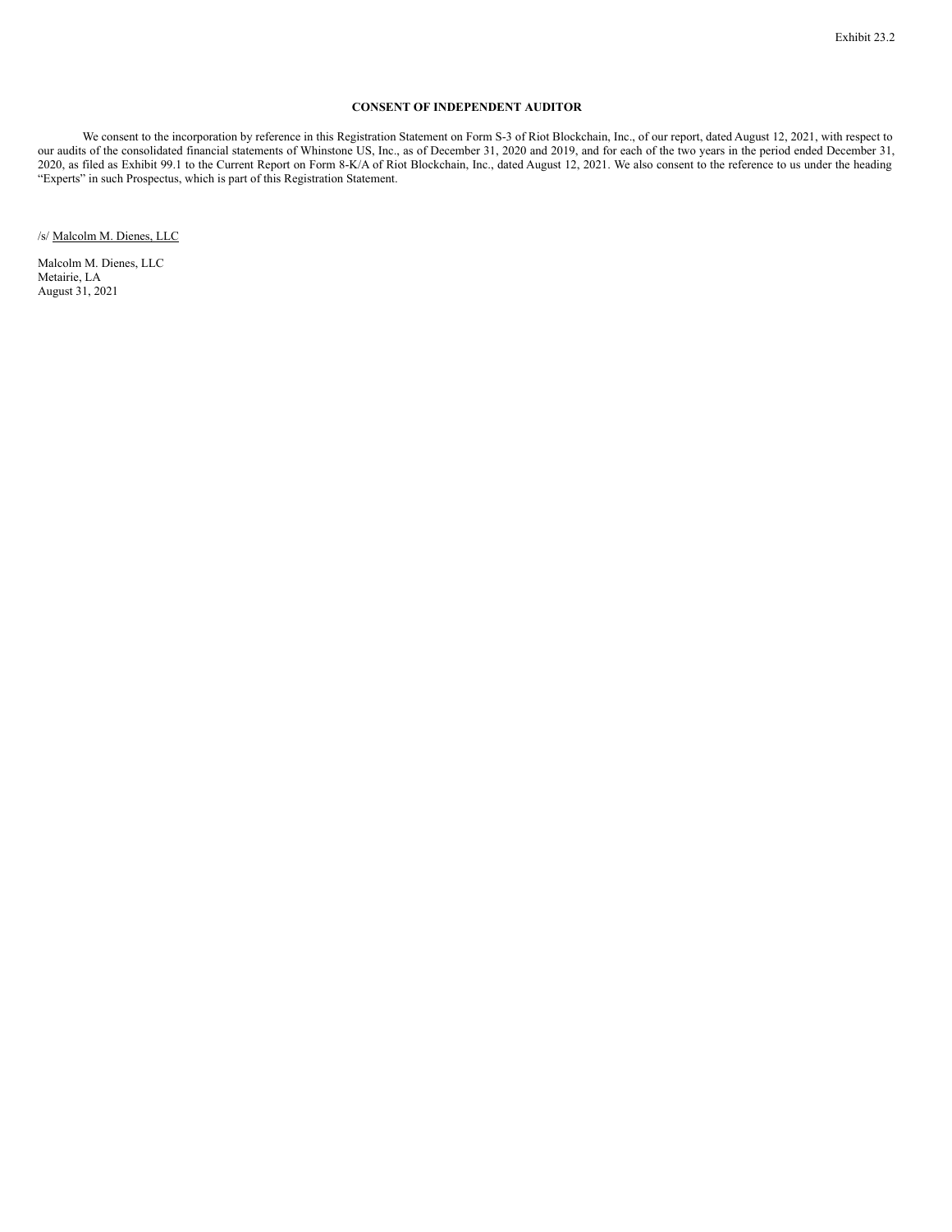Exhibit 23.2

**CONSENT OF INDEPENDENT AUDITOR**

We consent to the incorporation by reference in this Registration Statement on Form S-3 of Riot Blockchain, Inc., of our report, dated August 12, 2021, with respect to our audits of the consolidated financial statements of Whinstone US, Inc., as of December 31, 2020 and 2019, and for each of the two years in the period ended December 31, 2020, as filed as Exhibit 99.1 to the Current Report on Form 8-K/A of Riot Blockchain, Inc., dated August 12, 2021. We also consent to the reference to us under the heading "Experts" in such Prospectus, which is part of this Registration Statement.

/s/ Malcolm M. Dienes, LLC

Malcolm M. Dienes, LLC
Metairie, LA
August 31, 2021